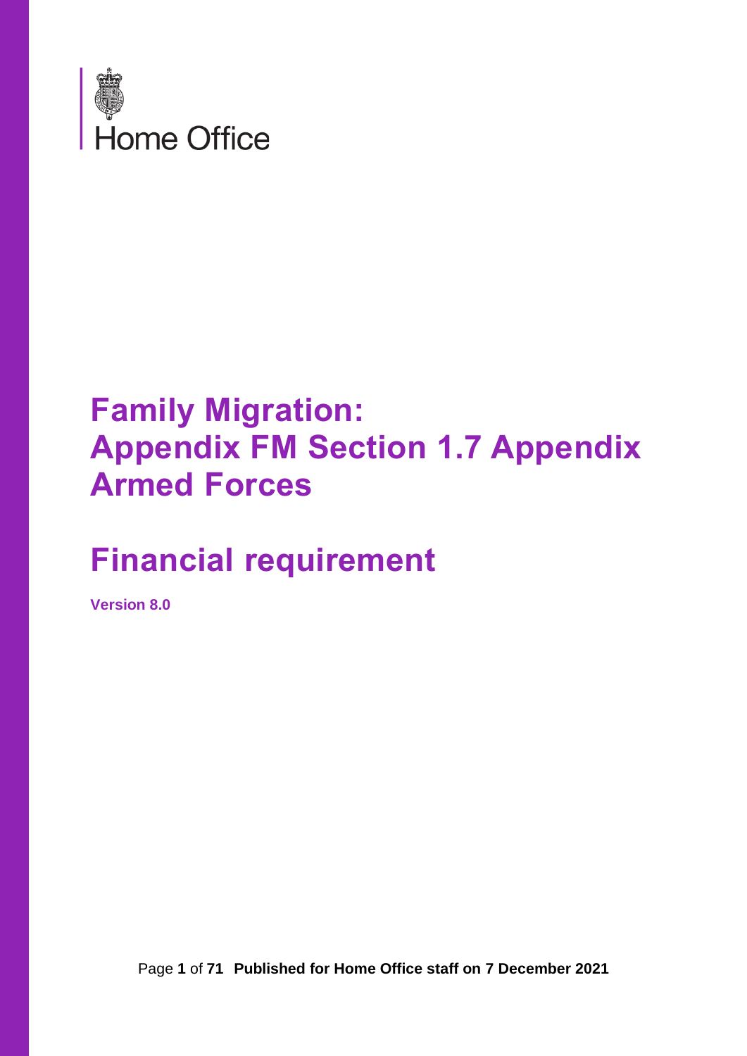Home Office

# Family Migration: Appendix FM Section 1.7 Appendix Armed Forces

# Financial requirement

**Version 8.0**

**Published for Home Office staff on 7 December 2021**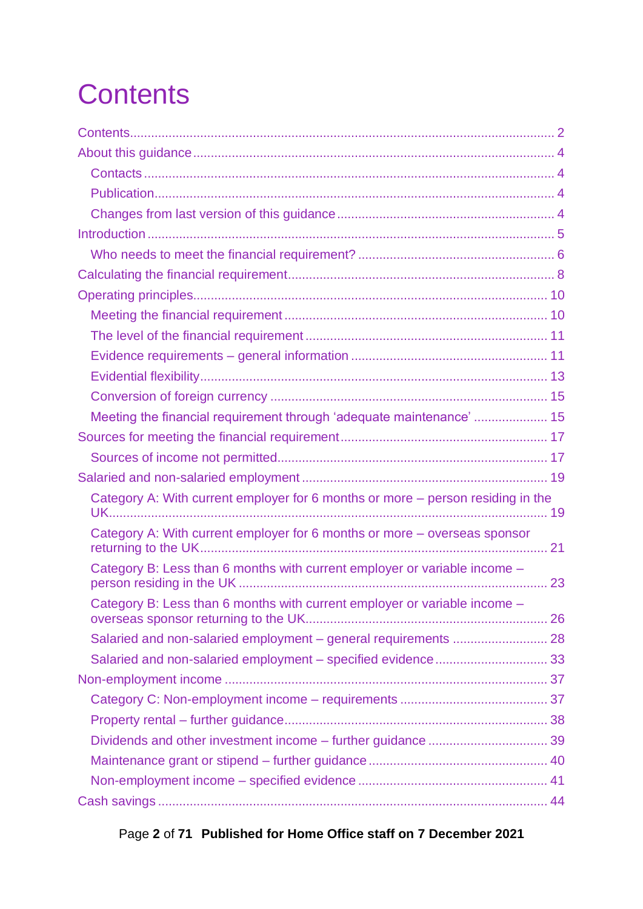# Contents

Contents ........................................................................................................................ 2

About this guidance ..................................................................................................... 4

- Contacts .................................................................................................................. 4
- Publication ............................................................................................................... 4
- Changes from last version of this guidance ............................................................ 4

Introduction .................................................................................................................. 5

- Who needs to meet the financial requirement? ....................................................... 6

Calculating the financial requirement ........................................................................... 8

Operating principles .................................................................................................... 10

- Meeting the financial requirement .......................................................................... 10
- The level of the financial requirement .................................................................... 11
- Evidence requirements – general information ....................................................... 11
- Evidential flexibility ................................................................................................. 13
- Conversion of foreign currency .............................................................................. 15
- Meeting the financial requirement through 'adequate maintenance' ..................... 15

Sources for meeting the financial requirement ........................................................... 17

- Sources of income not permitted ........................................................................... 17

Salaried and non-salaried employment ..................................................................... 19

- Category A: With current employer for 6 months or more – person residing in the UK ............................................................................................................................ 19
- Category A: With current employer for 6 months or more – overseas sponsor returning to the UK ................................................................................................. 21
- Category B: Less than 6 months with current employer or variable income – person residing in the UK ........................................................................................ 23
- Category B: Less than 6 months with current employer or variable income – overseas sponsor returning to the UK .................................................................... 26
- Salaried and non-salaried employment – general requirements ........................... 28
- Salaried and non-salaried employment – specified evidence ................................ 33

Non-employment income ........................................................................................... 37

- Category C: Non-employment income – requirements .......................................... 37
- Property rental – further guidance .......................................................................... 38
- Dividends and other investment income – further guidance .................................. 39
- Maintenance grant or stipend – further guidance ................................................... 40
- Non-employment income – specified evidence ...................................................... 41

Cash savings .............................................................................................................. 44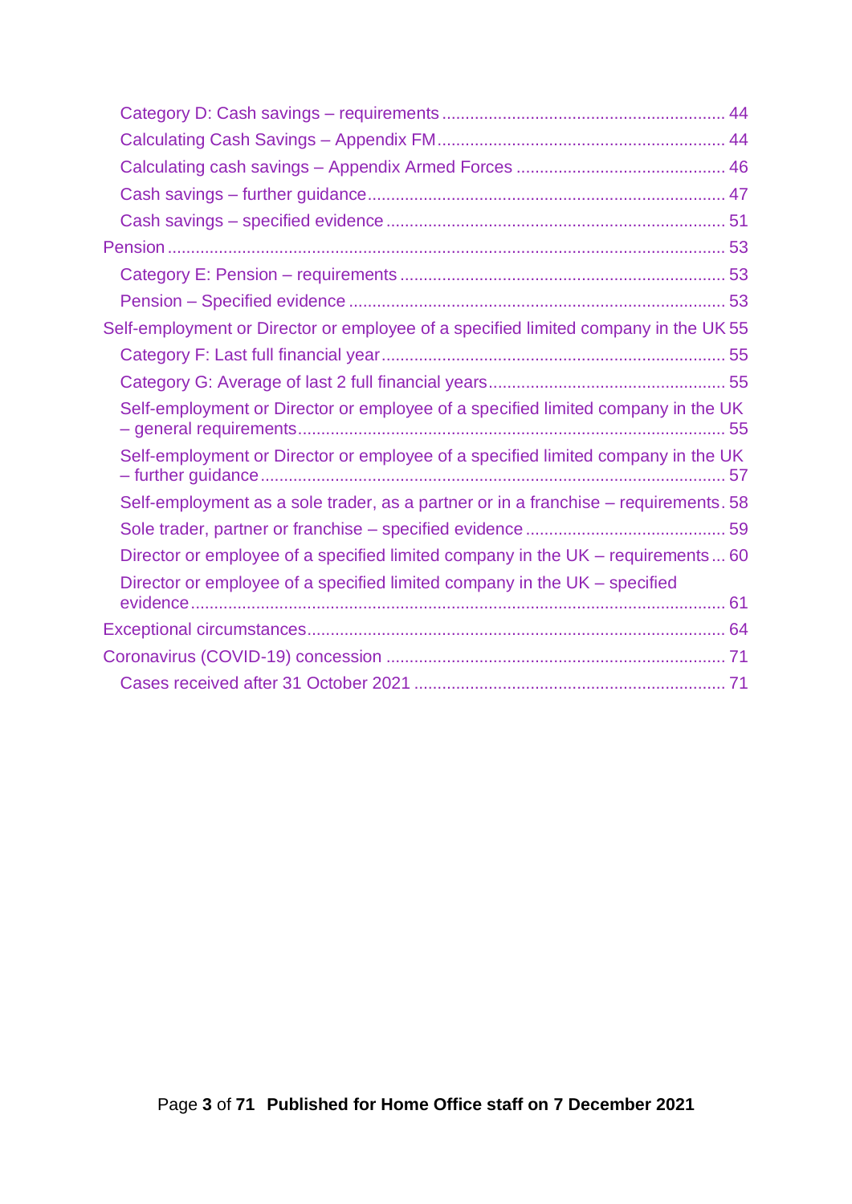- Category D: Cash savings – requirements ... 44
- Calculating Cash Savings – Appendix FM ... 44
- Calculating cash savings – Appendix Armed Forces ... 46
- Cash savings – further guidance ... 47
- Cash savings – specified evidence ... 51

Pension ... 53

- Category E: Pension – requirements ... 53
- Pension – Specified evidence ... 53

Self-employment or Director or employee of a specified limited company in the UK ... 55

- Category F: Last full financial year ... 55
- Category G: Average of last 2 full financial years ... 55
- Self-employment or Director or employee of a specified limited company in the UK – general requirements ... 55
- Self-employment or Director or employee of a specified limited company in the UK – further guidance ... 57
- Self-employment as a sole trader, as a partner or in a franchise – requirements ... 58
- Sole trader, partner or franchise – specified evidence ... 59
- Director or employee of a specified limited company in the UK – requirements ... 60
- Director or employee of a specified limited company in the UK – specified evidence ... 61

Exceptional circumstances ... 64

Coronavirus (COVID-19) concession ... 71

- Cases received after 31 October 2021 ... 71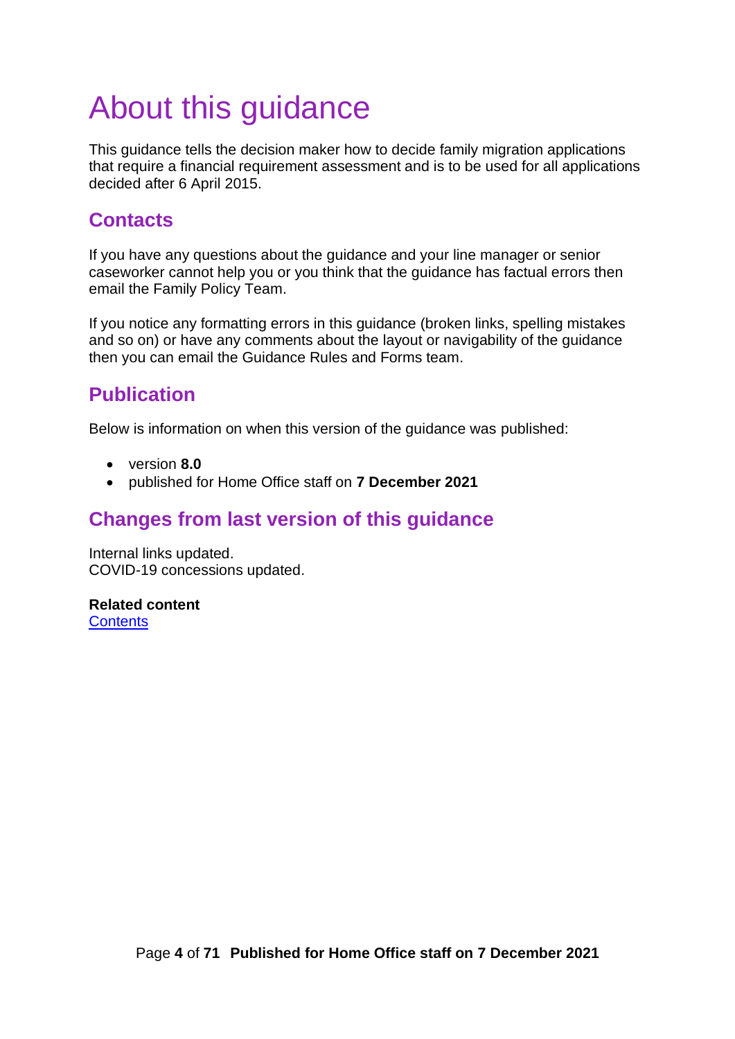# About this guidance

This guidance tells the decision maker how to decide family migration applications that require a financial requirement assessment and is to be used for all applications decided after 6 April 2015.

## Contacts

If you have any questions about the guidance and your line manager or senior caseworker cannot help you or you think that the guidance has factual errors then email the Family Policy Team.

If you notice any formatting errors in this guidance (broken links, spelling mistakes and so on) or have any comments about the layout or navigability of the guidance then you can email the Guidance Rules and Forms team.

## Publication

Below is information on when this version of the guidance was published:

- version **8.0**
- published for Home Office staff on **7 December 2021**

## Changes from last version of this guidance

Internal links updated.
COVID-19 concessions updated.

**Related content**
Contents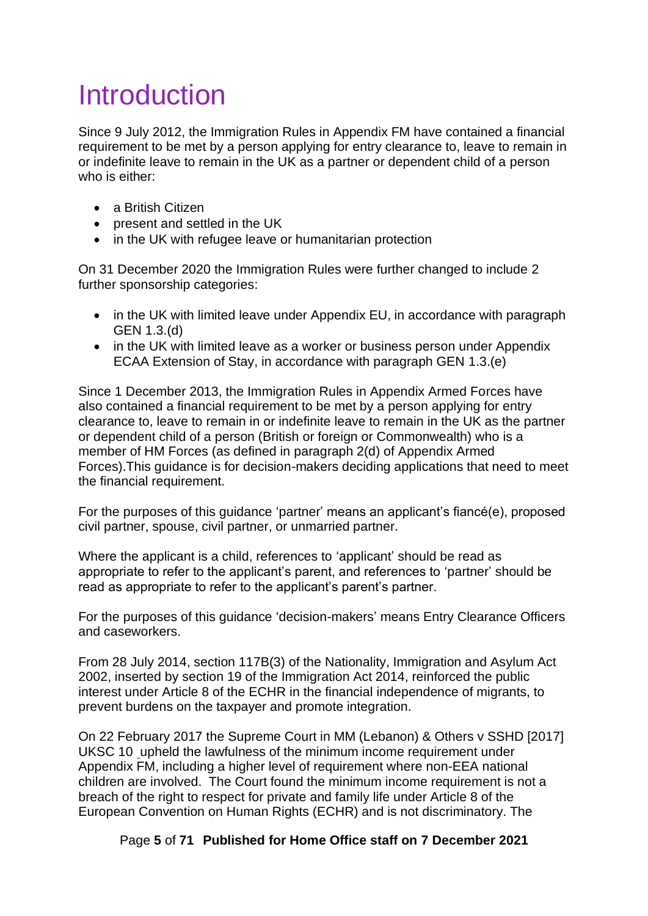# Introduction

Since 9 July 2012, the Immigration Rules in Appendix FM have contained a financial requirement to be met by a person applying for entry clearance to, leave to remain in or indefinite leave to remain in the UK as a partner or dependent child of a person who is either:

- a British Citizen
- present and settled in the UK
- in the UK with refugee leave or humanitarian protection

On 31 December 2020 the Immigration Rules were further changed to include 2 further sponsorship categories:

- in the UK with limited leave under Appendix EU, in accordance with paragraph GEN 1.3.(d)
- in the UK with limited leave as a worker or business person under Appendix ECAA Extension of Stay, in accordance with paragraph GEN 1.3.(e)

Since 1 December 2013, the Immigration Rules in Appendix Armed Forces have also contained a financial requirement to be met by a person applying for entry clearance to, leave to remain in or indefinite leave to remain in the UK as the partner or dependent child of a person (British or foreign or Commonwealth) who is a member of HM Forces (as defined in paragraph 2(d) of Appendix Armed Forces).This guidance is for decision-makers deciding applications that need to meet the financial requirement.

For the purposes of this guidance 'partner' means an applicant's fiancé(e), proposed civil partner, spouse, civil partner, or unmarried partner.

Where the applicant is a child, references to 'applicant' should be read as appropriate to refer to the applicant's parent, and references to 'partner' should be read as appropriate to refer to the applicant's parent's partner.

For the purposes of this guidance 'decision-makers' means Entry Clearance Officers and caseworkers.

From 28 July 2014, section 117B(3) of the Nationality, Immigration and Asylum Act 2002, inserted by section 19 of the Immigration Act 2014, reinforced the public interest under Article 8 of the ECHR in the financial independence of migrants, to prevent burdens on the taxpayer and promote integration.

On 22 February 2017 the Supreme Court in MM (Lebanon) & Others v SSHD [2017] UKSC 10 upheld the lawfulness of the minimum income requirement under Appendix FM, including a higher level of requirement where non-EEA national children are involved. The Court found the minimum income requirement is not a breach of the right to respect for private and family life under Article 8 of the European Convention on Human Rights (ECHR) and is not discriminatory. The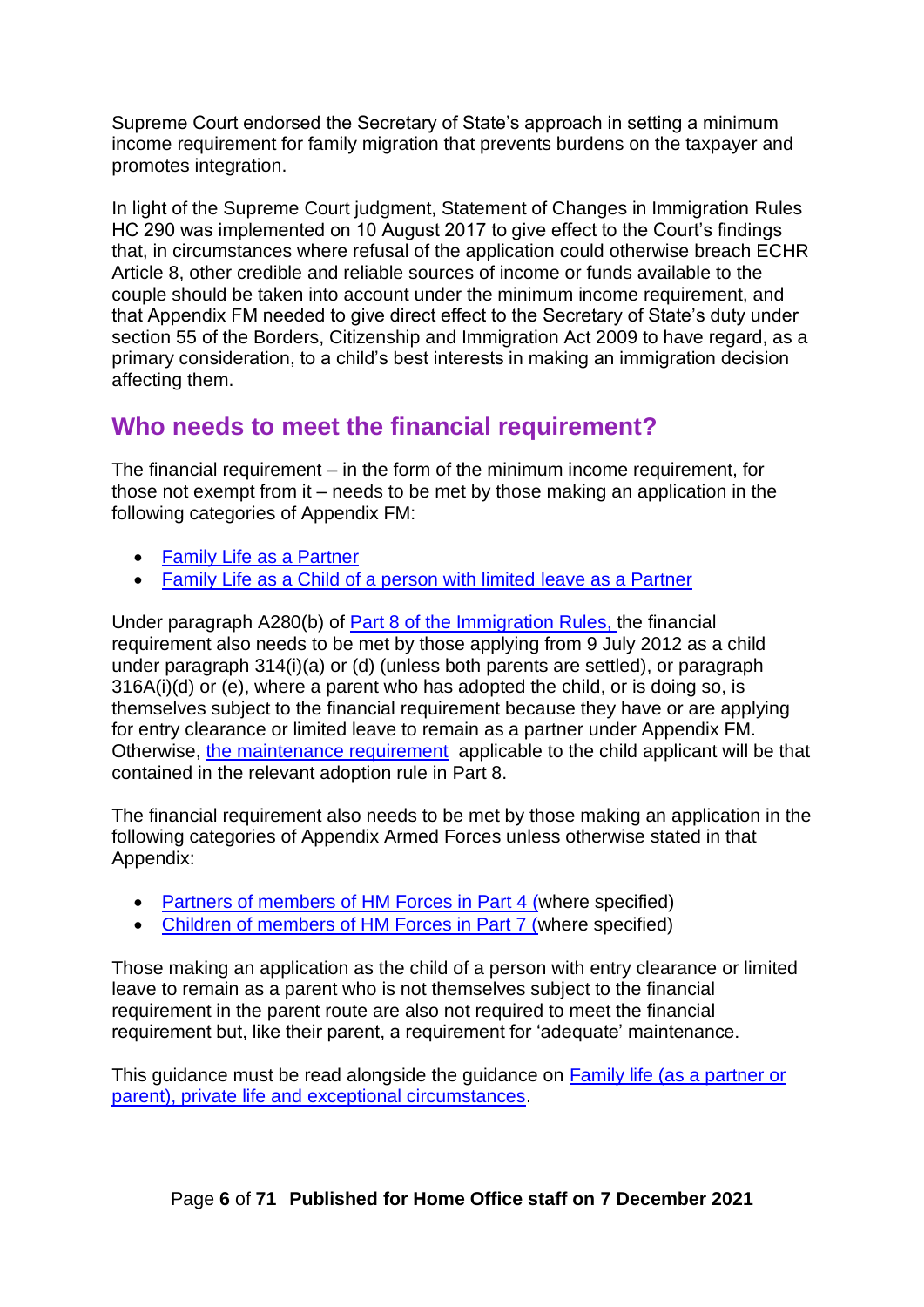Supreme Court endorsed the Secretary of State's approach in setting a minimum income requirement for family migration that prevents burdens on the taxpayer and promotes integration.

In light of the Supreme Court judgment, Statement of Changes in Immigration Rules HC 290 was implemented on 10 August 2017 to give effect to the Court's findings that, in circumstances where refusal of the application could otherwise breach ECHR Article 8, other credible and reliable sources of income or funds available to the couple should be taken into account under the minimum income requirement, and that Appendix FM needed to give direct effect to the Secretary of State's duty under section 55 of the Borders, Citizenship and Immigration Act 2009 to have regard, as a primary consideration, to a child's best interests in making an immigration decision affecting them.

## Who needs to meet the financial requirement?

The financial requirement – in the form of the minimum income requirement, for those not exempt from it – needs to be met by those making an application in the following categories of Appendix FM:

- Family Life as a Partner
- Family Life as a Child of a person with limited leave as a Partner

Under paragraph A280(b) of Part 8 of the Immigration Rules, the financial requirement also needs to be met by those applying from 9 July 2012 as a child under paragraph 314(i)(a) or (d) (unless both parents are settled), or paragraph 316A(i)(d) or (e), where a parent who has adopted the child, or is doing so, is themselves subject to the financial requirement because they have or are applying for entry clearance or limited leave to remain as a partner under Appendix FM. Otherwise, the maintenance requirement applicable to the child applicant will be that contained in the relevant adoption rule in Part 8.

The financial requirement also needs to be met by those making an application in the following categories of Appendix Armed Forces unless otherwise stated in that Appendix:

- Partners of members of HM Forces in Part 4 (where specified)
- Children of members of HM Forces in Part 7 (where specified)

Those making an application as the child of a person with entry clearance or limited leave to remain as a parent who is not themselves subject to the financial requirement in the parent route are also not required to meet the financial requirement but, like their parent, a requirement for 'adequate' maintenance.

This guidance must be read alongside the guidance on Family life (as a partner or parent), private life and exceptional circumstances.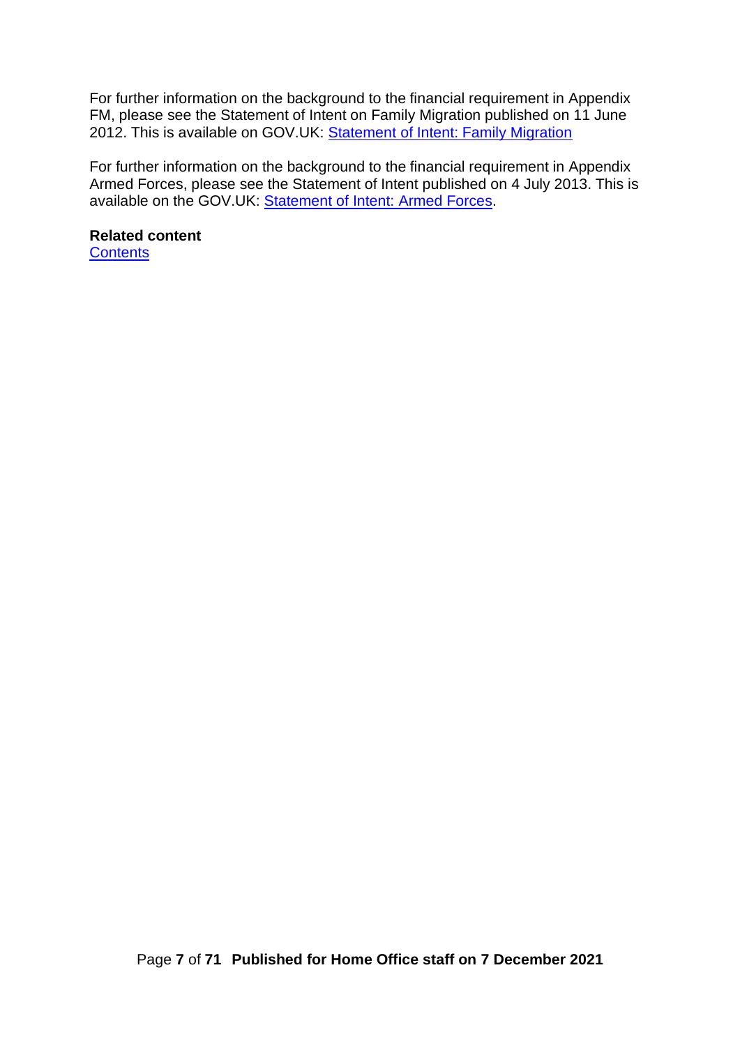For further information on the background to the financial requirement in Appendix FM, please see the Statement of Intent on Family Migration published on 11 June 2012. This is available on GOV.UK: Statement of Intent: Family Migration

For further information on the background to the financial requirement in Appendix Armed Forces, please see the Statement of Intent published on 4 July 2013. This is available on the GOV.UK: Statement of Intent: Armed Forces.

**Related content**
Contents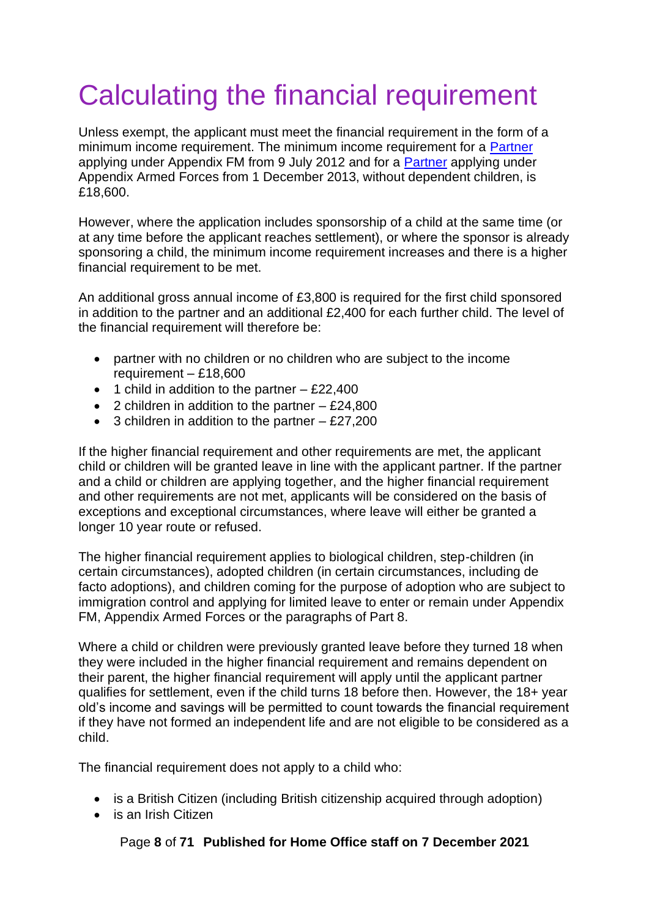# Calculating the financial requirement

Unless exempt, the applicant must meet the financial requirement in the form of a minimum income requirement. The minimum income requirement for a Partner applying under Appendix FM from 9 July 2012 and for a Partner applying under Appendix Armed Forces from 1 December 2013, without dependent children, is £18,600.

However, where the application includes sponsorship of a child at the same time (or at any time before the applicant reaches settlement), or where the sponsor is already sponsoring a child, the minimum income requirement increases and there is a higher financial requirement to be met.

An additional gross annual income of £3,800 is required for the first child sponsored in addition to the partner and an additional £2,400 for each further child. The level of the financial requirement will therefore be:

- partner with no children or no children who are subject to the income requirement – £18,600
- 1 child in addition to the partner – £22,400
- 2 children in addition to the partner – £24,800
- 3 children in addition to the partner – £27,200

If the higher financial requirement and other requirements are met, the applicant child or children will be granted leave in line with the applicant partner. If the partner and a child or children are applying together, and the higher financial requirement and other requirements are not met, applicants will be considered on the basis of exceptions and exceptional circumstances, where leave will either be granted a longer 10 year route or refused.

The higher financial requirement applies to biological children, step-children (in certain circumstances), adopted children (in certain circumstances, including de facto adoptions), and children coming for the purpose of adoption who are subject to immigration control and applying for limited leave to enter or remain under Appendix FM, Appendix Armed Forces or the paragraphs of Part 8.

Where a child or children were previously granted leave before they turned 18 when they were included in the higher financial requirement and remains dependent on their parent, the higher financial requirement will apply until the applicant partner qualifies for settlement, even if the child turns 18 before then. However, the 18+ year old's income and savings will be permitted to count towards the financial requirement if they have not formed an independent life and are not eligible to be considered as a child.

The financial requirement does not apply to a child who:

- is a British Citizen (including British citizenship acquired through adoption)
- is an Irish Citizen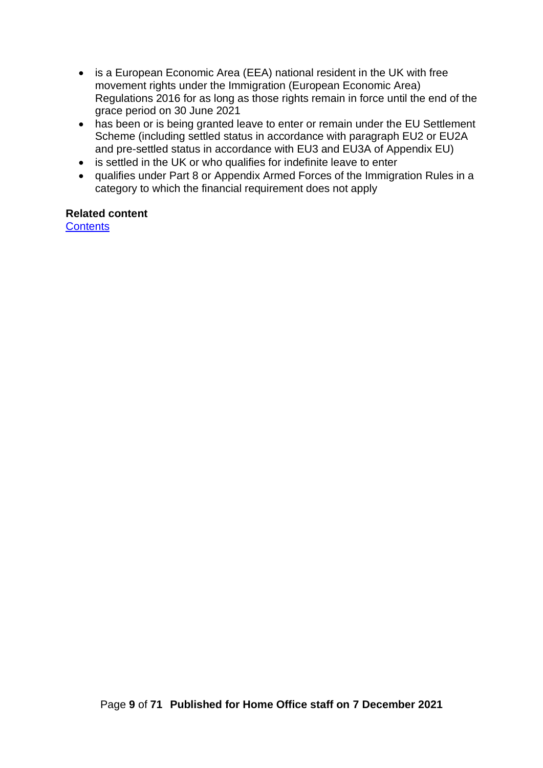- is a European Economic Area (EEA) national resident in the UK with free movement rights under the Immigration (European Economic Area) Regulations 2016 for as long as those rights remain in force until the end of the grace period on 30 June 2021
- has been or is being granted leave to enter or remain under the EU Settlement Scheme (including settled status in accordance with paragraph EU2 or EU2A and pre-settled status in accordance with EU3 and EU3A of Appendix EU)
- is settled in the UK or who qualifies for indefinite leave to enter
- qualifies under Part 8 or Appendix Armed Forces of the Immigration Rules in a category to which the financial requirement does not apply

**Related content**
Contents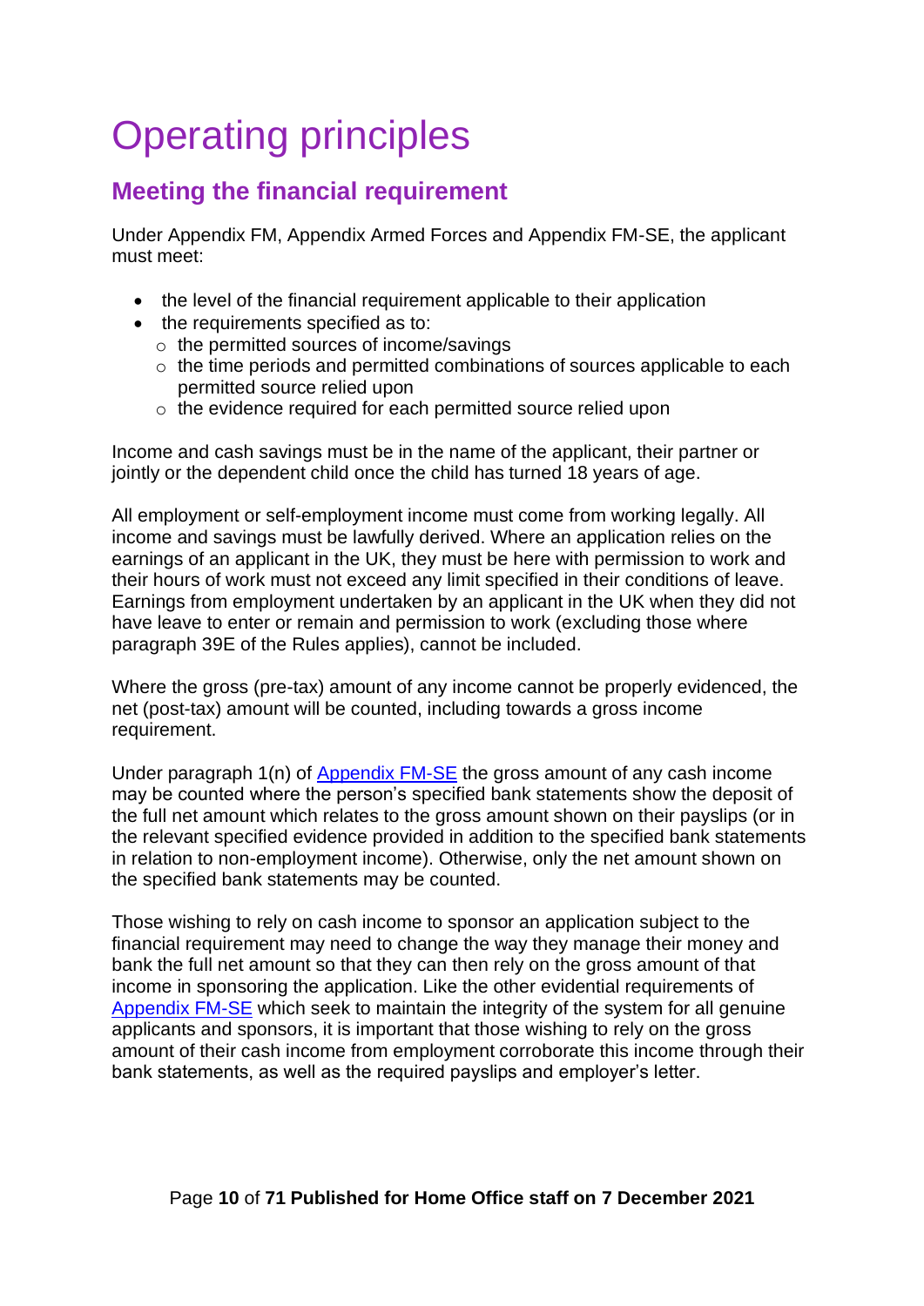# Operating principles

## Meeting the financial requirement

Under Appendix FM, Appendix Armed Forces and Appendix FM-SE, the applicant must meet:

- the level of the financial requirement applicable to their application
- the requirements specified as to:
  - the permitted sources of income/savings
  - the time periods and permitted combinations of sources applicable to each permitted source relied upon
  - the evidence required for each permitted source relied upon

Income and cash savings must be in the name of the applicant, their partner or jointly or the dependent child once the child has turned 18 years of age.

All employment or self-employment income must come from working legally. All income and savings must be lawfully derived. Where an application relies on the earnings of an applicant in the UK, they must be here with permission to work and their hours of work must not exceed any limit specified in their conditions of leave. Earnings from employment undertaken by an applicant in the UK when they did not have leave to enter or remain and permission to work (excluding those where paragraph 39E of the Rules applies), cannot be included.

Where the gross (pre-tax) amount of any income cannot be properly evidenced, the net (post-tax) amount will be counted, including towards a gross income requirement.

Under paragraph 1(n) of [Appendix FM-SE](#) the gross amount of any cash income may be counted where the person's specified bank statements show the deposit of the full net amount which relates to the gross amount shown on their payslips (or in the relevant specified evidence provided in addition to the specified bank statements in relation to non-employment income). Otherwise, only the net amount shown on the specified bank statements may be counted.

Those wishing to rely on cash income to sponsor an application subject to the financial requirement may need to change the way they manage their money and bank the full net amount so that they can then rely on the gross amount of that income in sponsoring the application. Like the other evidential requirements of [Appendix FM-SE](#) which seek to maintain the integrity of the system for all genuine applicants and sponsors, it is important that those wishing to rely on the gross amount of their cash income from employment corroborate this income through their bank statements, as well as the required payslips and employer's letter.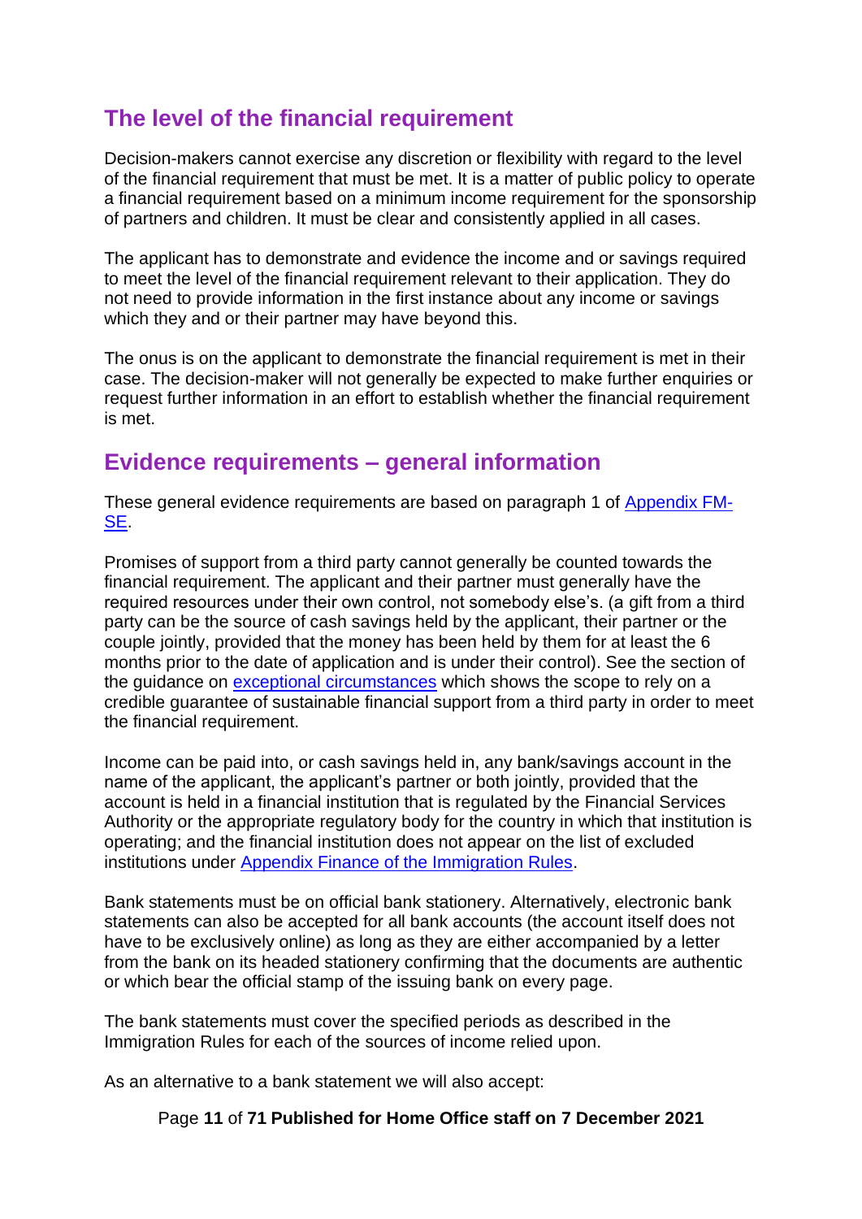## The level of the financial requirement

Decision-makers cannot exercise any discretion or flexibility with regard to the level of the financial requirement that must be met. It is a matter of public policy to operate a financial requirement based on a minimum income requirement for the sponsorship of partners and children. It must be clear and consistently applied in all cases.

The applicant has to demonstrate and evidence the income and or savings required to meet the level of the financial requirement relevant to their application. They do not need to provide information in the first instance about any income or savings which they and or their partner may have beyond this.

The onus is on the applicant to demonstrate the financial requirement is met in their case. The decision-maker will not generally be expected to make further enquiries or request further information in an effort to establish whether the financial requirement is met.

## Evidence requirements – general information

These general evidence requirements are based on paragraph 1 of [Appendix FM-SE](#).

Promises of support from a third party cannot generally be counted towards the financial requirement. The applicant and their partner must generally have the required resources under their own control, not somebody else's. (a gift from a third party can be the source of cash savings held by the applicant, their partner or the couple jointly, provided that the money has been held by them for at least the 6 months prior to the date of application and is under their control). See the section of the guidance on [exceptional circumstances](#) which shows the scope to rely on a credible guarantee of sustainable financial support from a third party in order to meet the financial requirement.

Income can be paid into, or cash savings held in, any bank/savings account in the name of the applicant, the applicant's partner or both jointly, provided that the account is held in a financial institution that is regulated by the Financial Services Authority or the appropriate regulatory body for the country in which that institution is operating; and the financial institution does not appear on the list of excluded institutions under [Appendix Finance of the Immigration Rules](#).

Bank statements must be on official bank stationery. Alternatively, electronic bank statements can also be accepted for all bank accounts (the account itself does not have to be exclusively online) as long as they are either accompanied by a letter from the bank on its headed stationery confirming that the documents are authentic or which bear the official stamp of the issuing bank on every page.

The bank statements must cover the specified periods as described in the Immigration Rules for each of the sources of income relied upon.

As an alternative to a bank statement we will also accept: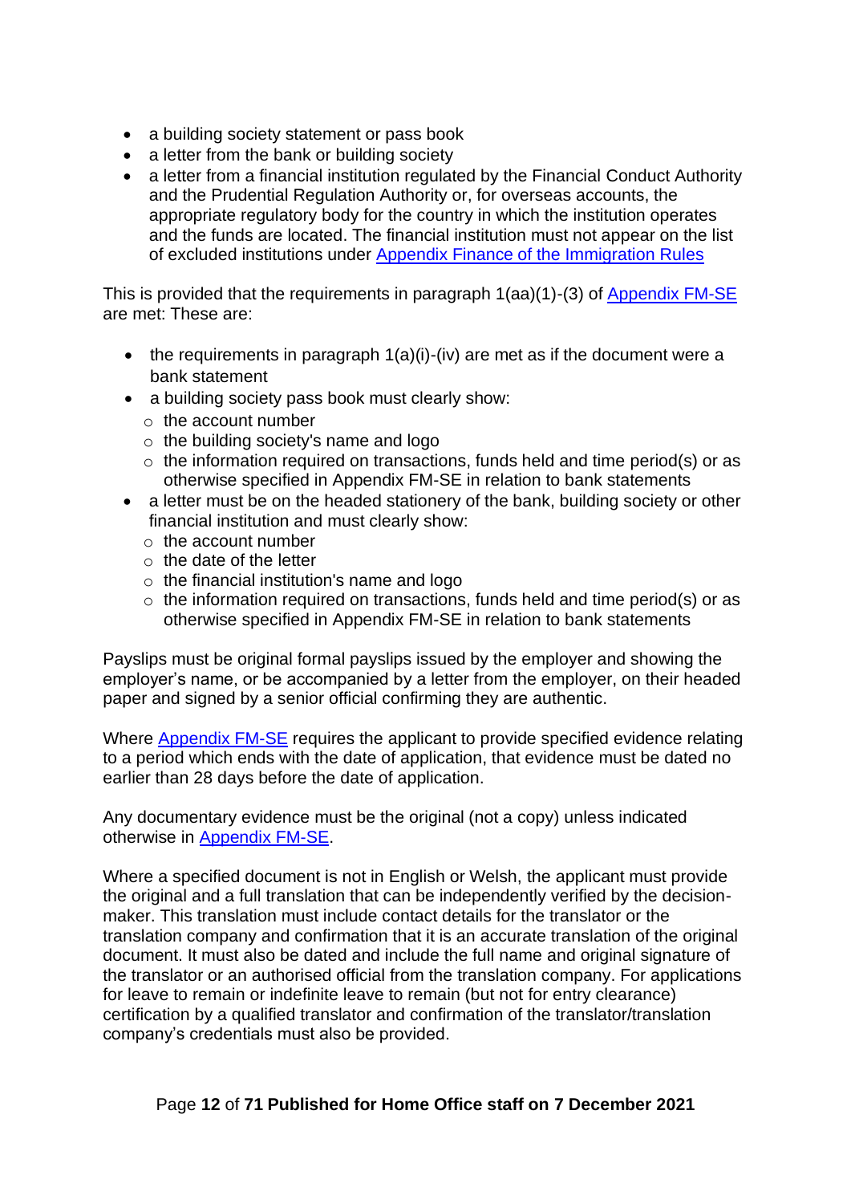- a building society statement or pass book
- a letter from the bank or building society
- a letter from a financial institution regulated by the Financial Conduct Authority and the Prudential Regulation Authority or, for overseas accounts, the appropriate regulatory body for the country in which the institution operates and the funds are located. The financial institution must not appear on the list of excluded institutions under Appendix Finance of the Immigration Rules

This is provided that the requirements in paragraph 1(aa)(1)-(3) of Appendix FM-SE are met: These are:

- the requirements in paragraph 1(a)(i)-(iv) are met as if the document were a bank statement
- a building society pass book must clearly show:
  - the account number
  - the building society's name and logo
  - the information required on transactions, funds held and time period(s) or as otherwise specified in Appendix FM-SE in relation to bank statements
- a letter must be on the headed stationery of the bank, building society or other financial institution and must clearly show:
  - the account number
  - the date of the letter
  - the financial institution's name and logo
  - the information required on transactions, funds held and time period(s) or as otherwise specified in Appendix FM-SE in relation to bank statements

Payslips must be original formal payslips issued by the employer and showing the employer's name, or be accompanied by a letter from the employer, on their headed paper and signed by a senior official confirming they are authentic.

Where Appendix FM-SE requires the applicant to provide specified evidence relating to a period which ends with the date of application, that evidence must be dated no earlier than 28 days before the date of application.

Any documentary evidence must be the original (not a copy) unless indicated otherwise in Appendix FM-SE.

Where a specified document is not in English or Welsh, the applicant must provide the original and a full translation that can be independently verified by the decision-maker. This translation must include contact details for the translator or the translation company and confirmation that it is an accurate translation of the original document. It must also be dated and include the full name and original signature of the translator or an authorised official from the translation company. For applications for leave to remain or indefinite leave to remain (but not for entry clearance) certification by a qualified translator and confirmation of the translator/translation company's credentials must also be provided.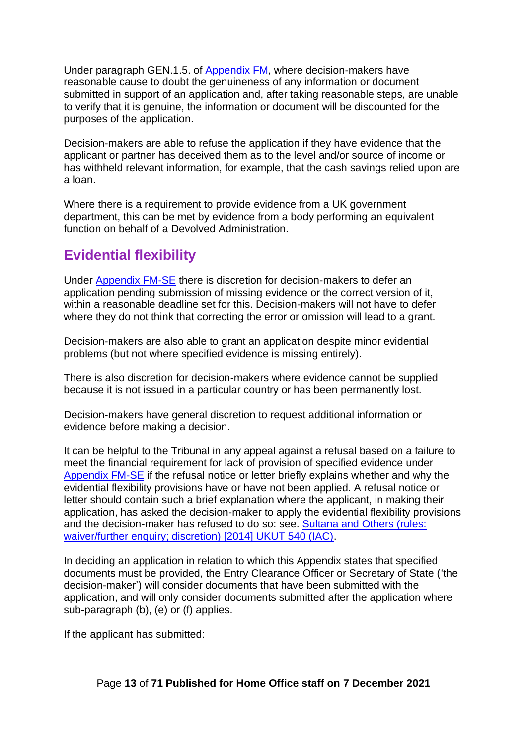Under paragraph GEN.1.5. of Appendix FM, where decision-makers have reasonable cause to doubt the genuineness of any information or document submitted in support of an application and, after taking reasonable steps, are unable to verify that it is genuine, the information or document will be discounted for the purposes of the application.

Decision-makers are able to refuse the application if they have evidence that the applicant or partner has deceived them as to the level and/or source of income or has withheld relevant information, for example, that the cash savings relied upon are a loan.

Where there is a requirement to provide evidence from a UK government department, this can be met by evidence from a body performing an equivalent function on behalf of a Devolved Administration.

## Evidential flexibility

Under Appendix FM-SE there is discretion for decision-makers to defer an application pending submission of missing evidence or the correct version of it, within a reasonable deadline set for this. Decision-makers will not have to defer where they do not think that correcting the error or omission will lead to a grant.

Decision-makers are also able to grant an application despite minor evidential problems (but not where specified evidence is missing entirely).

There is also discretion for decision-makers where evidence cannot be supplied because it is not issued in a particular country or has been permanently lost.

Decision-makers have general discretion to request additional information or evidence before making a decision.

It can be helpful to the Tribunal in any appeal against a refusal based on a failure to meet the financial requirement for lack of provision of specified evidence under Appendix FM-SE if the refusal notice or letter briefly explains whether and why the evidential flexibility provisions have or have not been applied. A refusal notice or letter should contain such a brief explanation where the applicant, in making their application, has asked the decision-maker to apply the evidential flexibility provisions and the decision-maker has refused to do so: see. Sultana and Others (rules: waiver/further enquiry; discretion) [2014] UKUT 540 (IAC).

In deciding an application in relation to which this Appendix states that specified documents must be provided, the Entry Clearance Officer or Secretary of State ('the decision-maker') will consider documents that have been submitted with the application, and will only consider documents submitted after the application where sub-paragraph (b), (e) or (f) applies.

If the applicant has submitted: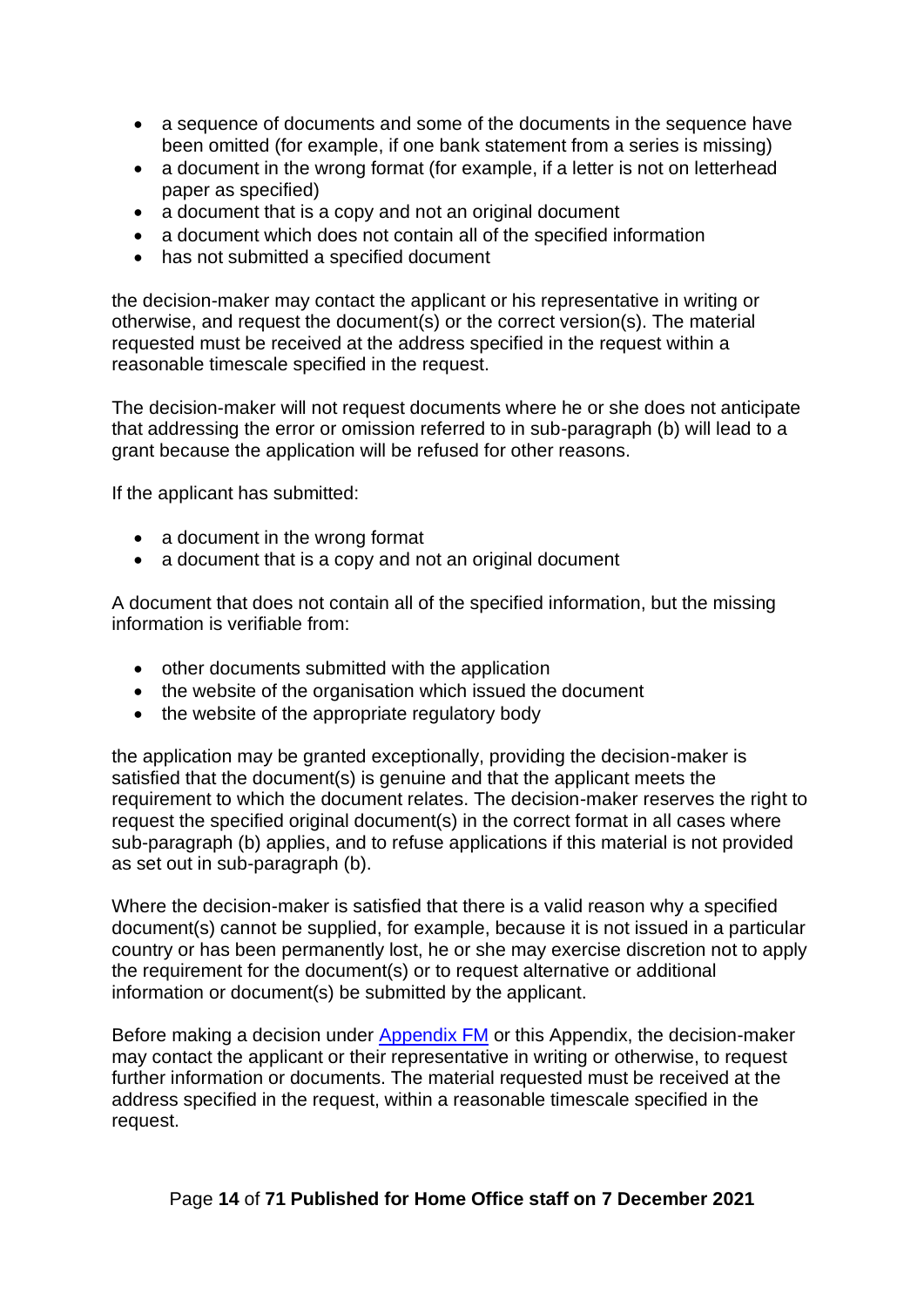- a sequence of documents and some of the documents in the sequence have been omitted (for example, if one bank statement from a series is missing)
- a document in the wrong format (for example, if a letter is not on letterhead paper as specified)
- a document that is a copy and not an original document
- a document which does not contain all of the specified information
- has not submitted a specified document

the decision-maker may contact the applicant or his representative in writing or otherwise, and request the document(s) or the correct version(s). The material requested must be received at the address specified in the request within a reasonable timescale specified in the request.

The decision-maker will not request documents where he or she does not anticipate that addressing the error or omission referred to in sub-paragraph (b) will lead to a grant because the application will be refused for other reasons.

If the applicant has submitted:

- a document in the wrong format
- a document that is a copy and not an original document

A document that does not contain all of the specified information, but the missing information is verifiable from:

- other documents submitted with the application
- the website of the organisation which issued the document
- the website of the appropriate regulatory body

the application may be granted exceptionally, providing the decision-maker is satisfied that the document(s) is genuine and that the applicant meets the requirement to which the document relates. The decision-maker reserves the right to request the specified original document(s) in the correct format in all cases where sub-paragraph (b) applies, and to refuse applications if this material is not provided as set out in sub-paragraph (b).

Where the decision-maker is satisfied that there is a valid reason why a specified document(s) cannot be supplied, for example, because it is not issued in a particular country or has been permanently lost, he or she may exercise discretion not to apply the requirement for the document(s) or to request alternative or additional information or document(s) be submitted by the applicant.

Before making a decision under [Appendix FM]() or this Appendix, the decision-maker may contact the applicant or their representative in writing or otherwise, to request further information or documents. The material requested must be received at the address specified in the request, within a reasonable timescale specified in the request.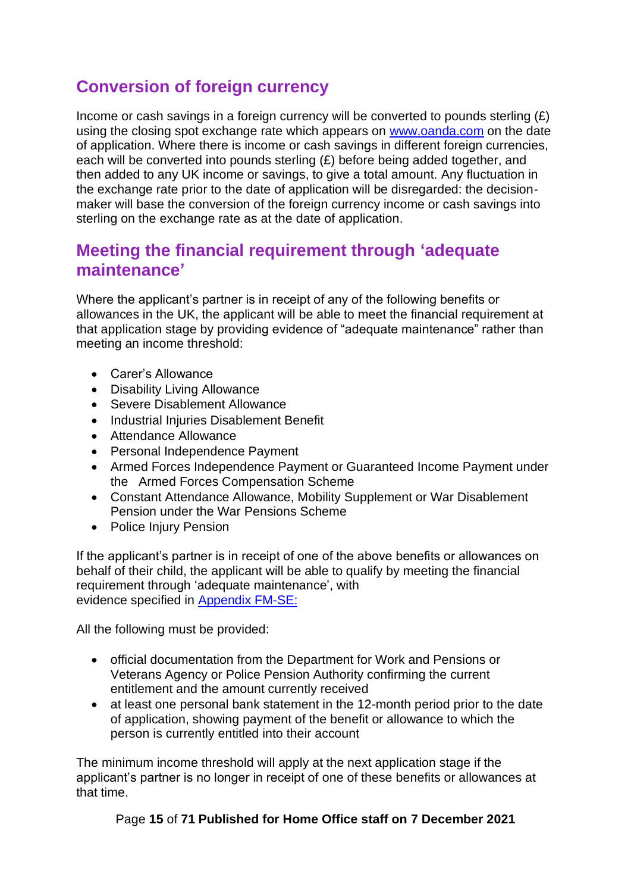## Conversion of foreign currency

Income or cash savings in a foreign currency will be converted to pounds sterling (£) using the closing spot exchange rate which appears on [www.oanda.com](http://www.oanda.com) on the date of application. Where there is income or cash savings in different foreign currencies, each will be converted into pounds sterling (£) before being added together, and then added to any UK income or savings, to give a total amount. Any fluctuation in the exchange rate prior to the date of application will be disregarded: the decision-maker will base the conversion of the foreign currency income or cash savings into sterling on the exchange rate as at the date of application.

## Meeting the financial requirement through 'adequate maintenance'

Where the applicant's partner is in receipt of any of the following benefits or allowances in the UK, the applicant will be able to meet the financial requirement at that application stage by providing evidence of "adequate maintenance" rather than meeting an income threshold:

- Carer's Allowance
- Disability Living Allowance
- Severe Disablement Allowance
- Industrial Injuries Disablement Benefit
- Attendance Allowance
- Personal Independence Payment
- Armed Forces Independence Payment or Guaranteed Income Payment under the Armed Forces Compensation Scheme
- Constant Attendance Allowance, Mobility Supplement or War Disablement Pension under the War Pensions Scheme
- Police Injury Pension

If the applicant's partner is in receipt of one of the above benefits or allowances on behalf of their child, the applicant will be able to qualify by meeting the financial requirement through 'adequate maintenance', with evidence specified in Appendix FM-SE:

All the following must be provided:

- official documentation from the Department for Work and Pensions or Veterans Agency or Police Pension Authority confirming the current entitlement and the amount currently received
- at least one personal bank statement in the 12-month period prior to the date of application, showing payment of the benefit or allowance to which the person is currently entitled into their account

The minimum income threshold will apply at the next application stage if the applicant's partner is no longer in receipt of one of these benefits or allowances at that time.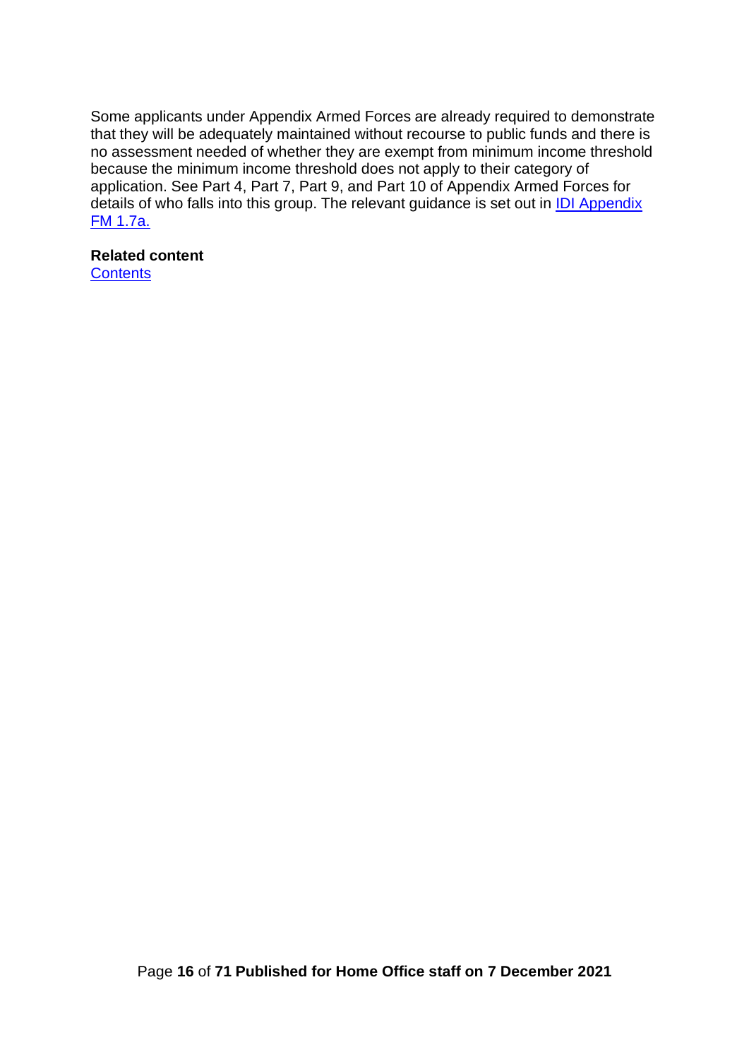Some applicants under Appendix Armed Forces are already required to demonstrate that they will be adequately maintained without recourse to public funds and there is no assessment needed of whether they are exempt from minimum income threshold because the minimum income threshold does not apply to their category of application. See Part 4, Part 7, Part 9, and Part 10 of Appendix Armed Forces for details of who falls into this group. The relevant guidance is set out in IDI Appendix FM 1.7a.

**Related content**
Contents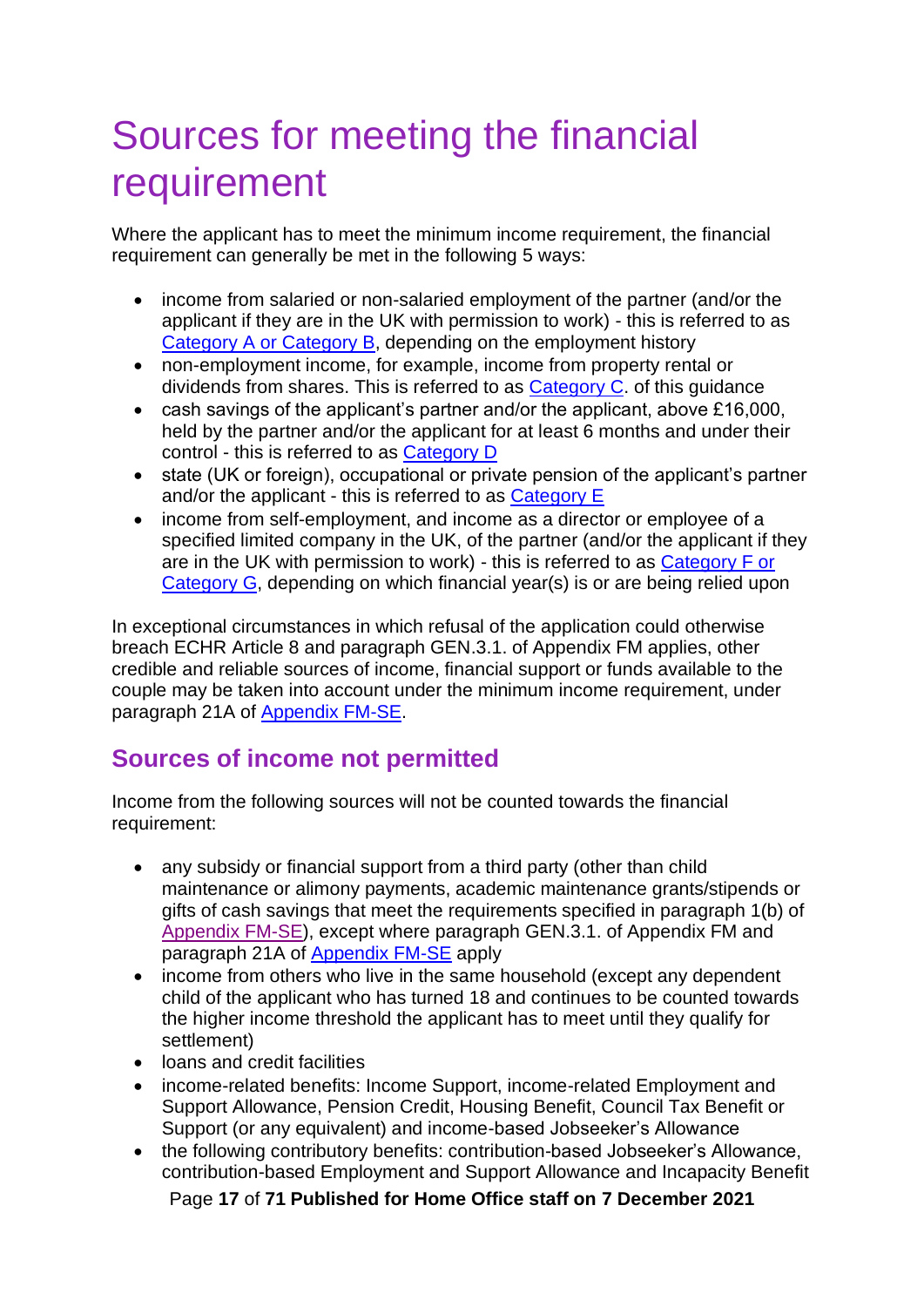# Sources for meeting the financial requirement

Where the applicant has to meet the minimum income requirement, the financial requirement can generally be met in the following 5 ways:

- income from salaried or non-salaried employment of the partner (and/or the applicant if they are in the UK with permission to work) - this is referred to as Category A or Category B, depending on the employment history
- non-employment income, for example, income from property rental or dividends from shares. This is referred to as Category C. of this guidance
- cash savings of the applicant's partner and/or the applicant, above £16,000, held by the partner and/or the applicant for at least 6 months and under their control - this is referred to as Category D
- state (UK or foreign), occupational or private pension of the applicant's partner and/or the applicant - this is referred to as Category E
- income from self-employment, and income as a director or employee of a specified limited company in the UK, of the partner (and/or the applicant if they are in the UK with permission to work) - this is referred to as Category F or Category G, depending on which financial year(s) is or are being relied upon

In exceptional circumstances in which refusal of the application could otherwise breach ECHR Article 8 and paragraph GEN.3.1. of Appendix FM applies, other credible and reliable sources of income, financial support or funds available to the couple may be taken into account under the minimum income requirement, under paragraph 21A of Appendix FM-SE.

## Sources of income not permitted

Income from the following sources will not be counted towards the financial requirement:

- any subsidy or financial support from a third party (other than child maintenance or alimony payments, academic maintenance grants/stipends or gifts of cash savings that meet the requirements specified in paragraph 1(b) of Appendix FM-SE), except where paragraph GEN.3.1. of Appendix FM and paragraph 21A of Appendix FM-SE apply
- income from others who live in the same household (except any dependent child of the applicant who has turned 18 and continues to be counted towards the higher income threshold the applicant has to meet until they qualify for settlement)
- loans and credit facilities
- income-related benefits: Income Support, income-related Employment and Support Allowance, Pension Credit, Housing Benefit, Council Tax Benefit or Support (or any equivalent) and income-based Jobseeker's Allowance
- the following contributory benefits: contribution-based Jobseeker's Allowance, contribution-based Employment and Support Allowance and Incapacity Benefit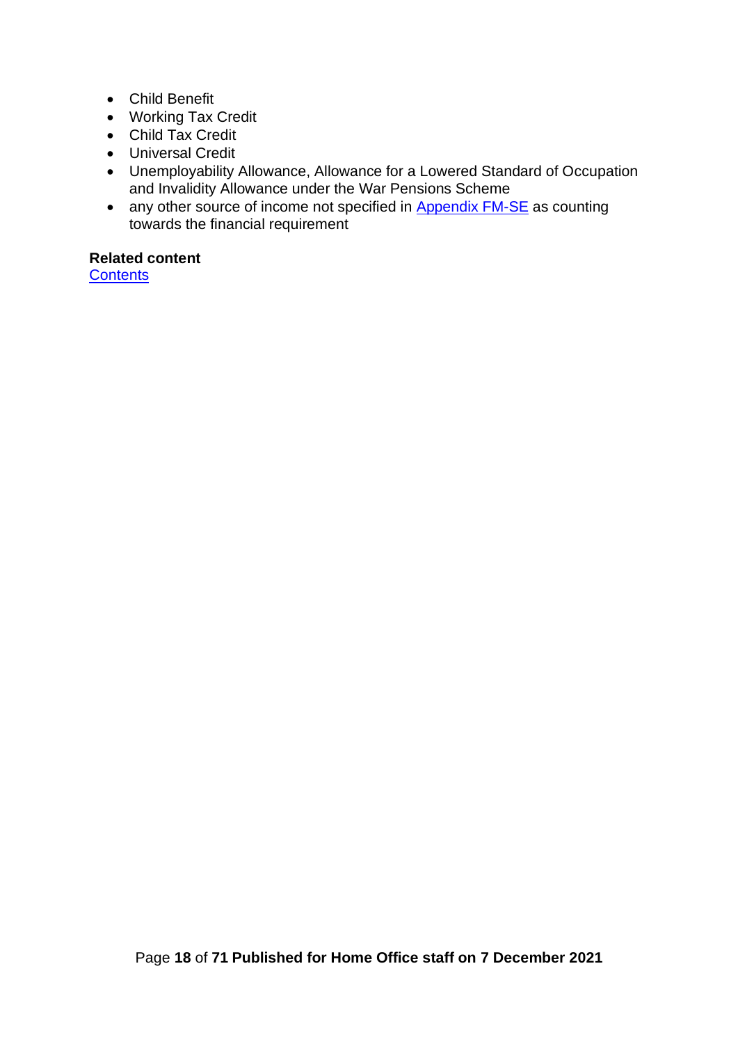- Child Benefit
- Working Tax Credit
- Child Tax Credit
- Universal Credit
- Unemployability Allowance, Allowance for a Lowered Standard of Occupation and Invalidity Allowance under the War Pensions Scheme
- any other source of income not specified in [Appendix FM-SE](#) as counting towards the financial requirement

**Related content**
[Contents](#)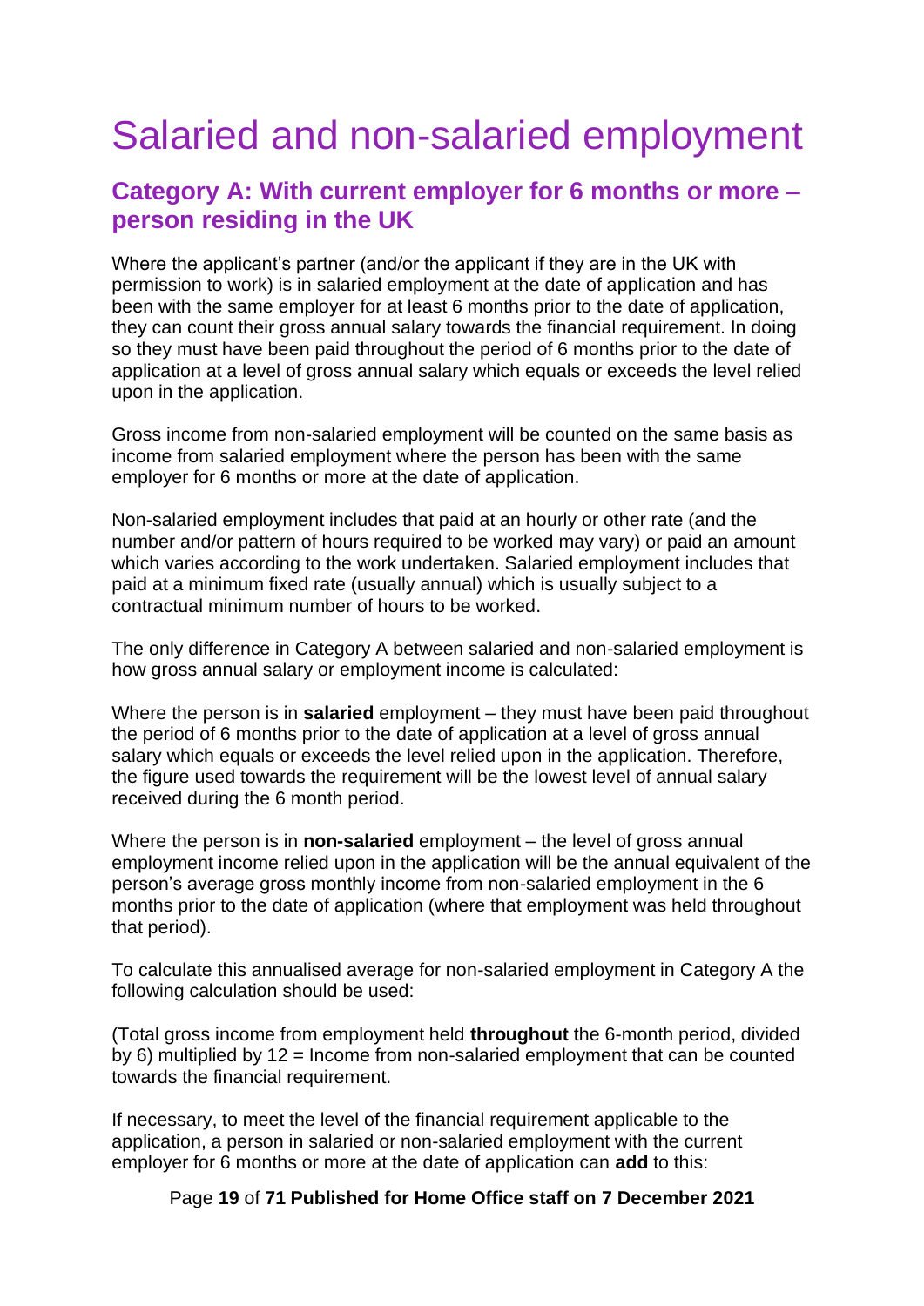# Salaried and non-salaried employment

## Category A: With current employer for 6 months or more – person residing in the UK

Where the applicant's partner (and/or the applicant if they are in the UK with permission to work) is in salaried employment at the date of application and has been with the same employer for at least 6 months prior to the date of application, they can count their gross annual salary towards the financial requirement. In doing so they must have been paid throughout the period of 6 months prior to the date of application at a level of gross annual salary which equals or exceeds the level relied upon in the application.

Gross income from non-salaried employment will be counted on the same basis as income from salaried employment where the person has been with the same employer for 6 months or more at the date of application.

Non-salaried employment includes that paid at an hourly or other rate (and the number and/or pattern of hours required to be worked may vary) or paid an amount which varies according to the work undertaken. Salaried employment includes that paid at a minimum fixed rate (usually annual) which is usually subject to a contractual minimum number of hours to be worked.

The only difference in Category A between salaried and non-salaried employment is how gross annual salary or employment income is calculated:

Where the person is in **salaried** employment – they must have been paid throughout the period of 6 months prior to the date of application at a level of gross annual salary which equals or exceeds the level relied upon in the application. Therefore, the figure used towards the requirement will be the lowest level of annual salary received during the 6 month period.

Where the person is in **non-salaried** employment – the level of gross annual employment income relied upon in the application will be the annual equivalent of the person's average gross monthly income from non-salaried employment in the 6 months prior to the date of application (where that employment was held throughout that period).

To calculate this annualised average for non-salaried employment in Category A the following calculation should be used:

(Total gross income from employment held **throughout** the 6-month period, divided by 6) multiplied by 12 = Income from non-salaried employment that can be counted towards the financial requirement.

If necessary, to meet the level of the financial requirement applicable to the application, a person in salaried or non-salaried employment with the current employer for 6 months or more at the date of application can **add** to this: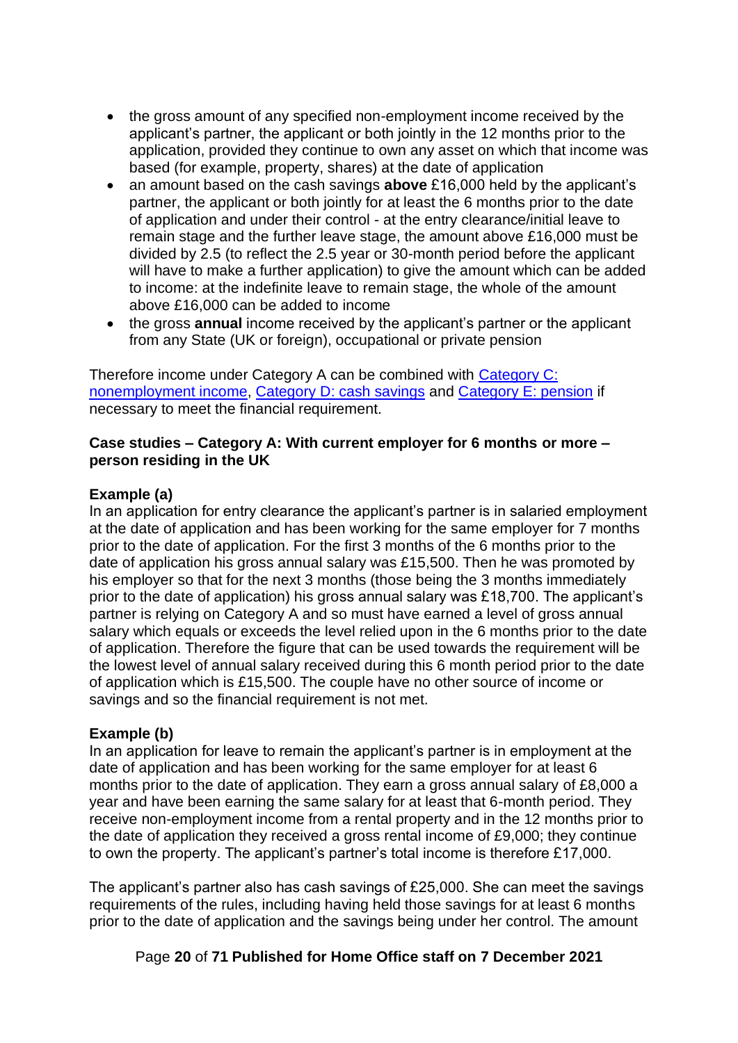- the gross amount of any specified non-employment income received by the applicant's partner, the applicant or both jointly in the 12 months prior to the application, provided they continue to own any asset on which that income was based (for example, property, shares) at the date of application
- an amount based on the cash savings **above** £16,000 held by the applicant's partner, the applicant or both jointly for at least the 6 months prior to the date of application and under their control - at the entry clearance/initial leave to remain stage and the further leave stage, the amount above £16,000 must be divided by 2.5 (to reflect the 2.5 year or 30-month period before the applicant will have to make a further application) to give the amount which can be added to income: at the indefinite leave to remain stage, the whole of the amount above £16,000 can be added to income
- the gross **annual** income received by the applicant's partner or the applicant from any State (UK or foreign), occupational or private pension

Therefore income under Category A can be combined with [Category C: nonemployment income](), [Category D: cash savings]() and [Category E: pension]() if necessary to meet the financial requirement.

**Case studies – Category A: With current employer for 6 months or more – person residing in the UK**

**Example (a)**
In an application for entry clearance the applicant's partner is in salaried employment at the date of application and has been working for the same employer for 7 months prior to the date of application. For the first 3 months of the 6 months prior to the date of application his gross annual salary was £15,500. Then he was promoted by his employer so that for the next 3 months (those being the 3 months immediately prior to the date of application) his gross annual salary was £18,700. The applicant's partner is relying on Category A and so must have earned a level of gross annual salary which equals or exceeds the level relied upon in the 6 months prior to the date of application. Therefore the figure that can be used towards the requirement will be the lowest level of annual salary received during this 6 month period prior to the date of application which is £15,500. The couple have no other source of income or savings and so the financial requirement is not met.

**Example (b)**
In an application for leave to remain the applicant's partner is in employment at the date of application and has been working for the same employer for at least 6 months prior to the date of application. They earn a gross annual salary of £8,000 a year and have been earning the same salary for at least that 6-month period. They receive non-employment income from a rental property and in the 12 months prior to the date of application they received a gross rental income of £9,000; they continue to own the property. The applicant's partner's total income is therefore £17,000.

The applicant's partner also has cash savings of £25,000. She can meet the savings requirements of the rules, including having held those savings for at least 6 months prior to the date of application and the savings being under her control. The amount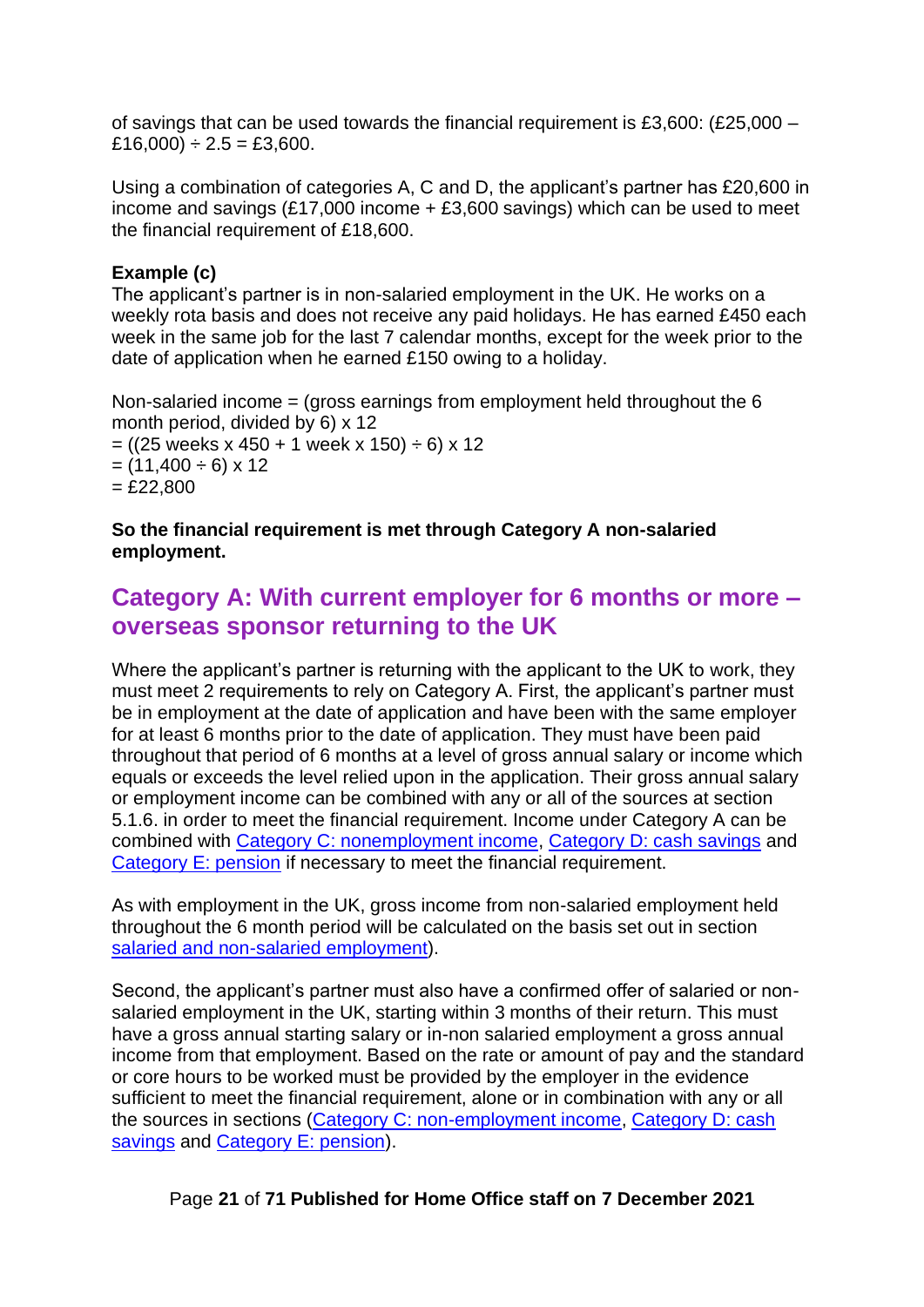of savings that can be used towards the financial requirement is £3,600: (£25,000 – £16,000) ÷ 2.5 = £3,600.

Using a combination of categories A, C and D, the applicant's partner has £20,600 in income and savings (£17,000 income + £3,600 savings) which can be used to meet the financial requirement of £18,600.

**Example (c)**
The applicant's partner is in non-salaried employment in the UK. He works on a weekly rota basis and does not receive any paid holidays. He has earned £450 each week in the same job for the last 7 calendar months, except for the week prior to the date of application when he earned £150 owing to a holiday.

Non-salaried income = (gross earnings from employment held throughout the 6 month period, divided by 6) x 12
= ((25 weeks x 450 + 1 week x 150) ÷ 6) x 12
= (11,400 ÷ 6) x 12
= £22,800

**So the financial requirement is met through Category A non-salaried employment.**

## Category A: With current employer for 6 months or more – overseas sponsor returning to the UK

Where the applicant's partner is returning with the applicant to the UK to work, they must meet 2 requirements to rely on Category A. First, the applicant's partner must be in employment at the date of application and have been with the same employer for at least 6 months prior to the date of application. They must have been paid throughout that period of 6 months at a level of gross annual salary or income which equals or exceeds the level relied upon in the application. Their gross annual salary or employment income can be combined with any or all of the sources at section 5.1.6. in order to meet the financial requirement. Income under Category A can be combined with Category C: nonemployment income, Category D: cash savings and Category E: pension if necessary to meet the financial requirement.

As with employment in the UK, gross income from non-salaried employment held throughout the 6 month period will be calculated on the basis set out in section salaried and non-salaried employment).

Second, the applicant's partner must also have a confirmed offer of salaried or non-salaried employment in the UK, starting within 3 months of their return. This must have a gross annual starting salary or in-non salaried employment a gross annual income from that employment. Based on the rate or amount of pay and the standard or core hours to be worked must be provided by the employer in the evidence sufficient to meet the financial requirement, alone or in combination with any or all the sources in sections (Category C: non-employment income, Category D: cash savings and Category E: pension).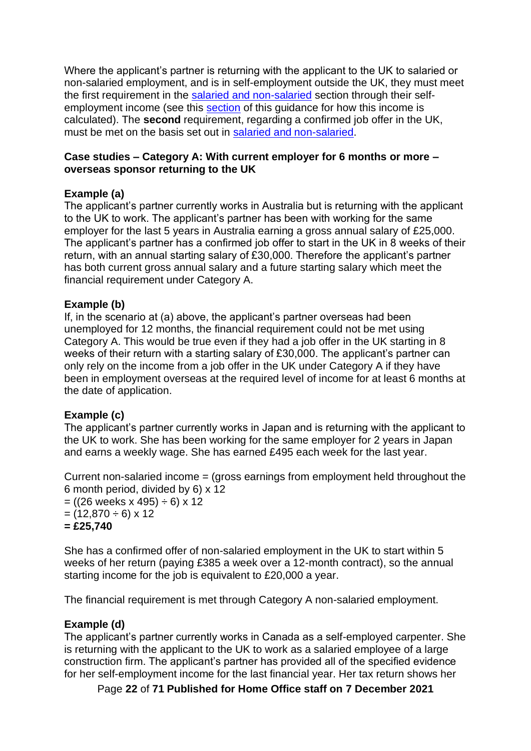Where the applicant's partner is returning with the applicant to the UK to salaried or non-salaried employment, and is in self-employment outside the UK, they must meet the first requirement in the [salaried and non-salaried] section through their self-employment income (see this [section] of this guidance for how this income is calculated). The **second** requirement, regarding a confirmed job offer in the UK, must be met on the basis set out in [salaried and non-salaried].

**Case studies – Category A: With current employer for 6 months or more – overseas sponsor returning to the UK**

**Example (a)**
The applicant's partner currently works in Australia but is returning with the applicant to the UK to work. The applicant's partner has been with working for the same employer for the last 5 years in Australia earning a gross annual salary of £25,000. The applicant's partner has a confirmed job offer to start in the UK in 8 weeks of their return, with an annual starting salary of £30,000. Therefore the applicant's partner has both current gross annual salary and a future starting salary which meet the financial requirement under Category A.

**Example (b)**
If, in the scenario at (a) above, the applicant's partner overseas had been unemployed for 12 months, the financial requirement could not be met using Category A. This would be true even if they had a job offer in the UK starting in 8 weeks of their return with a starting salary of £30,000. The applicant's partner can only rely on the income from a job offer in the UK under Category A if they have been in employment overseas at the required level of income for at least 6 months at the date of application.

**Example (c)**
The applicant's partner currently works in Japan and is returning with the applicant to the UK to work. She has been working for the same employer for 2 years in Japan and earns a weekly wage. She has earned £495 each week for the last year.

Current non-salaried income = (gross earnings from employment held throughout the 6 month period, divided by 6) x 12
= ((26 weeks x 495) ÷ 6) x 12
= (12,870 ÷ 6) x 12
**= £25,740**

She has a confirmed offer of non-salaried employment in the UK to start within 5 weeks of her return (paying £385 a week over a 12-month contract), so the annual starting income for the job is equivalent to £20,000 a year.

The financial requirement is met through Category A non-salaried employment.

**Example (d)**
The applicant's partner currently works in Canada as a self-employed carpenter. She is returning with the applicant to the UK to work as a salaried employee of a large construction firm. The applicant's partner has provided all of the specified evidence for her self-employment income for the last financial year. Her tax return shows her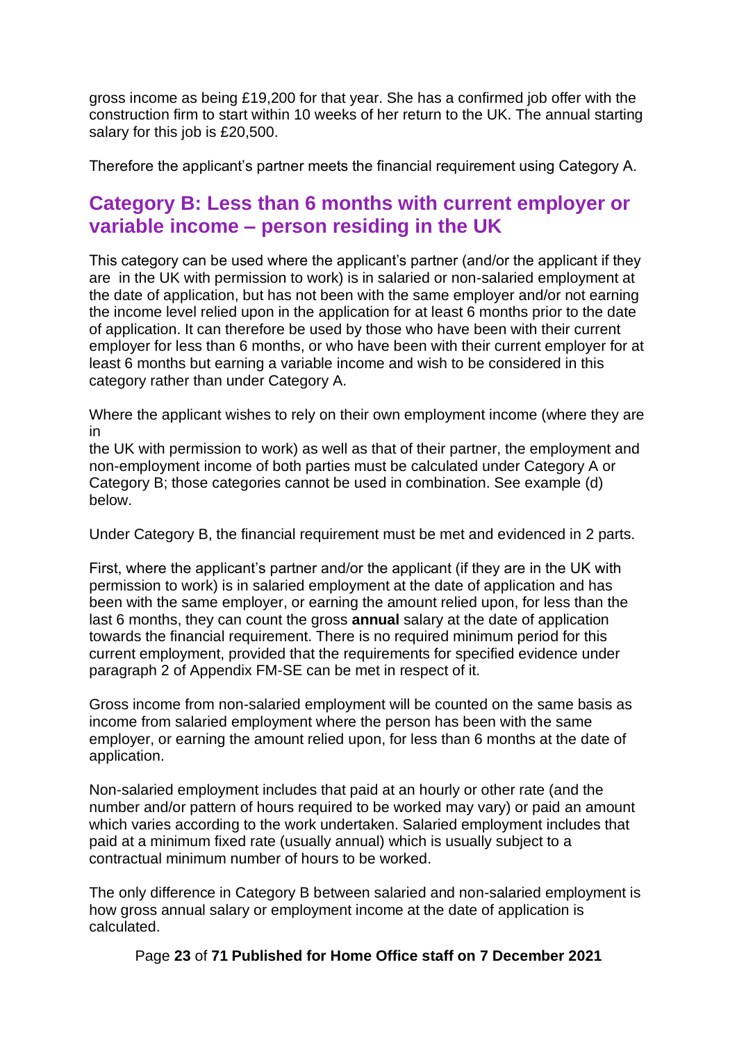gross income as being £19,200 for that year. She has a confirmed job offer with the construction firm to start within 10 weeks of her return to the UK. The annual starting salary for this job is £20,500.

Therefore the applicant's partner meets the financial requirement using Category A.

## Category B: Less than 6 months with current employer or variable income – person residing in the UK

This category can be used where the applicant's partner (and/or the applicant if they are in the UK with permission to work) is in salaried or non-salaried employment at the date of application, but has not been with the same employer and/or not earning the income level relied upon in the application for at least 6 months prior to the date of application. It can therefore be used by those who have been with their current employer for less than 6 months, or who have been with their current employer for at least 6 months but earning a variable income and wish to be considered in this category rather than under Category A.

Where the applicant wishes to rely on their own employment income (where they are in the UK with permission to work) as well as that of their partner, the employment and non-employment income of both parties must be calculated under Category A or Category B; those categories cannot be used in combination. See example (d) below.

Under Category B, the financial requirement must be met and evidenced in 2 parts.

First, where the applicant's partner and/or the applicant (if they are in the UK with permission to work) is in salaried employment at the date of application and has been with the same employer, or earning the amount relied upon, for less than the last 6 months, they can count the gross **annual** salary at the date of application towards the financial requirement. There is no required minimum period for this current employment, provided that the requirements for specified evidence under paragraph 2 of Appendix FM-SE can be met in respect of it.

Gross income from non-salaried employment will be counted on the same basis as income from salaried employment where the person has been with the same employer, or earning the amount relied upon, for less than 6 months at the date of application.

Non-salaried employment includes that paid at an hourly or other rate (and the number and/or pattern of hours required to be worked may vary) or paid an amount which varies according to the work undertaken. Salaried employment includes that paid at a minimum fixed rate (usually annual) which is usually subject to a contractual minimum number of hours to be worked.

The only difference in Category B between salaried and non-salaried employment is how gross annual salary or employment income at the date of application is calculated.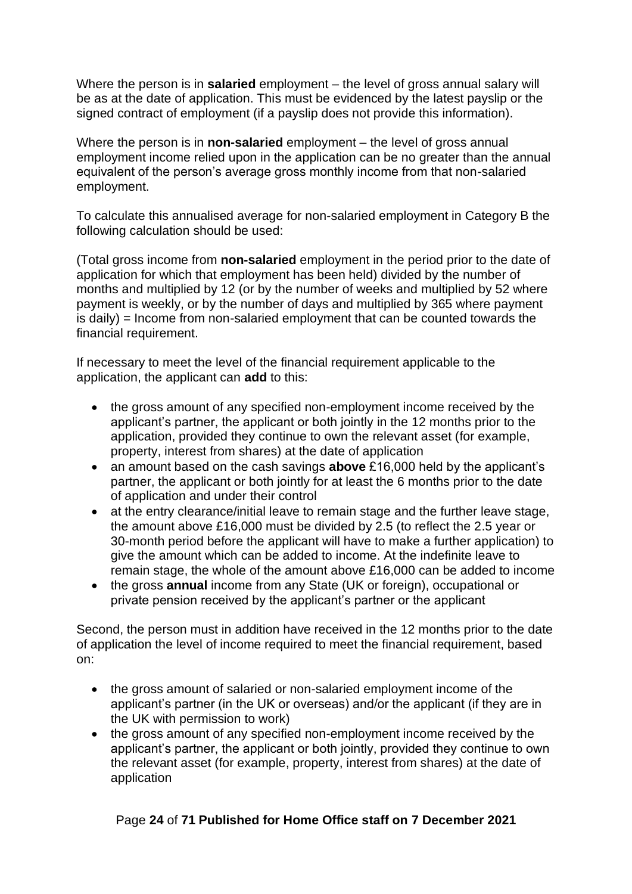Where the person is in **salaried** employment – the level of gross annual salary will be as at the date of application. This must be evidenced by the latest payslip or the signed contract of employment (if a payslip does not provide this information).

Where the person is in **non-salaried** employment – the level of gross annual employment income relied upon in the application can be no greater than the annual equivalent of the person's average gross monthly income from that non-salaried employment.

To calculate this annualised average for non-salaried employment in Category B the following calculation should be used:

(Total gross income from **non-salaried** employment in the period prior to the date of application for which that employment has been held) divided by the number of months and multiplied by 12 (or by the number of weeks and multiplied by 52 where payment is weekly, or by the number of days and multiplied by 365 where payment is daily) = Income from non-salaried employment that can be counted towards the financial requirement.

If necessary to meet the level of the financial requirement applicable to the application, the applicant can **add** to this:

- the gross amount of any specified non-employment income received by the applicant's partner, the applicant or both jointly in the 12 months prior to the application, provided they continue to own the relevant asset (for example, property, interest from shares) at the date of application
- an amount based on the cash savings **above** £16,000 held by the applicant's partner, the applicant or both jointly for at least the 6 months prior to the date of application and under their control
- at the entry clearance/initial leave to remain stage and the further leave stage, the amount above £16,000 must be divided by 2.5 (to reflect the 2.5 year or 30-month period before the applicant will have to make a further application) to give the amount which can be added to income. At the indefinite leave to remain stage, the whole of the amount above £16,000 can be added to income
- the gross **annual** income from any State (UK or foreign), occupational or private pension received by the applicant's partner or the applicant

Second, the person must in addition have received in the 12 months prior to the date of application the level of income required to meet the financial requirement, based on:

- the gross amount of salaried or non-salaried employment income of the applicant's partner (in the UK or overseas) and/or the applicant (if they are in the UK with permission to work)
- the gross amount of any specified non-employment income received by the applicant's partner, the applicant or both jointly, provided they continue to own the relevant asset (for example, property, interest from shares) at the date of application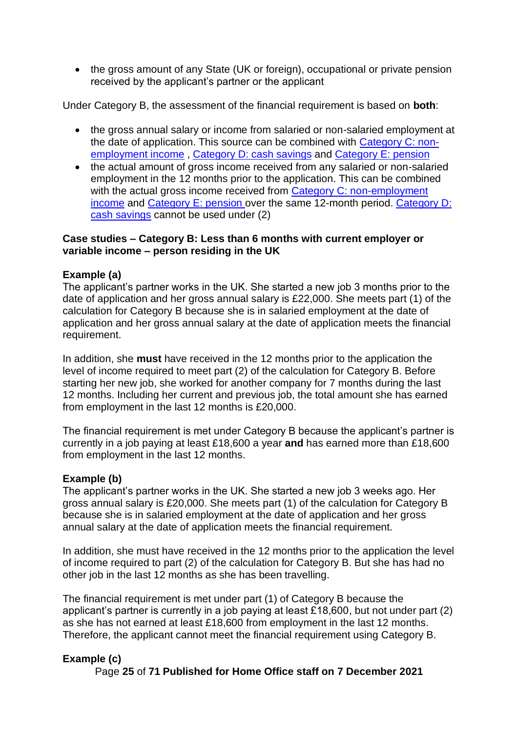- the gross amount of any State (UK or foreign), occupational or private pension received by the applicant's partner or the applicant

Under Category B, the assessment of the financial requirement is based on **both**:

- the gross annual salary or income from salaried or non-salaried employment at the date of application. This source can be combined with [Category C: non-employment income](#) , [Category D: cash savings](#) and [Category E: pension](#)
- the actual amount of gross income received from any salaried or non-salaried employment in the 12 months prior to the application. This can be combined with the actual gross income received from [Category C: non-employment income](#) and [Category E: pension](#) over the same 12-month period. [Category D: cash savings](#) cannot be used under (2)

### Case studies – Category B: Less than 6 months with current employer or variable income – person residing in the UK

**Example (a)**
The applicant's partner works in the UK. She started a new job 3 months prior to the date of application and her gross annual salary is £22,000. She meets part (1) of the calculation for Category B because she is in salaried employment at the date of application and her gross annual salary at the date of application meets the financial requirement.

In addition, she **must** have received in the 12 months prior to the application the level of income required to meet part (2) of the calculation for Category B. Before starting her new job, she worked for another company for 7 months during the last 12 months. Including her current and previous job, the total amount she has earned from employment in the last 12 months is £20,000.

The financial requirement is met under Category B because the applicant's partner is currently in a job paying at least £18,600 a year **and** has earned more than £18,600 from employment in the last 12 months.

**Example (b)**
The applicant's partner works in the UK. She started a new job 3 weeks ago. Her gross annual salary is £20,000. She meets part (1) of the calculation for Category B because she is in salaried employment at the date of application and her gross annual salary at the date of application meets the financial requirement.

In addition, she must have received in the 12 months prior to the application the level of income required to part (2) of the calculation for Category B. But she has had no other job in the last 12 months as she has been travelling.

The financial requirement is met under part (1) of Category B because the applicant's partner is currently in a job paying at least £18,600, but not under part (2) as she has not earned at least £18,600 from employment in the last 12 months. Therefore, the applicant cannot meet the financial requirement using Category B.

**Example (c)**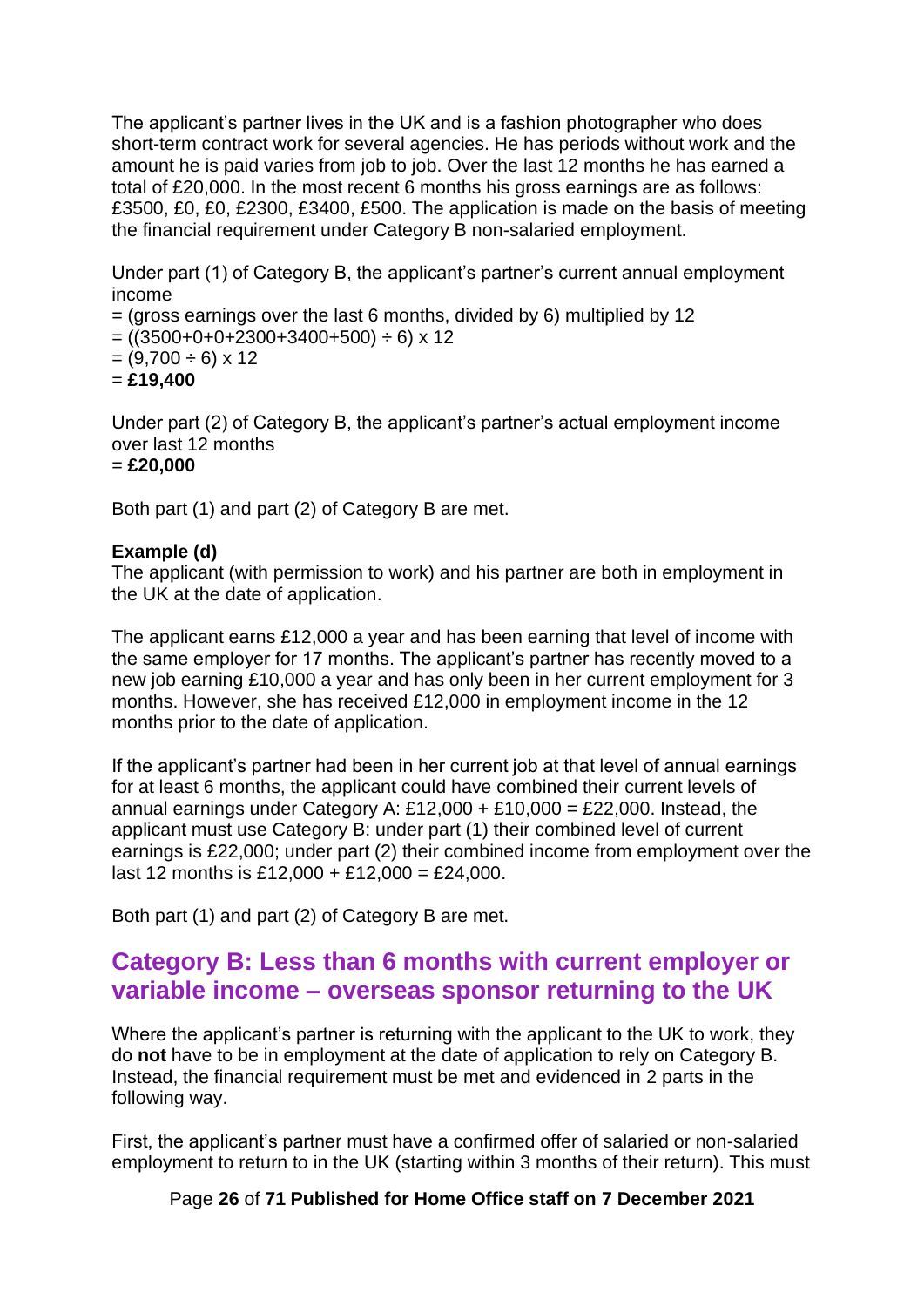The applicant's partner lives in the UK and is a fashion photographer who does short-term contract work for several agencies. He has periods without work and the amount he is paid varies from job to job. Over the last 12 months he has earned a total of £20,000. In the most recent 6 months his gross earnings are as follows: £3500, £0, £0, £2300, £3400, £500. The application is made on the basis of meeting the financial requirement under Category B non-salaried employment.

Under part (1) of Category B, the applicant's partner's current annual employment income
= (gross earnings over the last 6 months, divided by 6) multiplied by 12
= ((3500+0+0+2300+3400+500) ÷ 6) x 12
= (9,700 ÷ 6) x 12
= **£19,400**

Under part (2) of Category B, the applicant's partner's actual employment income over last 12 months
= **£20,000**

Both part (1) and part (2) of Category B are met.

**Example (d)**
The applicant (with permission to work) and his partner are both in employment in the UK at the date of application.

The applicant earns £12,000 a year and has been earning that level of income with the same employer for 17 months. The applicant's partner has recently moved to a new job earning £10,000 a year and has only been in her current employment for 3 months. However, she has received £12,000 in employment income in the 12 months prior to the date of application.

If the applicant's partner had been in her current job at that level of annual earnings for at least 6 months, the applicant could have combined their current levels of annual earnings under Category A: £12,000 + £10,000 = £22,000. Instead, the applicant must use Category B: under part (1) their combined level of current earnings is £22,000; under part (2) their combined income from employment over the last 12 months is £12,000 + £12,000 = £24,000.

Both part (1) and part (2) of Category B are met.

## Category B: Less than 6 months with current employer or variable income – overseas sponsor returning to the UK

Where the applicant's partner is returning with the applicant to the UK to work, they do **not** have to be in employment at the date of application to rely on Category B. Instead, the financial requirement must be met and evidenced in 2 parts in the following way.

First, the applicant's partner must have a confirmed offer of salaried or non-salaried employment to return to in the UK (starting within 3 months of their return). This must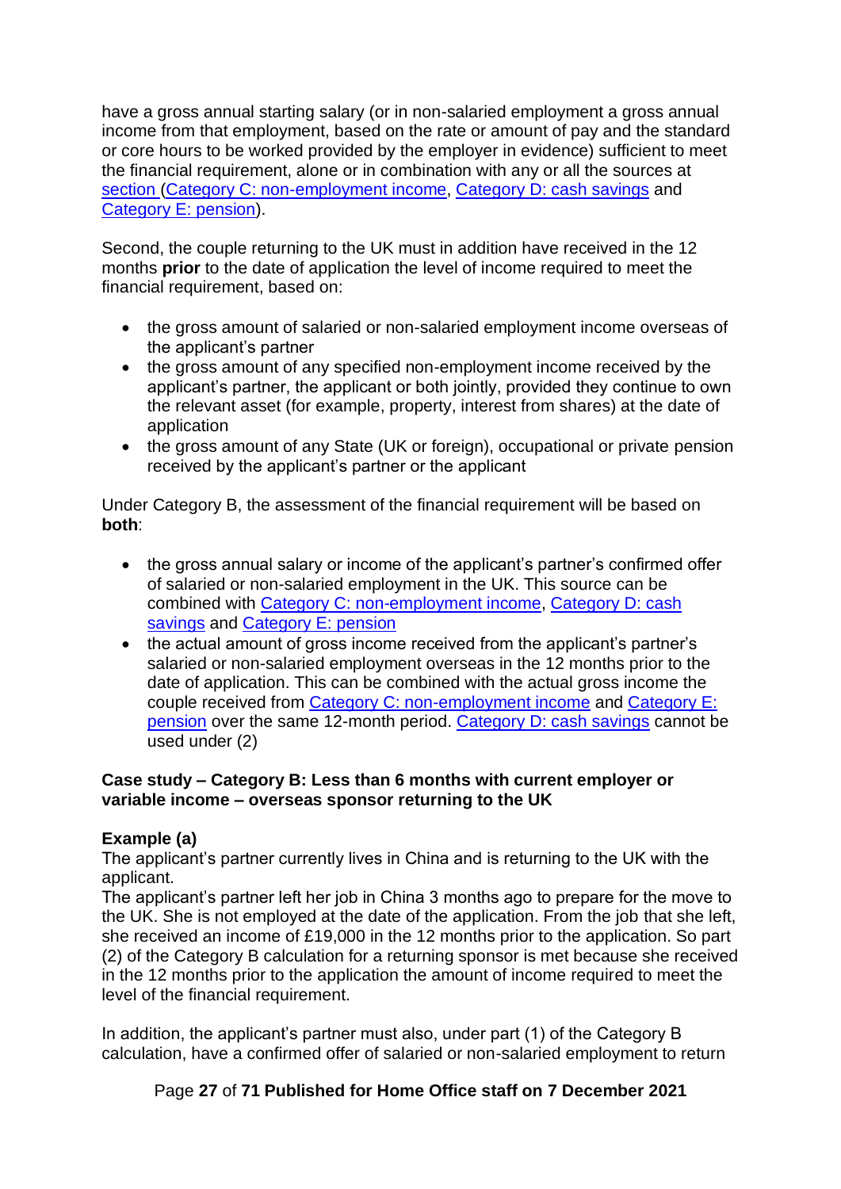have a gross annual starting salary (or in non-salaried employment a gross annual income from that employment, based on the rate or amount of pay and the standard or core hours to be worked provided by the employer in evidence) sufficient to meet the financial requirement, alone or in combination with any or all the sources at section (Category C: non-employment income, Category D: cash savings and Category E: pension).

Second, the couple returning to the UK must in addition have received in the 12 months **prior** to the date of application the level of income required to meet the financial requirement, based on:

- the gross amount of salaried or non-salaried employment income overseas of the applicant's partner
- the gross amount of any specified non-employment income received by the applicant's partner, the applicant or both jointly, provided they continue to own the relevant asset (for example, property, interest from shares) at the date of application
- the gross amount of any State (UK or foreign), occupational or private pension received by the applicant's partner or the applicant

Under Category B, the assessment of the financial requirement will be based on **both**:

- the gross annual salary or income of the applicant's partner's confirmed offer of salaried or non-salaried employment in the UK. This source can be combined with Category C: non-employment income, Category D: cash savings and Category E: pension
- the actual amount of gross income received from the applicant's partner's salaried or non-salaried employment overseas in the 12 months prior to the date of application. This can be combined with the actual gross income the couple received from Category C: non-employment income and Category E: pension over the same 12-month period. Category D: cash savings cannot be used under (2)

**Case study – Category B: Less than 6 months with current employer or variable income – overseas sponsor returning to the UK**

**Example (a)**

The applicant's partner currently lives in China and is returning to the UK with the applicant.

The applicant's partner left her job in China 3 months ago to prepare for the move to the UK. She is not employed at the date of the application. From the job that she left, she received an income of £19,000 in the 12 months prior to the application. So part (2) of the Category B calculation for a returning sponsor is met because she received in the 12 months prior to the application the amount of income required to meet the level of the financial requirement.

In addition, the applicant's partner must also, under part (1) of the Category B calculation, have a confirmed offer of salaried or non-salaried employment to return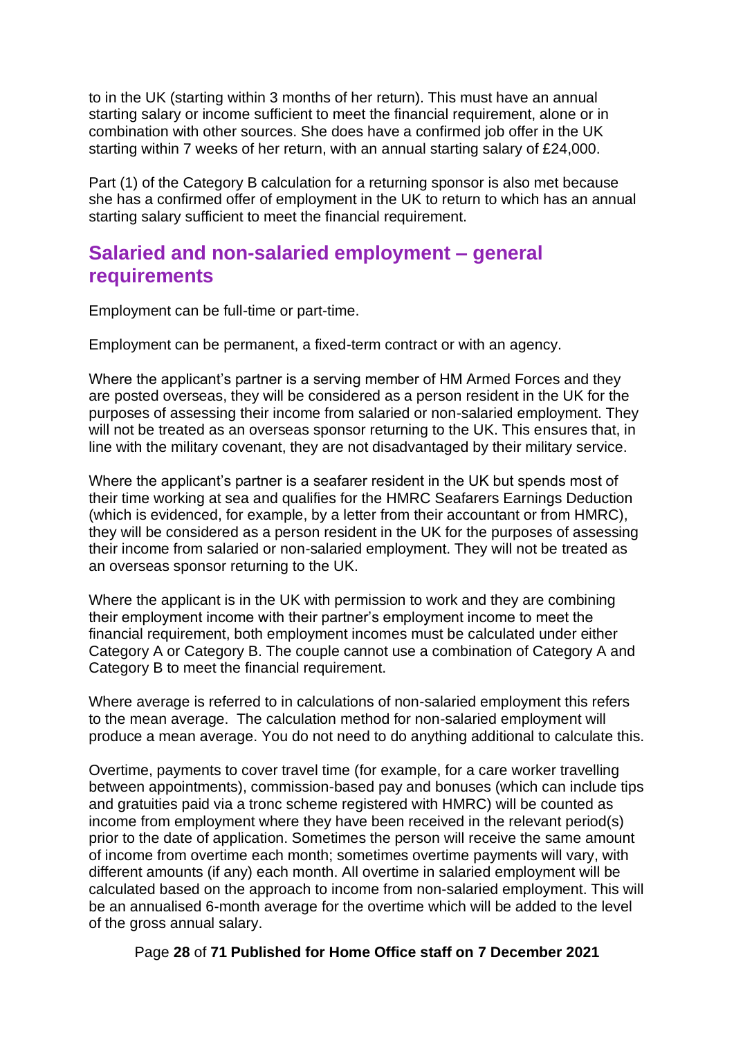to in the UK (starting within 3 months of her return). This must have an annual starting salary or income sufficient to meet the financial requirement, alone or in combination with other sources. She does have a confirmed job offer in the UK starting within 7 weeks of her return, with an annual starting salary of £24,000.

Part (1) of the Category B calculation for a returning sponsor is also met because she has a confirmed offer of employment in the UK to return to which has an annual starting salary sufficient to meet the financial requirement.

## Salaried and non-salaried employment – general requirements

Employment can be full-time or part-time.

Employment can be permanent, a fixed-term contract or with an agency.

Where the applicant's partner is a serving member of HM Armed Forces and they are posted overseas, they will be considered as a person resident in the UK for the purposes of assessing their income from salaried or non-salaried employment. They will not be treated as an overseas sponsor returning to the UK. This ensures that, in line with the military covenant, they are not disadvantaged by their military service.

Where the applicant's partner is a seafarer resident in the UK but spends most of their time working at sea and qualifies for the HMRC Seafarers Earnings Deduction (which is evidenced, for example, by a letter from their accountant or from HMRC), they will be considered as a person resident in the UK for the purposes of assessing their income from salaried or non-salaried employment. They will not be treated as an overseas sponsor returning to the UK.

Where the applicant is in the UK with permission to work and they are combining their employment income with their partner's employment income to meet the financial requirement, both employment incomes must be calculated under either Category A or Category B. The couple cannot use a combination of Category A and Category B to meet the financial requirement.

Where average is referred to in calculations of non-salaried employment this refers to the mean average. The calculation method for non-salaried employment will produce a mean average. You do not need to do anything additional to calculate this.

Overtime, payments to cover travel time (for example, for a care worker travelling between appointments), commission-based pay and bonuses (which can include tips and gratuities paid via a tronc scheme registered with HMRC) will be counted as income from employment where they have been received in the relevant period(s) prior to the date of application. Sometimes the person will receive the same amount of income from overtime each month; sometimes overtime payments will vary, with different amounts (if any) each month. All overtime in salaried employment will be calculated based on the approach to income from non-salaried employment. This will be an annualised 6-month average for the overtime which will be added to the level of the gross annual salary.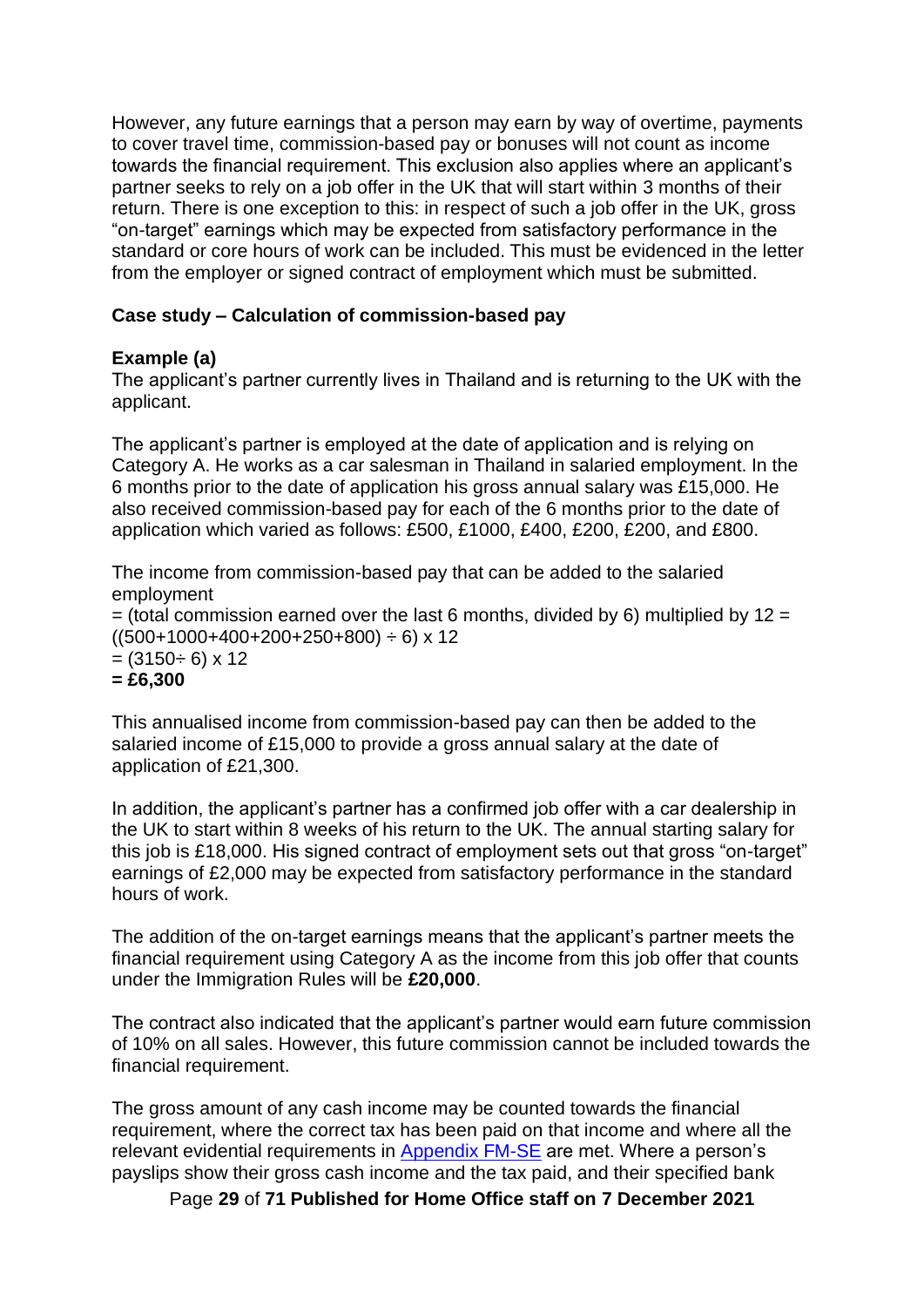However, any future earnings that a person may earn by way of overtime, payments to cover travel time, commission-based pay or bonuses will not count as income towards the financial requirement. This exclusion also applies where an applicant's partner seeks to rely on a job offer in the UK that will start within 3 months of their return. There is one exception to this: in respect of such a job offer in the UK, gross "on-target" earnings which may be expected from satisfactory performance in the standard or core hours of work can be included. This must be evidenced in the letter from the employer or signed contract of employment which must be submitted.

**Case study – Calculation of commission-based pay**

**Example (a)**

The applicant's partner currently lives in Thailand and is returning to the UK with the applicant.

The applicant's partner is employed at the date of application and is relying on Category A. He works as a car salesman in Thailand in salaried employment. In the 6 months prior to the date of application his gross annual salary was £15,000. He also received commission-based pay for each of the 6 months prior to the date of application which varied as follows: £500, £1000, £400, £200, £200, and £800.

The income from commission-based pay that can be added to the salaried employment
= (total commission earned over the last 6 months, divided by 6) multiplied by 12 = ((500+1000+400+200+250+800) ÷ 6) x 12
= (3150÷ 6) x 12
**= £6,300**

This annualised income from commission-based pay can then be added to the salaried income of £15,000 to provide a gross annual salary at the date of application of £21,300.

In addition, the applicant's partner has a confirmed job offer with a car dealership in the UK to start within 8 weeks of his return to the UK. The annual starting salary for this job is £18,000. His signed contract of employment sets out that gross "on-target" earnings of £2,000 may be expected from satisfactory performance in the standard hours of work.

The addition of the on-target earnings means that the applicant's partner meets the financial requirement using Category A as the income from this job offer that counts under the Immigration Rules will be **£20,000**.

The contract also indicated that the applicant's partner would earn future commission of 10% on all sales. However, this future commission cannot be included towards the financial requirement.

The gross amount of any cash income may be counted towards the financial requirement, where the correct tax has been paid on that income and where all the relevant evidential requirements in Appendix FM-SE are met. Where a person's payslips show their gross cash income and the tax paid, and their specified bank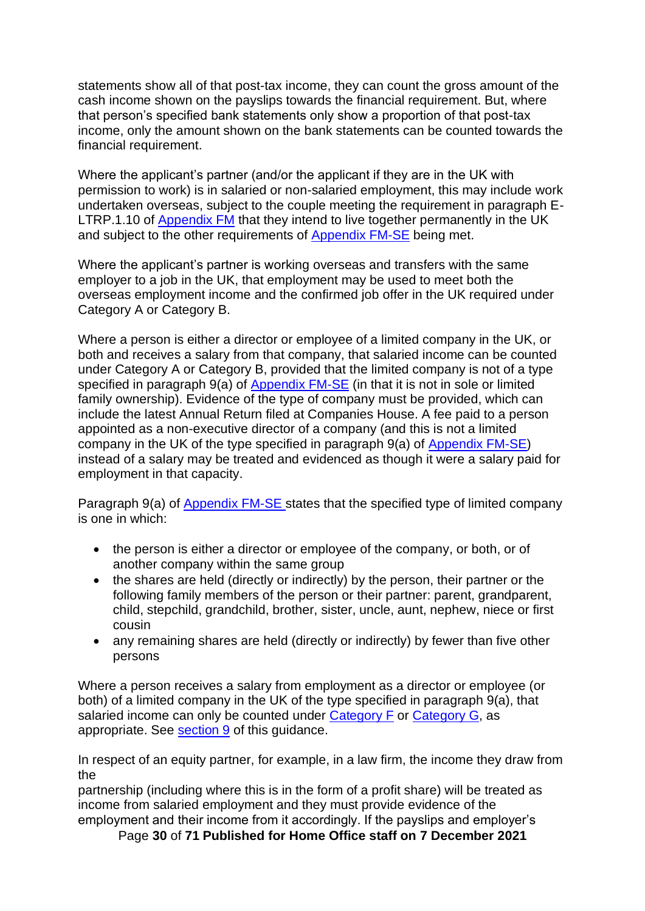statements show all of that post-tax income, they can count the gross amount of the cash income shown on the payslips towards the financial requirement. But, where that person's specified bank statements only show a proportion of that post-tax income, only the amount shown on the bank statements can be counted towards the financial requirement.

Where the applicant's partner (and/or the applicant if they are in the UK with permission to work) is in salaried or non-salaried employment, this may include work undertaken overseas, subject to the couple meeting the requirement in paragraph E-LTRP.1.10 of Appendix FM that they intend to live together permanently in the UK and subject to the other requirements of Appendix FM-SE being met.

Where the applicant's partner is working overseas and transfers with the same employer to a job in the UK, that employment may be used to meet both the overseas employment income and the confirmed job offer in the UK required under Category A or Category B.

Where a person is either a director or employee of a limited company in the UK, or both and receives a salary from that company, that salaried income can be counted under Category A or Category B, provided that the limited company is not of a type specified in paragraph 9(a) of Appendix FM-SE (in that it is not in sole or limited family ownership). Evidence of the type of company must be provided, which can include the latest Annual Return filed at Companies House. A fee paid to a person appointed as a non-executive director of a company (and this is not a limited company in the UK of the type specified in paragraph 9(a) of Appendix FM-SE) instead of a salary may be treated and evidenced as though it were a salary paid for employment in that capacity.

Paragraph 9(a) of Appendix FM-SE states that the specified type of limited company is one in which:

- the person is either a director or employee of the company, or both, or of another company within the same group
- the shares are held (directly or indirectly) by the person, their partner or the following family members of the person or their partner: parent, grandparent, child, stepchild, grandchild, brother, sister, uncle, aunt, nephew, niece or first cousin
- any remaining shares are held (directly or indirectly) by fewer than five other persons

Where a person receives a salary from employment as a director or employee (or both) of a limited company in the UK of the type specified in paragraph 9(a), that salaried income can only be counted under Category F or Category G, as appropriate. See section 9 of this guidance.

In respect of an equity partner, for example, in a law firm, the income they draw from the partnership (including where this is in the form of a profit share) will be treated as income from salaried employment and they must provide evidence of the employment and their income from it accordingly. If the payslips and employer's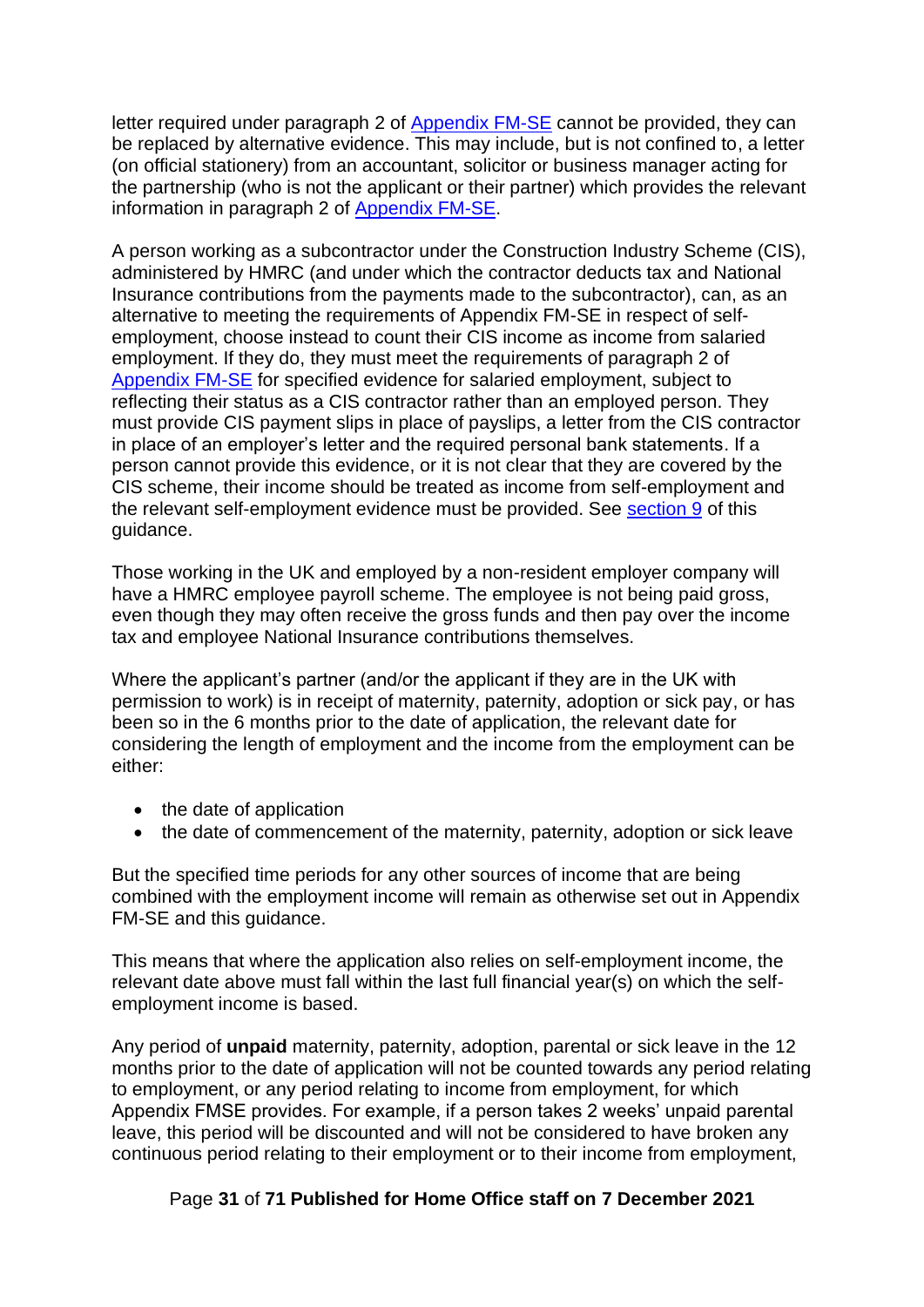letter required under paragraph 2 of Appendix FM-SE cannot be provided, they can be replaced by alternative evidence. This may include, but is not confined to, a letter (on official stationery) from an accountant, solicitor or business manager acting for the partnership (who is not the applicant or their partner) which provides the relevant information in paragraph 2 of Appendix FM-SE.

A person working as a subcontractor under the Construction Industry Scheme (CIS), administered by HMRC (and under which the contractor deducts tax and National Insurance contributions from the payments made to the subcontractor), can, as an alternative to meeting the requirements of Appendix FM-SE in respect of self-employment, choose instead to count their CIS income as income from salaried employment. If they do, they must meet the requirements of paragraph 2 of Appendix FM-SE for specified evidence for salaried employment, subject to reflecting their status as a CIS contractor rather than an employed person. They must provide CIS payment slips in place of payslips, a letter from the CIS contractor in place of an employer's letter and the required personal bank statements. If a person cannot provide this evidence, or it is not clear that they are covered by the CIS scheme, their income should be treated as income from self-employment and the relevant self-employment evidence must be provided. See section 9 of this guidance.

Those working in the UK and employed by a non-resident employer company will have a HMRC employee payroll scheme. The employee is not being paid gross, even though they may often receive the gross funds and then pay over the income tax and employee National Insurance contributions themselves.

Where the applicant's partner (and/or the applicant if they are in the UK with permission to work) is in receipt of maternity, paternity, adoption or sick pay, or has been so in the 6 months prior to the date of application, the relevant date for considering the length of employment and the income from the employment can be either:

- the date of application
- the date of commencement of the maternity, paternity, adoption or sick leave

But the specified time periods for any other sources of income that are being combined with the employment income will remain as otherwise set out in Appendix FM-SE and this guidance.

This means that where the application also relies on self-employment income, the relevant date above must fall within the last full financial year(s) on which the self-employment income is based.

Any period of **unpaid** maternity, paternity, adoption, parental or sick leave in the 12 months prior to the date of application will not be counted towards any period relating to employment, or any period relating to income from employment, for which Appendix FMSE provides. For example, if a person takes 2 weeks' unpaid parental leave, this period will be discounted and will not be considered to have broken any continuous period relating to their employment or to their income from employment,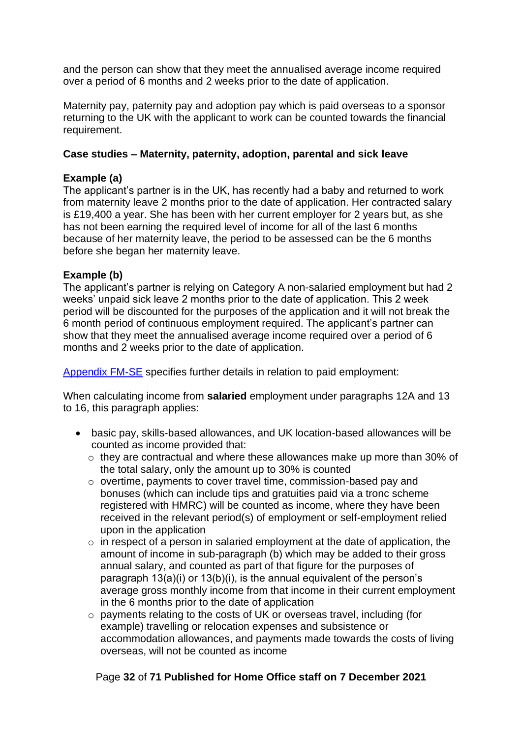and the person can show that they meet the annualised average income required over a period of 6 months and 2 weeks prior to the date of application.

Maternity pay, paternity pay and adoption pay which is paid overseas to a sponsor returning to the UK with the applicant to work can be counted towards the financial requirement.

**Case studies – Maternity, paternity, adoption, parental and sick leave**

**Example (a)**
The applicant's partner is in the UK, has recently had a baby and returned to work from maternity leave 2 months prior to the date of application. Her contracted salary is £19,400 a year. She has been with her current employer for 2 years but, as she has not been earning the required level of income for all of the last 6 months because of her maternity leave, the period to be assessed can be the 6 months before she began her maternity leave.

**Example (b)**
The applicant's partner is relying on Category A non-salaried employment but had 2 weeks' unpaid sick leave 2 months prior to the date of application. This 2 week period will be discounted for the purposes of the application and it will not break the 6 month period of continuous employment required. The applicant's partner can show that they meet the annualised average income required over a period of 6 months and 2 weeks prior to the date of application.

[Appendix FM-SE] specifies further details in relation to paid employment:

When calculating income from **salaried** employment under paragraphs 12A and 13 to 16, this paragraph applies:

- basic pay, skills-based allowances, and UK location-based allowances will be counted as income provided that:
  - they are contractual and where these allowances make up more than 30% of the total salary, only the amount up to 30% is counted
  - overtime, payments to cover travel time, commission-based pay and bonuses (which can include tips and gratuities paid via a tronc scheme registered with HMRC) will be counted as income, where they have been received in the relevant period(s) of employment or self-employment relied upon in the application
  - in respect of a person in salaried employment at the date of application, the amount of income in sub-paragraph (b) which may be added to their gross annual salary, and counted as part of that figure for the purposes of paragraph 13(a)(i) or 13(b)(i), is the annual equivalent of the person's average gross monthly income from that income in their current employment in the 6 months prior to the date of application
  - payments relating to the costs of UK or overseas travel, including (for example) travelling or relocation expenses and subsistence or accommodation allowances, and payments made towards the costs of living overseas, will not be counted as income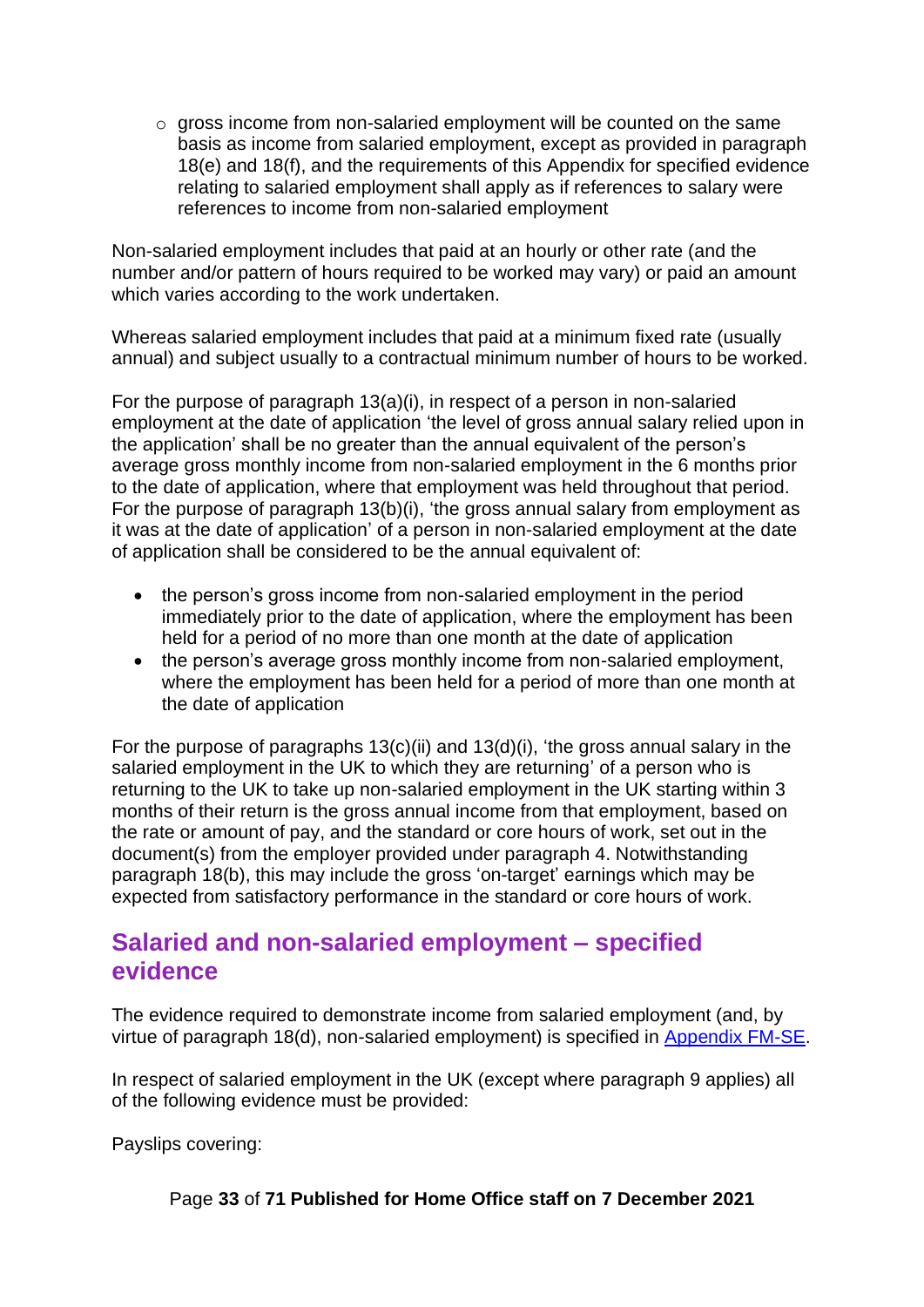- gross income from non-salaried employment will be counted on the same basis as income from salaried employment, except as provided in paragraph 18(e) and 18(f), and the requirements of this Appendix for specified evidence relating to salaried employment shall apply as if references to salary were references to income from non-salaried employment

Non-salaried employment includes that paid at an hourly or other rate (and the number and/or pattern of hours required to be worked may vary) or paid an amount which varies according to the work undertaken.

Whereas salaried employment includes that paid at a minimum fixed rate (usually annual) and subject usually to a contractual minimum number of hours to be worked.

For the purpose of paragraph 13(a)(i), in respect of a person in non-salaried employment at the date of application 'the level of gross annual salary relied upon in the application' shall be no greater than the annual equivalent of the person's average gross monthly income from non-salaried employment in the 6 months prior to the date of application, where that employment was held throughout that period. For the purpose of paragraph 13(b)(i), 'the gross annual salary from employment as it was at the date of application' of a person in non-salaried employment at the date of application shall be considered to be the annual equivalent of:

- the person's gross income from non-salaried employment in the period immediately prior to the date of application, where the employment has been held for a period of no more than one month at the date of application
- the person's average gross monthly income from non-salaried employment, where the employment has been held for a period of more than one month at the date of application

For the purpose of paragraphs 13(c)(ii) and 13(d)(i), 'the gross annual salary in the salaried employment in the UK to which they are returning' of a person who is returning to the UK to take up non-salaried employment in the UK starting within 3 months of their return is the gross annual income from that employment, based on the rate or amount of pay, and the standard or core hours of work, set out in the document(s) from the employer provided under paragraph 4. Notwithstanding paragraph 18(b), this may include the gross 'on-target' earnings which may be expected from satisfactory performance in the standard or core hours of work.

## Salaried and non-salaried employment – specified evidence

The evidence required to demonstrate income from salaried employment (and, by virtue of paragraph 18(d), non-salaried employment) is specified in Appendix FM-SE.

In respect of salaried employment in the UK (except where paragraph 9 applies) all of the following evidence must be provided:

Payslips covering: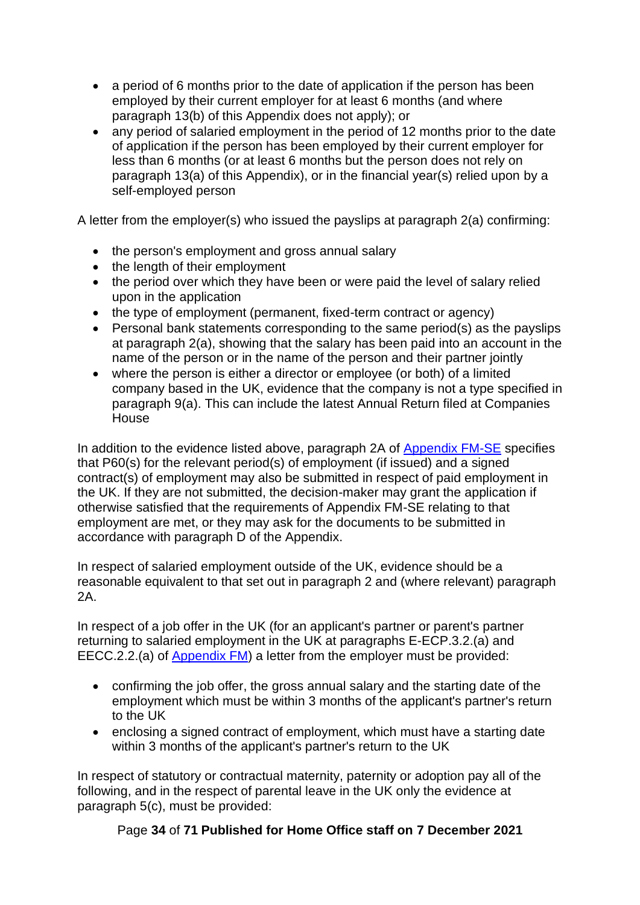- a period of 6 months prior to the date of application if the person has been employed by their current employer for at least 6 months (and where paragraph 13(b) of this Appendix does not apply); or
- any period of salaried employment in the period of 12 months prior to the date of application if the person has been employed by their current employer for less than 6 months (or at least 6 months but the person does not rely on paragraph 13(a) of this Appendix), or in the financial year(s) relied upon by a self-employed person

A letter from the employer(s) who issued the payslips at paragraph 2(a) confirming:

- the person's employment and gross annual salary
- the length of their employment
- the period over which they have been or were paid the level of salary relied upon in the application
- the type of employment (permanent, fixed-term contract or agency)
- Personal bank statements corresponding to the same period(s) as the payslips at paragraph 2(a), showing that the salary has been paid into an account in the name of the person or in the name of the person and their partner jointly
- where the person is either a director or employee (or both) of a limited company based in the UK, evidence that the company is not a type specified in paragraph 9(a). This can include the latest Annual Return filed at Companies House

In addition to the evidence listed above, paragraph 2A of [Appendix FM-SE](Appendix FM-SE) specifies that P60(s) for the relevant period(s) of employment (if issued) and a signed contract(s) of employment may also be submitted in respect of paid employment in the UK. If they are not submitted, the decision-maker may grant the application if otherwise satisfied that the requirements of Appendix FM-SE relating to that employment are met, or they may ask for the documents to be submitted in accordance with paragraph D of the Appendix.

In respect of salaried employment outside of the UK, evidence should be a reasonable equivalent to that set out in paragraph 2 and (where relevant) paragraph 2A.

In respect of a job offer in the UK (for an applicant's partner or parent's partner returning to salaried employment in the UK at paragraphs E-ECP.3.2.(a) and EECC.2.2.(a) of [Appendix FM](Appendix FM)) a letter from the employer must be provided:

- confirming the job offer, the gross annual salary and the starting date of the employment which must be within 3 months of the applicant's partner's return to the UK
- enclosing a signed contract of employment, which must have a starting date within 3 months of the applicant's partner's return to the UK

In respect of statutory or contractual maternity, paternity or adoption pay all of the following, and in the respect of parental leave in the UK only the evidence at paragraph 5(c), must be provided: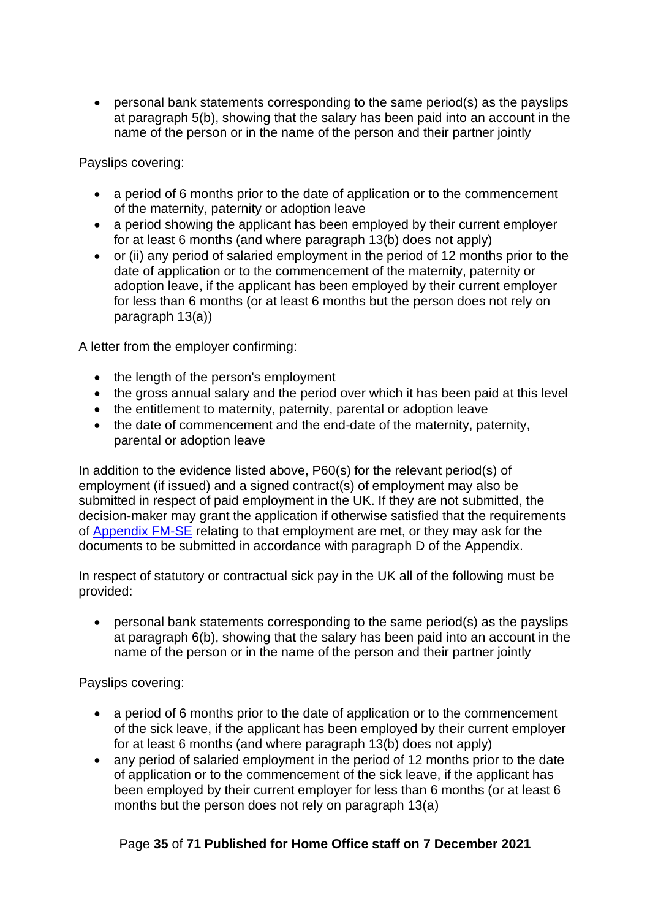- personal bank statements corresponding to the same period(s) as the payslips at paragraph 5(b), showing that the salary has been paid into an account in the name of the person or in the name of the person and their partner jointly

Payslips covering:

- a period of 6 months prior to the date of application or to the commencement of the maternity, paternity or adoption leave
- a period showing the applicant has been employed by their current employer for at least 6 months (and where paragraph 13(b) does not apply)
- or (ii) any period of salaried employment in the period of 12 months prior to the date of application or to the commencement of the maternity, paternity or adoption leave, if the applicant has been employed by their current employer for less than 6 months (or at least 6 months but the person does not rely on paragraph 13(a))

A letter from the employer confirming:

- the length of the person's employment
- the gross annual salary and the period over which it has been paid at this level
- the entitlement to maternity, paternity, parental or adoption leave
- the date of commencement and the end-date of the maternity, paternity, parental or adoption leave

In addition to the evidence listed above, P60(s) for the relevant period(s) of employment (if issued) and a signed contract(s) of employment may also be submitted in respect of paid employment in the UK. If they are not submitted, the decision-maker may grant the application if otherwise satisfied that the requirements of [Appendix FM-SE]() relating to that employment are met, or they may ask for the documents to be submitted in accordance with paragraph D of the Appendix.

In respect of statutory or contractual sick pay in the UK all of the following must be provided:

- personal bank statements corresponding to the same period(s) as the payslips at paragraph 6(b), showing that the salary has been paid into an account in the name of the person or in the name of the person and their partner jointly

Payslips covering:

- a period of 6 months prior to the date of application or to the commencement of the sick leave, if the applicant has been employed by their current employer for at least 6 months (and where paragraph 13(b) does not apply)
- any period of salaried employment in the period of 12 months prior to the date of application or to the commencement of the sick leave, if the applicant has been employed by their current employer for less than 6 months (or at least 6 months but the person does not rely on paragraph 13(a)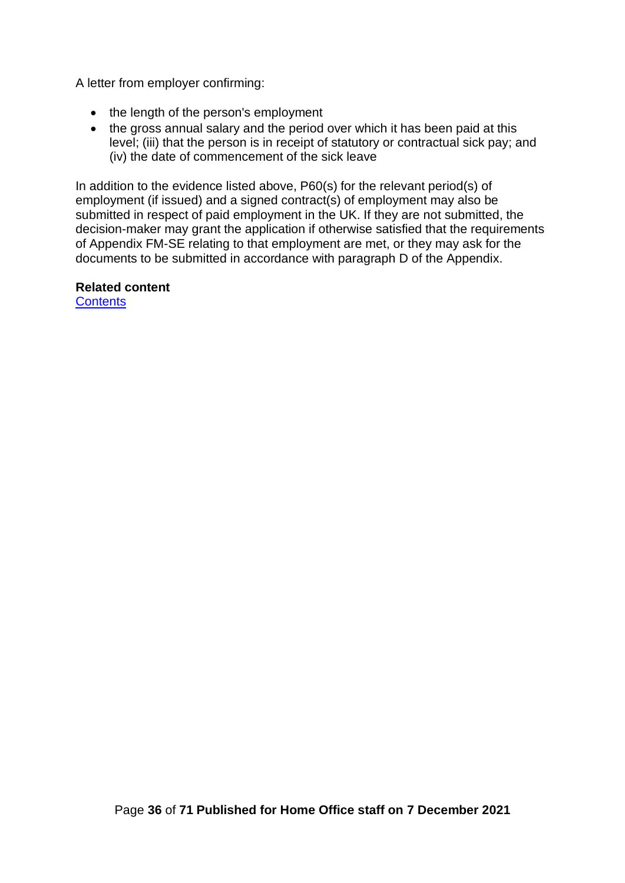A letter from employer confirming:

- the length of the person's employment
- the gross annual salary and the period over which it has been paid at this level; (iii) that the person is in receipt of statutory or contractual sick pay; and (iv) the date of commencement of the sick leave

In addition to the evidence listed above, P60(s) for the relevant period(s) of employment (if issued) and a signed contract(s) of employment may also be submitted in respect of paid employment in the UK. If they are not submitted, the decision-maker may grant the application if otherwise satisfied that the requirements of Appendix FM-SE relating to that employment are met, or they may ask for the documents to be submitted in accordance with paragraph D of the Appendix.

**Related content**
Contents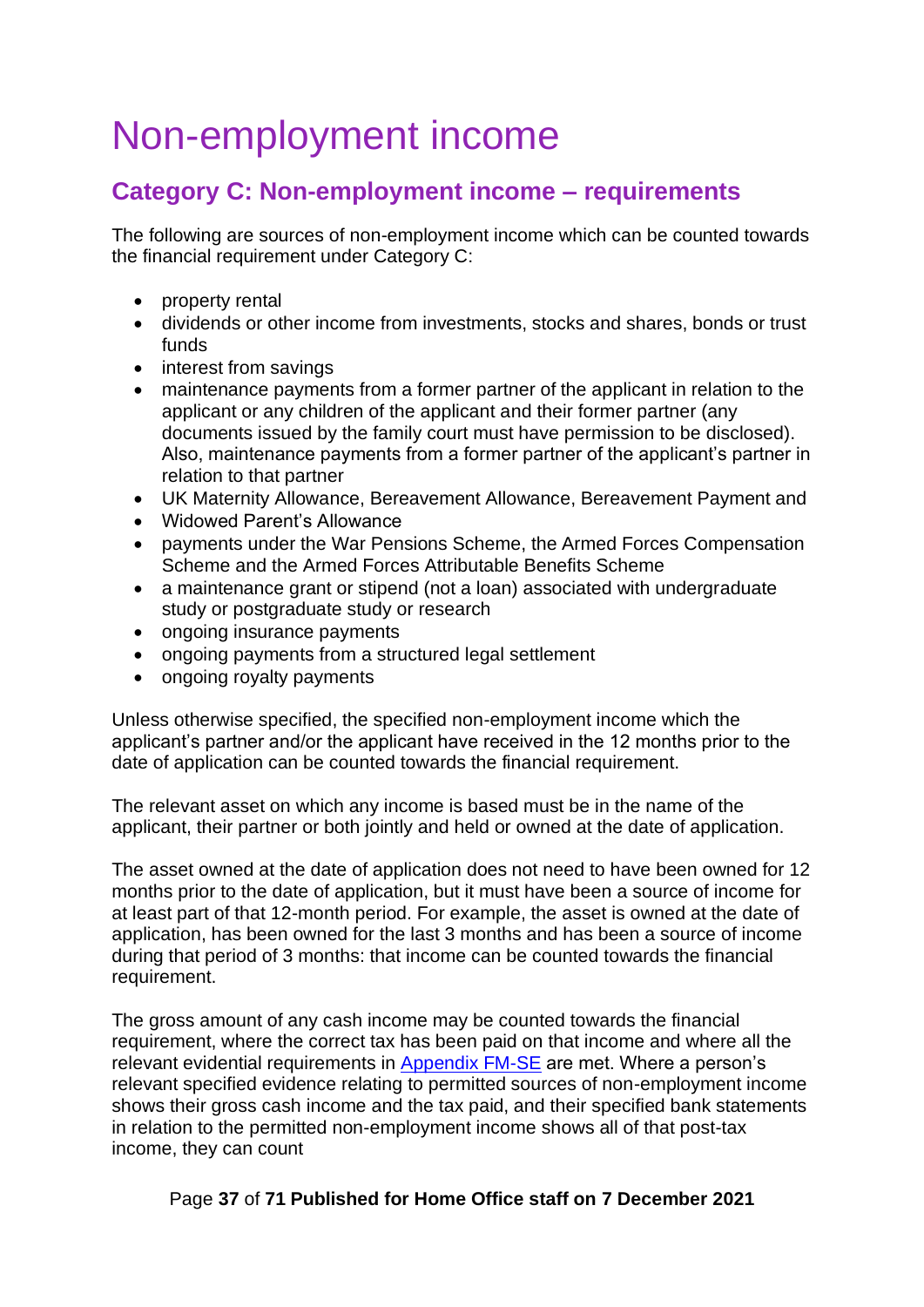# Non-employment income

## Category C: Non-employment income – requirements

The following are sources of non-employment income which can be counted towards the financial requirement under Category C:

- property rental
- dividends or other income from investments, stocks and shares, bonds or trust funds
- interest from savings
- maintenance payments from a former partner of the applicant in relation to the applicant or any children of the applicant and their former partner (any documents issued by the family court must have permission to be disclosed). Also, maintenance payments from a former partner of the applicant's partner in relation to that partner
- UK Maternity Allowance, Bereavement Allowance, Bereavement Payment and
- Widowed Parent's Allowance
- payments under the War Pensions Scheme, the Armed Forces Compensation Scheme and the Armed Forces Attributable Benefits Scheme
- a maintenance grant or stipend (not a loan) associated with undergraduate study or postgraduate study or research
- ongoing insurance payments
- ongoing payments from a structured legal settlement
- ongoing royalty payments

Unless otherwise specified, the specified non-employment income which the applicant's partner and/or the applicant have received in the 12 months prior to the date of application can be counted towards the financial requirement.

The relevant asset on which any income is based must be in the name of the applicant, their partner or both jointly and held or owned at the date of application.

The asset owned at the date of application does not need to have been owned for 12 months prior to the date of application, but it must have been a source of income for at least part of that 12-month period. For example, the asset is owned at the date of application, has been owned for the last 3 months and has been a source of income during that period of 3 months: that income can be counted towards the financial requirement.

The gross amount of any cash income may be counted towards the financial requirement, where the correct tax has been paid on that income and where all the relevant evidential requirements in [Appendix FM-SE](#) are met. Where a person's relevant specified evidence relating to permitted sources of non-employment income shows their gross cash income and the tax paid, and their specified bank statements in relation to the permitted non-employment income shows all of that post-tax income, they can count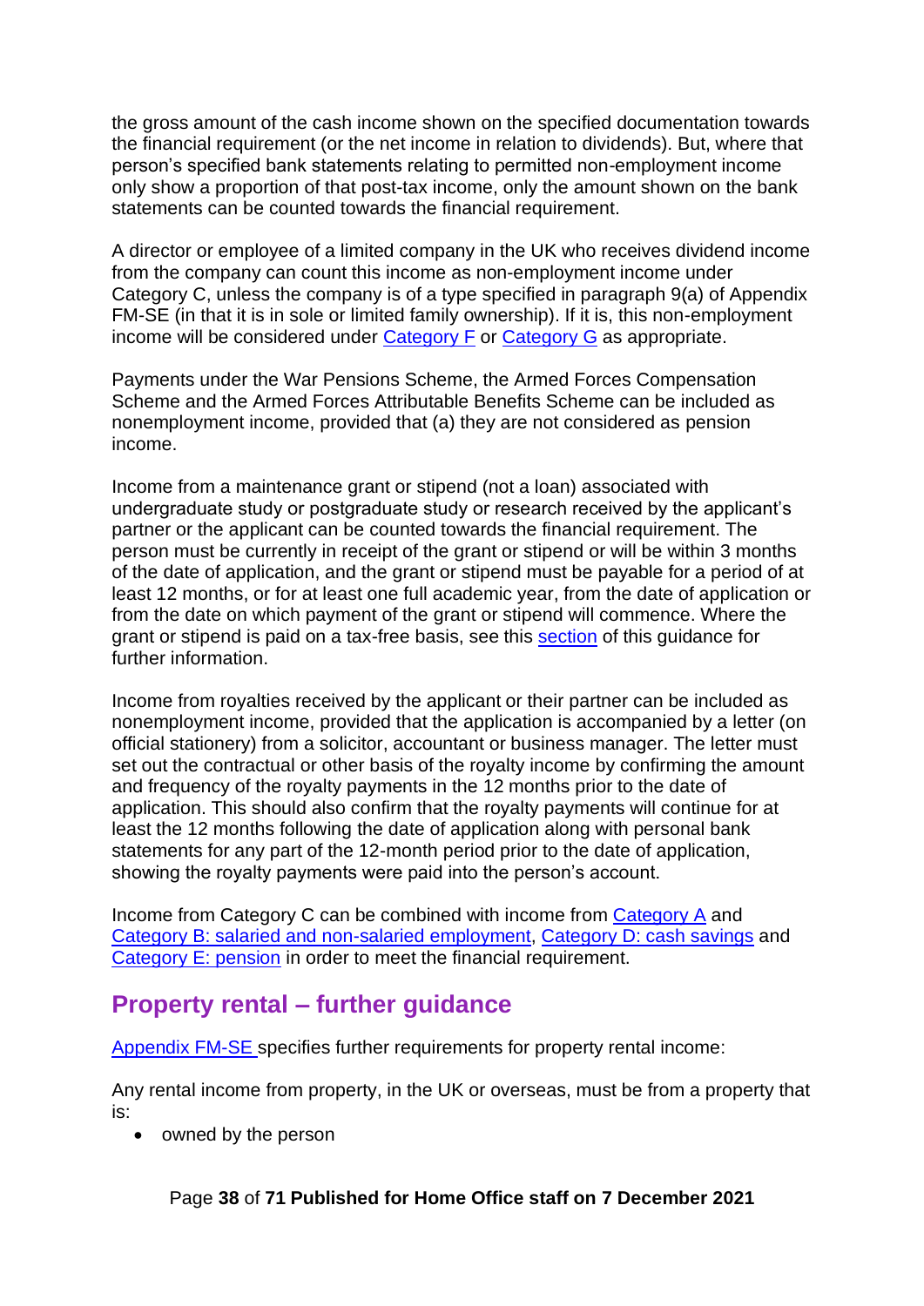the gross amount of the cash income shown on the specified documentation towards the financial requirement (or the net income in relation to dividends). But, where that person's specified bank statements relating to permitted non-employment income only show a proportion of that post-tax income, only the amount shown on the bank statements can be counted towards the financial requirement.

A director or employee of a limited company in the UK who receives dividend income from the company can count this income as non-employment income under Category C, unless the company is of a type specified in paragraph 9(a) of Appendix FM-SE (in that it is in sole or limited family ownership). If it is, this non-employment income will be considered under Category F or Category G as appropriate.

Payments under the War Pensions Scheme, the Armed Forces Compensation Scheme and the Armed Forces Attributable Benefits Scheme can be included as nonemployment income, provided that (a) they are not considered as pension income.

Income from a maintenance grant or stipend (not a loan) associated with undergraduate study or postgraduate study or research received by the applicant's partner or the applicant can be counted towards the financial requirement. The person must be currently in receipt of the grant or stipend or will be within 3 months of the date of application, and the grant or stipend must be payable for a period of at least 12 months, or for at least one full academic year, from the date of application or from the date on which payment of the grant or stipend will commence. Where the grant or stipend is paid on a tax-free basis, see this section of this guidance for further information.

Income from royalties received by the applicant or their partner can be included as nonemployment income, provided that the application is accompanied by a letter (on official stationery) from a solicitor, accountant or business manager. The letter must set out the contractual or other basis of the royalty income by confirming the amount and frequency of the royalty payments in the 12 months prior to the date of application. This should also confirm that the royalty payments will continue for at least the 12 months following the date of application along with personal bank statements for any part of the 12-month period prior to the date of application, showing the royalty payments were paid into the person's account.

Income from Category C can be combined with income from Category A and Category B: salaried and non-salaried employment, Category D: cash savings and Category E: pension in order to meet the financial requirement.

## Property rental – further guidance

Appendix FM-SE specifies further requirements for property rental income:

Any rental income from property, in the UK or overseas, must be from a property that is:

- owned by the person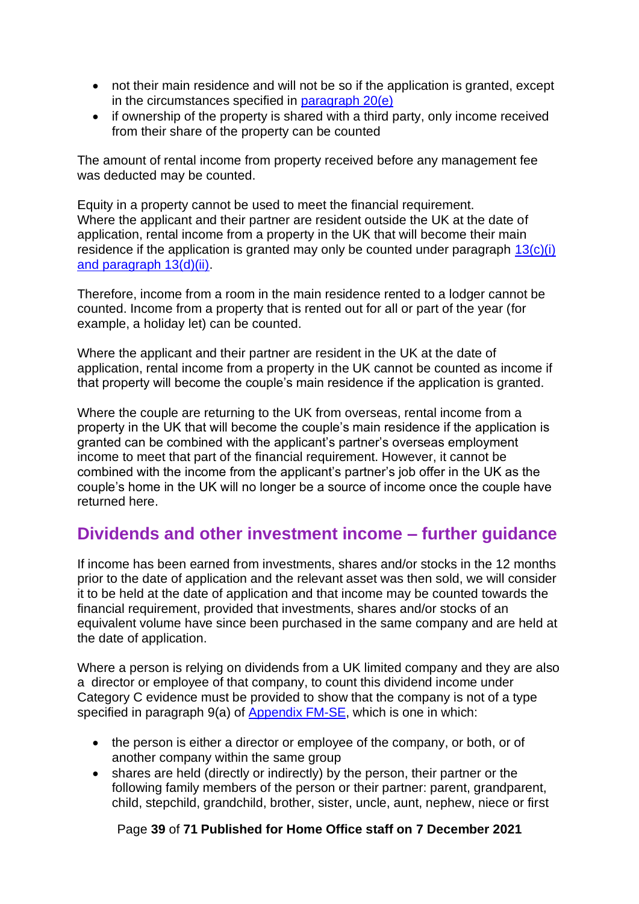- not their main residence and will not be so if the application is granted, except in the circumstances specified in [paragraph 20(e)](#)
- if ownership of the property is shared with a third party, only income received from their share of the property can be counted

The amount of rental income from property received before any management fee was deducted may be counted.

Equity in a property cannot be used to meet the financial requirement. Where the applicant and their partner are resident outside the UK at the date of application, rental income from a property in the UK that will become their main residence if the application is granted may only be counted under paragraph [13(c)(i) and paragraph 13(d)(ii)](#).

Therefore, income from a room in the main residence rented to a lodger cannot be counted. Income from a property that is rented out for all or part of the year (for example, a holiday let) can be counted.

Where the applicant and their partner are resident in the UK at the date of application, rental income from a property in the UK cannot be counted as income if that property will become the couple's main residence if the application is granted.

Where the couple are returning to the UK from overseas, rental income from a property in the UK that will become the couple's main residence if the application is granted can be combined with the applicant's partner's overseas employment income to meet that part of the financial requirement. However, it cannot be combined with the income from the applicant's partner's job offer in the UK as the couple's home in the UK will no longer be a source of income once the couple have returned here.

## Dividends and other investment income – further guidance

If income has been earned from investments, shares and/or stocks in the 12 months prior to the date of application and the relevant asset was then sold, we will consider it to be held at the date of application and that income may be counted towards the financial requirement, provided that investments, shares and/or stocks of an equivalent volume have since been purchased in the same company and are held at the date of application.

Where a person is relying on dividends from a UK limited company and they are also a director or employee of that company, to count this dividend income under Category C evidence must be provided to show that the company is not of a type specified in paragraph 9(a) of [Appendix FM-SE](#), which is one in which:

- the person is either a director or employee of the company, or both, or of another company within the same group
- shares are held (directly or indirectly) by the person, their partner or the following family members of the person or their partner: parent, grandparent, child, stepchild, grandchild, brother, sister, uncle, aunt, nephew, niece or first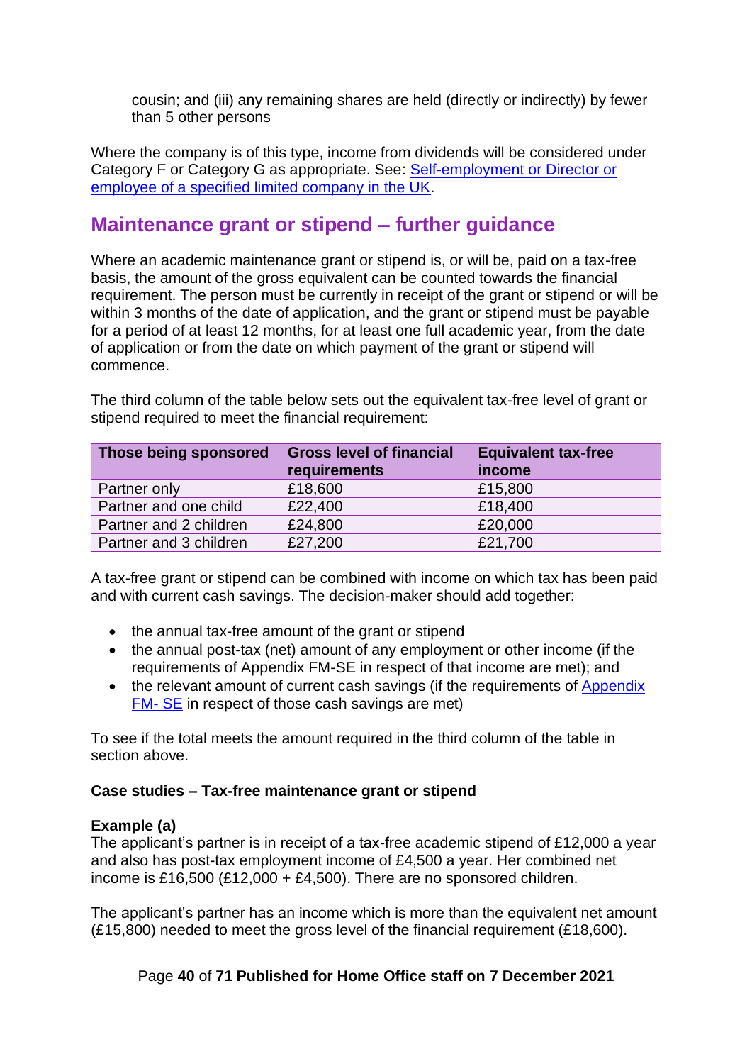cousin; and (iii) any remaining shares are held (directly or indirectly) by fewer than 5 other persons

Where the company is of this type, income from dividends will be considered under Category F or Category G as appropriate. See: [Self-employment or Director or employee of a specified limited company in the UK](#).

## Maintenance grant or stipend – further guidance

Where an academic maintenance grant or stipend is, or will be, paid on a tax-free basis, the amount of the gross equivalent can be counted towards the financial requirement. The person must be currently in receipt of the grant or stipend or will be within 3 months of the date of application, and the grant or stipend must be payable for a period of at least 12 months, for at least one full academic year, from the date of application or from the date on which payment of the grant or stipend will commence.

The third column of the table below sets out the equivalent tax-free level of grant or stipend required to meet the financial requirement:

| Those being sponsored | Gross level of financial requirements | Equivalent tax-free income |
|---|---|---|
| Partner only | £18,600 | £15,800 |
| Partner and one child | £22,400 | £18,400 |
| Partner and 2 children | £24,800 | £20,000 |
| Partner and 3 children | £27,200 | £21,700 |

A tax-free grant or stipend can be combined with income on which tax has been paid and with current cash savings. The decision-maker should add together:

- the annual tax-free amount of the grant or stipend
- the annual post-tax (net) amount of any employment or other income (if the requirements of Appendix FM-SE in respect of that income are met); and
- the relevant amount of current cash savings (if the requirements of [Appendix FM- SE](#) in respect of those cash savings are met)

To see if the total meets the amount required in the third column of the table in section above.

**Case studies – Tax-free maintenance grant or stipend**

**Example (a)**
The applicant's partner is in receipt of a tax-free academic stipend of £12,000 a year and also has post-tax employment income of £4,500 a year. Her combined net income is £16,500 (£12,000 + £4,500). There are no sponsored children.

The applicant's partner has an income which is more than the equivalent net amount (£15,800) needed to meet the gross level of the financial requirement (£18,600).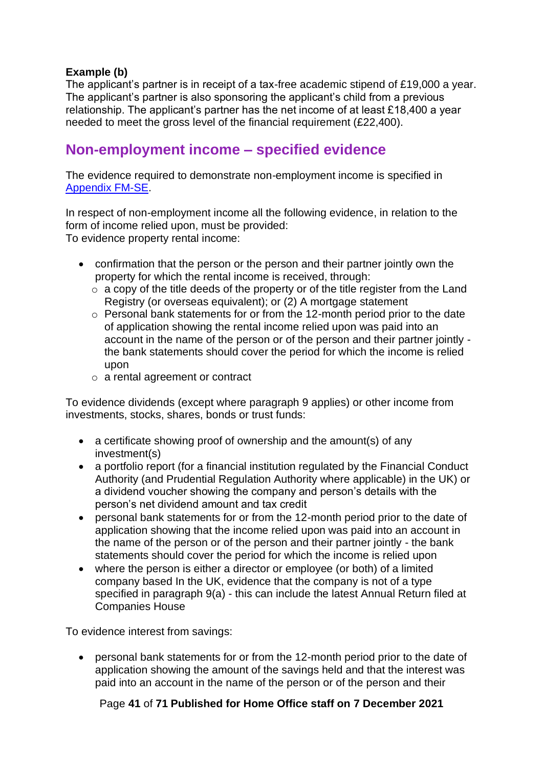**Example (b)**
The applicant's partner is in receipt of a tax-free academic stipend of £19,000 a year. The applicant's partner is also sponsoring the applicant's child from a previous relationship. The applicant's partner has the net income of at least £18,400 a year needed to meet the gross level of the financial requirement (£22,400).

## Non-employment income – specified evidence

The evidence required to demonstrate non-employment income is specified in [Appendix FM-SE](#).

In respect of non-employment income all the following evidence, in relation to the form of income relied upon, must be provided:
To evidence property rental income:

- confirmation that the person or the person and their partner jointly own the property for which the rental income is received, through:
  - a copy of the title deeds of the property or of the title register from the Land Registry (or overseas equivalent); or (2) A mortgage statement
  - Personal bank statements for or from the 12-month period prior to the date of application showing the rental income relied upon was paid into an account in the name of the person or of the person and their partner jointly - the bank statements should cover the period for which the income is relied upon
  - a rental agreement or contract

To evidence dividends (except where paragraph 9 applies) or other income from investments, stocks, shares, bonds or trust funds:

- a certificate showing proof of ownership and the amount(s) of any investment(s)
- a portfolio report (for a financial institution regulated by the Financial Conduct Authority (and Prudential Regulation Authority where applicable) in the UK) or a dividend voucher showing the company and person's details with the person's net dividend amount and tax credit
- personal bank statements for or from the 12-month period prior to the date of application showing that the income relied upon was paid into an account in the name of the person or of the person and their partner jointly - the bank statements should cover the period for which the income is relied upon
- where the person is either a director or employee (or both) of a limited company based In the UK, evidence that the company is not of a type specified in paragraph 9(a) - this can include the latest Annual Return filed at Companies House

To evidence interest from savings:

- personal bank statements for or from the 12-month period prior to the date of application showing the amount of the savings held and that the interest was paid into an account in the name of the person or of the person and their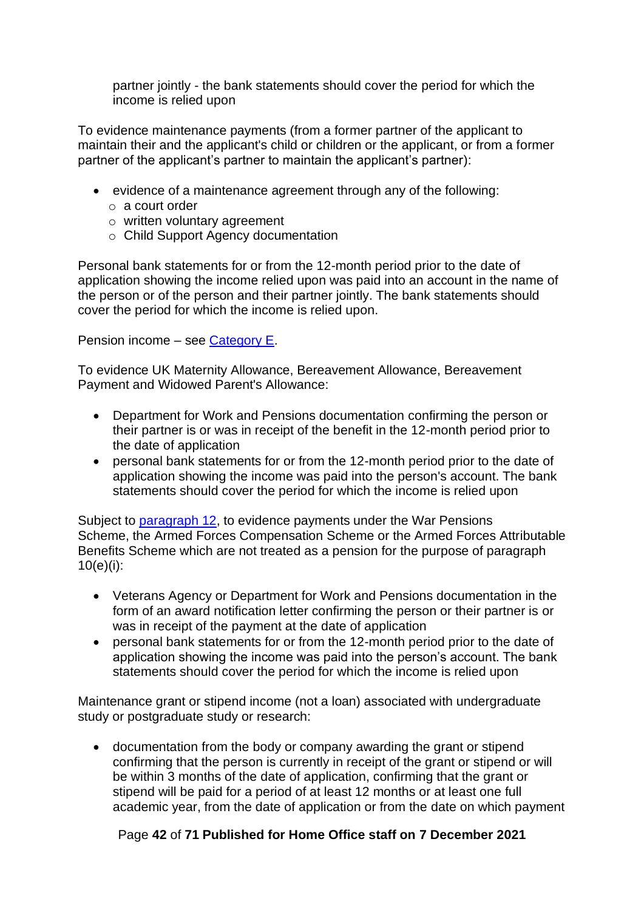partner jointly - the bank statements should cover the period for which the income is relied upon

To evidence maintenance payments (from a former partner of the applicant to maintain their and the applicant's child or children or the applicant, or from a former partner of the applicant's partner to maintain the applicant's partner):

- evidence of a maintenance agreement through any of the following:
  - a court order
  - written voluntary agreement
  - Child Support Agency documentation

Personal bank statements for or from the 12-month period prior to the date of application showing the income relied upon was paid into an account in the name of the person or of the person and their partner jointly. The bank statements should cover the period for which the income is relied upon.

Pension income – see [Category E](#).

To evidence UK Maternity Allowance, Bereavement Allowance, Bereavement Payment and Widowed Parent's Allowance:

- Department for Work and Pensions documentation confirming the person or their partner is or was in receipt of the benefit in the 12-month period prior to the date of application
- personal bank statements for or from the 12-month period prior to the date of application showing the income was paid into the person's account. The bank statements should cover the period for which the income is relied upon

Subject to [paragraph 12](#), to evidence payments under the War Pensions Scheme, the Armed Forces Compensation Scheme or the Armed Forces Attributable Benefits Scheme which are not treated as a pension for the purpose of paragraph 10(e)(i):

- Veterans Agency or Department for Work and Pensions documentation in the form of an award notification letter confirming the person or their partner is or was in receipt of the payment at the date of application
- personal bank statements for or from the 12-month period prior to the date of application showing the income was paid into the person's account. The bank statements should cover the period for which the income is relied upon

Maintenance grant or stipend income (not a loan) associated with undergraduate study or postgraduate study or research:

- documentation from the body or company awarding the grant or stipend confirming that the person is currently in receipt of the grant or stipend or will be within 3 months of the date of application, confirming that the grant or stipend will be paid for a period of at least 12 months or at least one full academic year, from the date of application or from the date on which payment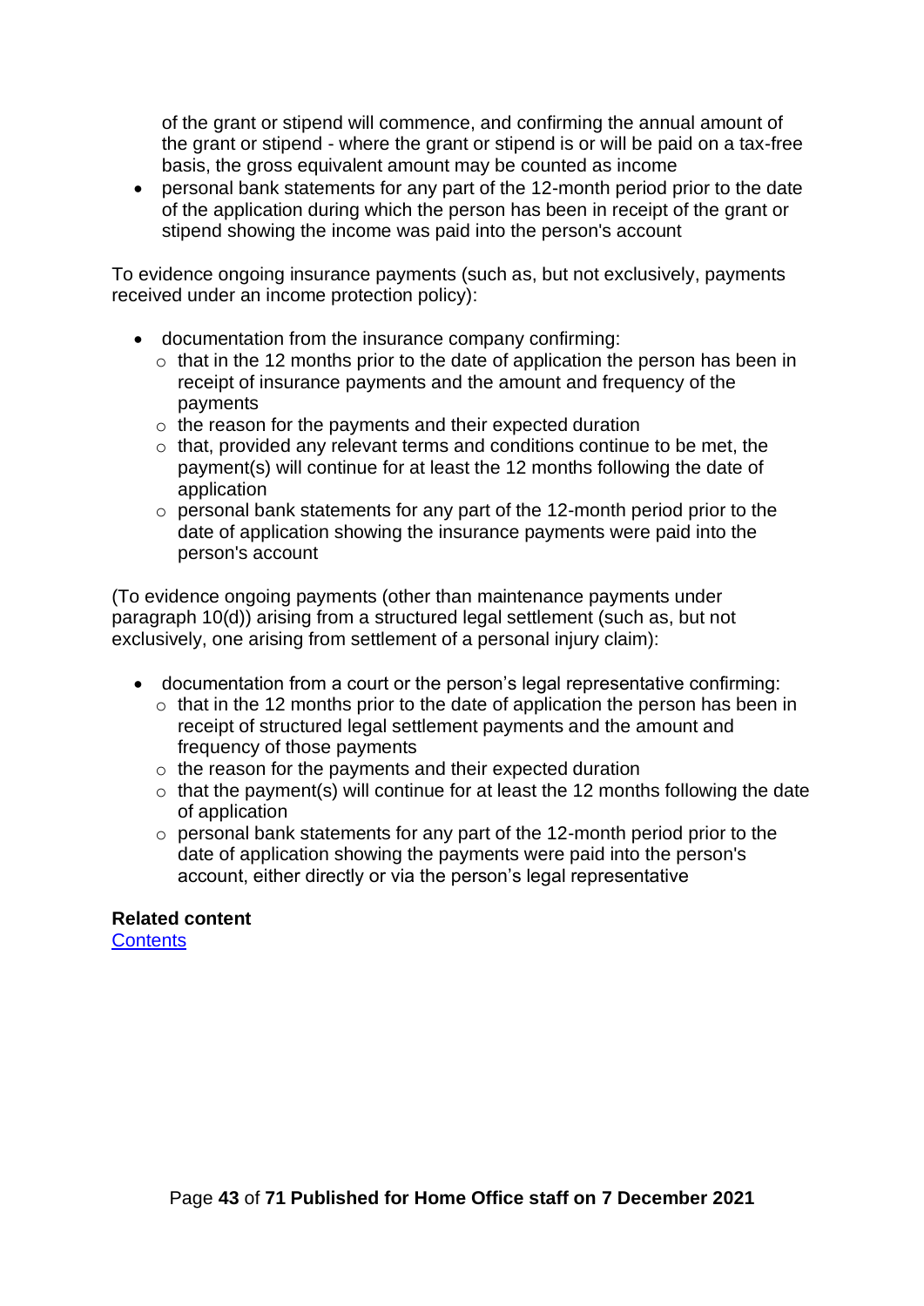of the grant or stipend will commence, and confirming the annual amount of the grant or stipend - where the grant or stipend is or will be paid on a tax-free basis, the gross equivalent amount may be counted as income
- personal bank statements for any part of the 12-month period prior to the date of the application during which the person has been in receipt of the grant or stipend showing the income was paid into the person's account

To evidence ongoing insurance payments (such as, but not exclusively, payments received under an income protection policy):

- documentation from the insurance company confirming:
  - that in the 12 months prior to the date of application the person has been in receipt of insurance payments and the amount and frequency of the payments
  - the reason for the payments and their expected duration
  - that, provided any relevant terms and conditions continue to be met, the payment(s) will continue for at least the 12 months following the date of application
  - personal bank statements for any part of the 12-month period prior to the date of application showing the insurance payments were paid into the person's account

(To evidence ongoing payments (other than maintenance payments under paragraph 10(d)) arising from a structured legal settlement (such as, but not exclusively, one arising from settlement of a personal injury claim):

- documentation from a court or the person's legal representative confirming:
  - that in the 12 months prior to the date of application the person has been in receipt of structured legal settlement payments and the amount and frequency of those payments
  - the reason for the payments and their expected duration
  - that the payment(s) will continue for at least the 12 months following the date of application
  - personal bank statements for any part of the 12-month period prior to the date of application showing the payments were paid into the person's account, either directly or via the person's legal representative

**Related content**
[Contents]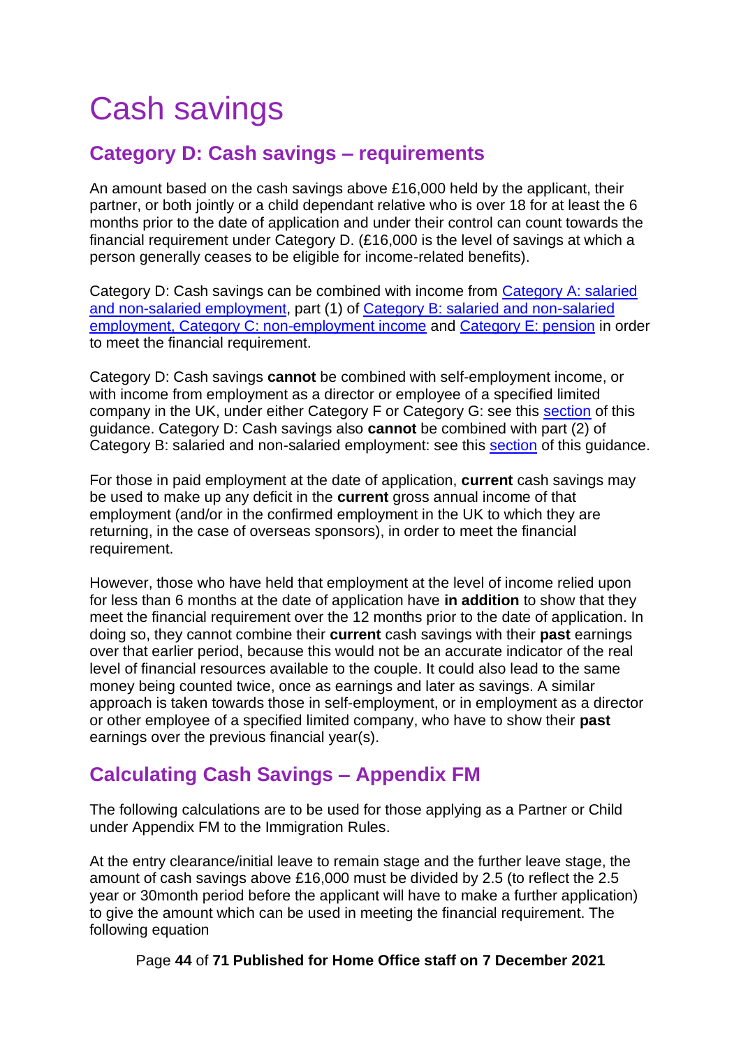# Cash savings

## Category D: Cash savings – requirements

An amount based on the cash savings above £16,000 held by the applicant, their partner, or both jointly or a child dependant relative who is over 18 for at least the 6 months prior to the date of application and under their control can count towards the financial requirement under Category D. (£16,000 is the level of savings at which a person generally ceases to be eligible for income-related benefits).

Category D: Cash savings can be combined with income from Category A: salaried and non-salaried employment, part (1) of Category B: salaried and non-salaried employment, Category C: non-employment income and Category E: pension in order to meet the financial requirement.

Category D: Cash savings **cannot** be combined with self-employment income, or with income from employment as a director or employee of a specified limited company in the UK, under either Category F or Category G: see this section of this guidance. Category D: Cash savings also **cannot** be combined with part (2) of Category B: salaried and non-salaried employment: see this section of this guidance.

For those in paid employment at the date of application, **current** cash savings may be used to make up any deficit in the **current** gross annual income of that employment (and/or in the confirmed employment in the UK to which they are returning, in the case of overseas sponsors), in order to meet the financial requirement.

However, those who have held that employment at the level of income relied upon for less than 6 months at the date of application have **in addition** to show that they meet the financial requirement over the 12 months prior to the date of application. In doing so, they cannot combine their **current** cash savings with their **past** earnings over that earlier period, because this would not be an accurate indicator of the real level of financial resources available to the couple. It could also lead to the same money being counted twice, once as earnings and later as savings. A similar approach is taken towards those in self-employment, or in employment as a director or other employee of a specified limited company, who have to show their **past** earnings over the previous financial year(s).

## Calculating Cash Savings – Appendix FM

The following calculations are to be used for those applying as a Partner or Child under Appendix FM to the Immigration Rules.

At the entry clearance/initial leave to remain stage and the further leave stage, the amount of cash savings above £16,000 must be divided by 2.5 (to reflect the 2.5 year or 30month period before the applicant will have to make a further application) to give the amount which can be used in meeting the financial requirement. The following equation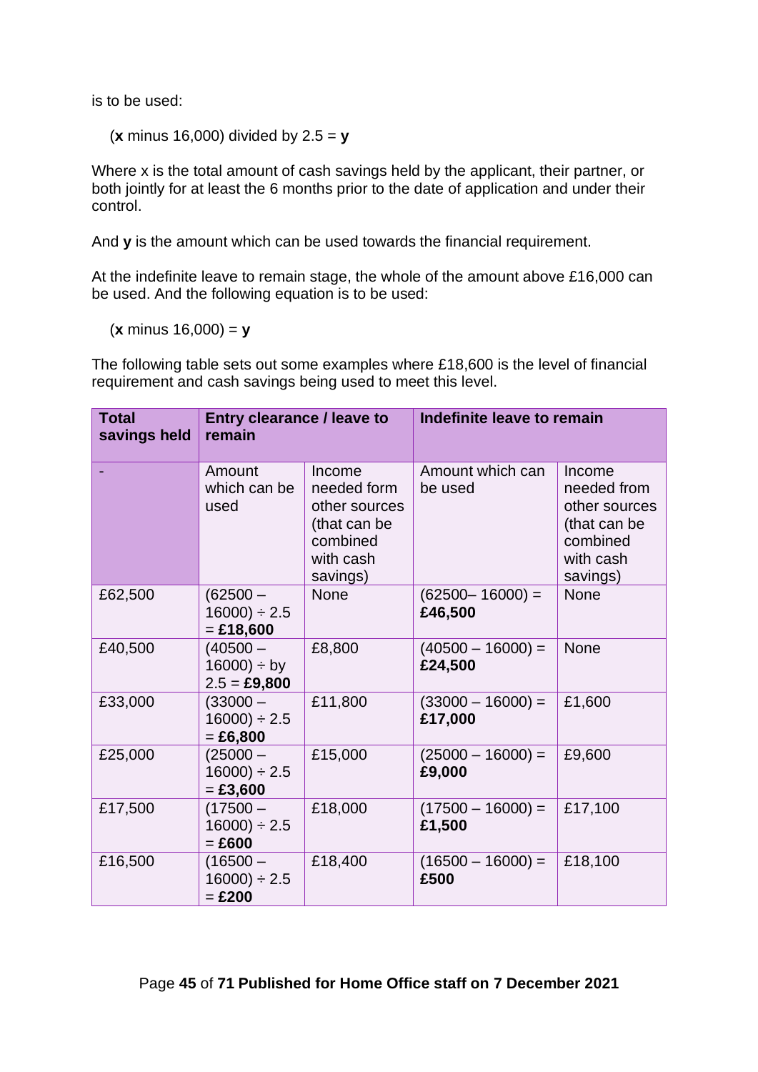is to be used:

(**x** minus 16,000) divided by 2.5 = **y**

Where x is the total amount of cash savings held by the applicant, their partner, or both jointly for at least the 6 months prior to the date of application and under their control.

And **y** is the amount which can be used towards the financial requirement.

At the indefinite leave to remain stage, the whole of the amount above £16,000 can be used. And the following equation is to be used:

(**x** minus 16,000) = **y**

The following table sets out some examples where £18,600 is the level of financial requirement and cash savings being used to meet this level.

| **Total savings held** | **Entry clearance / leave to remain** | | **Indefinite leave to remain** | |
|---|---|---|---|---|
| - | Amount which can be used | Income needed form other sources (that can be combined with cash savings) | Amount which can be used | Income needed from other sources (that can be combined with cash savings) |
| £62,500 | (62500 – 16000) ÷ 2.5 = **£18,600** | None | (62500– 16000) = **£46,500** | None |
| £40,500 | (40500 – 16000) ÷ by 2.5 = **£9,800** | £8,800 | (40500 – 16000) = **£24,500** | None |
| £33,000 | (33000 – 16000) ÷ 2.5 = **£6,800** | £11,800 | (33000 – 16000) = **£17,000** | £1,600 |
| £25,000 | (25000 – 16000) ÷ 2.5 = **£3,600** | £15,000 | (25000 – 16000) = **£9,000** | £9,600 |
| £17,500 | (17500 – 16000) ÷ 2.5 = **£600** | £18,000 | (17500 – 16000) = **£1,500** | £17,100 |
| £16,500 | (16500 – 16000) ÷ 2.5 = **£200** | £18,400 | (16500 – 16000) = **£500** | £18,100 |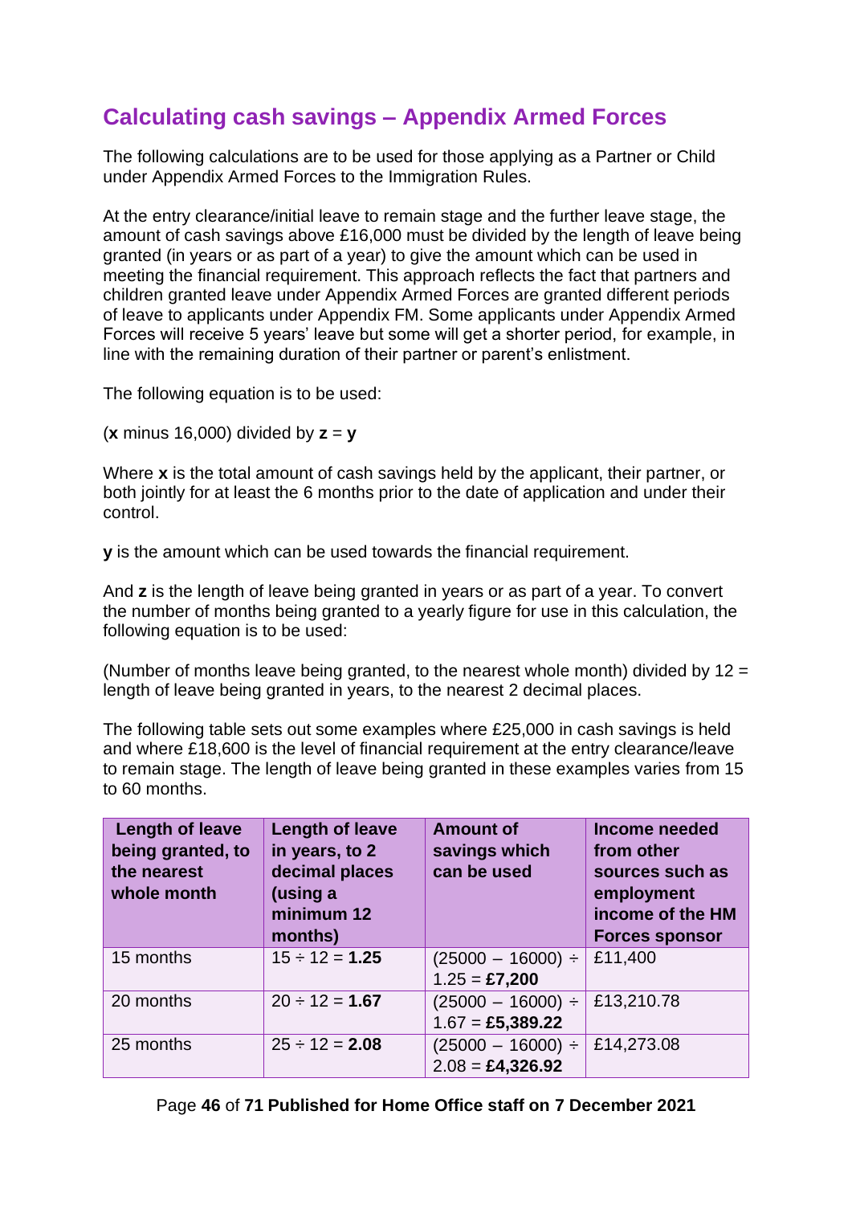## Calculating cash savings – Appendix Armed Forces

The following calculations are to be used for those applying as a Partner or Child under Appendix Armed Forces to the Immigration Rules.

At the entry clearance/initial leave to remain stage and the further leave stage, the amount of cash savings above £16,000 must be divided by the length of leave being granted (in years or as part of a year) to give the amount which can be used in meeting the financial requirement. This approach reflects the fact that partners and children granted leave under Appendix Armed Forces are granted different periods of leave to applicants under Appendix FM. Some applicants under Appendix Armed Forces will receive 5 years' leave but some will get a shorter period, for example, in line with the remaining duration of their partner or parent's enlistment.

The following equation is to be used:

(**x** minus 16,000) divided by **z** = **y**

Where **x** is the total amount of cash savings held by the applicant, their partner, or both jointly for at least the 6 months prior to the date of application and under their control.

**y** is the amount which can be used towards the financial requirement.

And **z** is the length of leave being granted in years or as part of a year. To convert the number of months being granted to a yearly figure for use in this calculation, the following equation is to be used:

(Number of months leave being granted, to the nearest whole month) divided by 12 = length of leave being granted in years, to the nearest 2 decimal places.

The following table sets out some examples where £25,000 in cash savings is held and where £18,600 is the level of financial requirement at the entry clearance/leave to remain stage. The length of leave being granted in these examples varies from 15 to 60 months.

| Length of leave being granted, to the nearest whole month | Length of leave in years, to 2 decimal places (using a minimum 12 months) | Amount of savings which can be used | Income needed from other sources such as employment income of the HM Forces sponsor |
|---|---|---|---|
| 15 months | 15 ÷ 12 = **1.25** | (25000 – 16000) ÷ 1.25 = **£7,200** | £11,400 |
| 20 months | 20 ÷ 12 = **1.67** | (25000 – 16000) ÷ 1.67 = **£5,389.22** | £13,210.78 |
| 25 months | 25 ÷ 12 = **2.08** | (25000 – 16000) ÷ 2.08 = **£4,326.92** | £14,273.08 |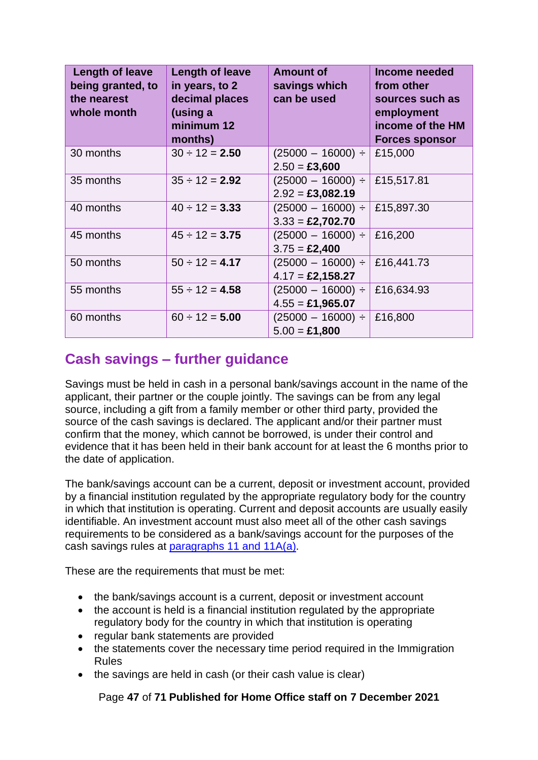| Length of leave being granted, to the nearest whole month | Length of leave in years, to 2 decimal places (using a minimum 12 months) | Amount of savings which can be used | Income needed from other sources such as employment income of the HM Forces sponsor |
|---|---|---|---|
| 30 months | 30 ÷ 12 = **2.50** | (25000 – 16000) ÷ 2.50 = **£3,600** | £15,000 |
| 35 months | 35 ÷ 12 = **2.92** | (25000 – 16000) ÷ 2.92 = **£3,082.19** | £15,517.81 |
| 40 months | 40 ÷ 12 = **3.33** | (25000 – 16000) ÷ 3.33 = **£2,702.70** | £15,897.30 |
| 45 months | 45 ÷ 12 = **3.75** | (25000 – 16000) ÷ 3.75 = **£2,400** | £16,200 |
| 50 months | 50 ÷ 12 = **4.17** | (25000 – 16000) ÷ 4.17 = **£2,158.27** | £16,441.73 |
| 55 months | 55 ÷ 12 = **4.58** | (25000 – 16000) ÷ 4.55 = **£1,965.07** | £16,634.93 |
| 60 months | 60 ÷ 12 = **5.00** | (25000 – 16000) ÷ 5.00 = **£1,800** | £16,800 |

## Cash savings – further guidance

Savings must be held in cash in a personal bank/savings account in the name of the applicant, their partner or the couple jointly. The savings can be from any legal source, including a gift from a family member or other third party, provided the source of the cash savings is declared. The applicant and/or their partner must confirm that the money, which cannot be borrowed, is under their control and evidence that it has been held in their bank account for at least the 6 months prior to the date of application.

The bank/savings account can be a current, deposit or investment account, provided by a financial institution regulated by the appropriate regulatory body for the country in which that institution is operating. Current and deposit accounts are usually easily identifiable. An investment account must also meet all of the other cash savings requirements to be considered as a bank/savings account for the purposes of the cash savings rules at paragraphs 11 and 11A(a).

These are the requirements that must be met:

- the bank/savings account is a current, deposit or investment account
- the account is held is a financial institution regulated by the appropriate regulatory body for the country in which that institution is operating
- regular bank statements are provided
- the statements cover the necessary time period required in the Immigration Rules
- the savings are held in cash (or their cash value is clear)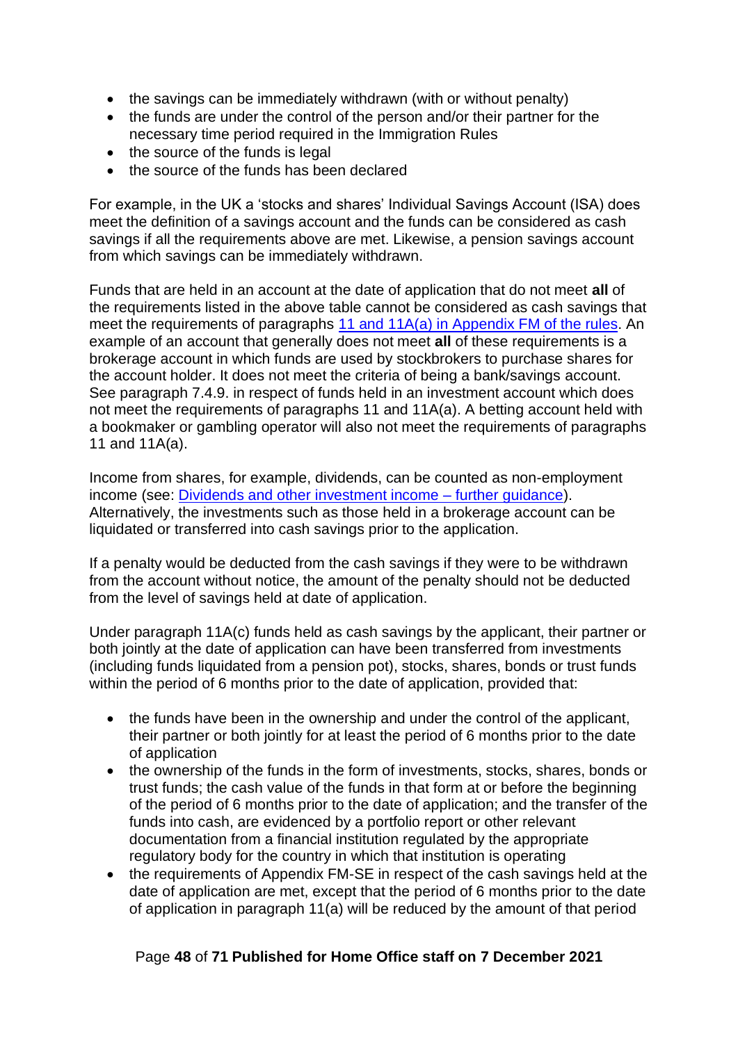- the savings can be immediately withdrawn (with or without penalty)
- the funds are under the control of the person and/or their partner for the necessary time period required in the Immigration Rules
- the source of the funds is legal
- the source of the funds has been declared

For example, in the UK a 'stocks and shares' Individual Savings Account (ISA) does meet the definition of a savings account and the funds can be considered as cash savings if all the requirements above are met. Likewise, a pension savings account from which savings can be immediately withdrawn.

Funds that are held in an account at the date of application that do not meet **all** of the requirements listed in the above table cannot be considered as cash savings that meet the requirements of paragraphs [11 and 11A(a) in Appendix FM of the rules](). An example of an account that generally does not meet **all** of these requirements is a brokerage account in which funds are used by stockbrokers to purchase shares for the account holder. It does not meet the criteria of being a bank/savings account. See paragraph 7.4.9. in respect of funds held in an investment account which does not meet the requirements of paragraphs 11 and 11A(a). A betting account held with a bookmaker or gambling operator will also not meet the requirements of paragraphs 11 and 11A(a).

Income from shares, for example, dividends, can be counted as non-employment income (see: [Dividends and other investment income – further guidance]()). Alternatively, the investments such as those held in a brokerage account can be liquidated or transferred into cash savings prior to the application.

If a penalty would be deducted from the cash savings if they were to be withdrawn from the account without notice, the amount of the penalty should not be deducted from the level of savings held at date of application.

Under paragraph 11A(c) funds held as cash savings by the applicant, their partner or both jointly at the date of application can have been transferred from investments (including funds liquidated from a pension pot), stocks, shares, bonds or trust funds within the period of 6 months prior to the date of application, provided that:

- the funds have been in the ownership and under the control of the applicant, their partner or both jointly for at least the period of 6 months prior to the date of application
- the ownership of the funds in the form of investments, stocks, shares, bonds or trust funds; the cash value of the funds in that form at or before the beginning of the period of 6 months prior to the date of application; and the transfer of the funds into cash, are evidenced by a portfolio report or other relevant documentation from a financial institution regulated by the appropriate regulatory body for the country in which that institution is operating
- the requirements of Appendix FM-SE in respect of the cash savings held at the date of application are met, except that the period of 6 months prior to the date of application in paragraph 11(a) will be reduced by the amount of that period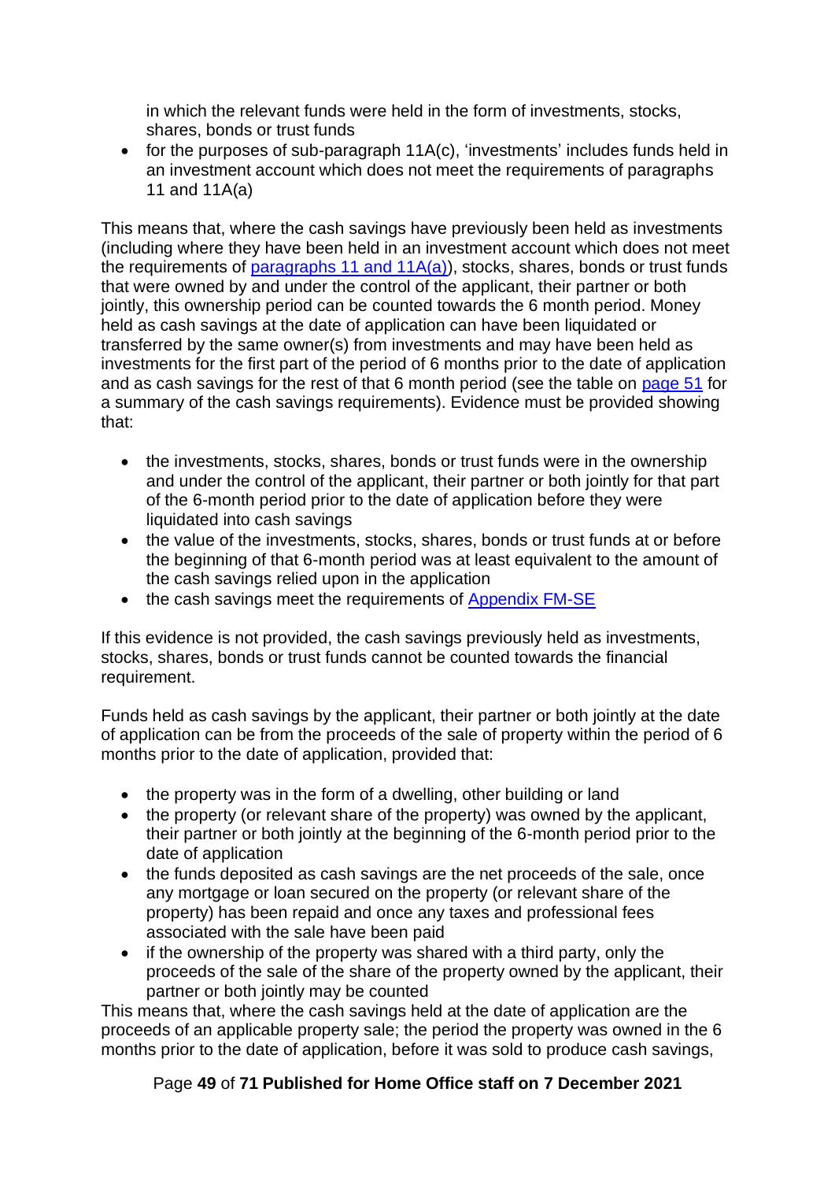in which the relevant funds were held in the form of investments, stocks, shares, bonds or trust funds

- for the purposes of sub-paragraph 11A(c), 'investments' includes funds held in an investment account which does not meet the requirements of paragraphs 11 and 11A(a)

This means that, where the cash savings have previously been held as investments (including where they have been held in an investment account which does not meet the requirements of [paragraphs 11 and 11A(a)](#)), stocks, shares, bonds or trust funds that were owned by and under the control of the applicant, their partner or both jointly, this ownership period can be counted towards the 6 month period. Money held as cash savings at the date of application can have been liquidated or transferred by the same owner(s) from investments and may have been held as investments for the first part of the period of 6 months prior to the date of application and as cash savings for the rest of that 6 month period (see the table on [page 51](#) for a summary of the cash savings requirements). Evidence must be provided showing that:

- the investments, stocks, shares, bonds or trust funds were in the ownership and under the control of the applicant, their partner or both jointly for that part of the 6-month period prior to the date of application before they were liquidated into cash savings
- the value of the investments, stocks, shares, bonds or trust funds at or before the beginning of that 6-month period was at least equivalent to the amount of the cash savings relied upon in the application
- the cash savings meet the requirements of [Appendix FM-SE](#)

If this evidence is not provided, the cash savings previously held as investments, stocks, shares, bonds or trust funds cannot be counted towards the financial requirement.

Funds held as cash savings by the applicant, their partner or both jointly at the date of application can be from the proceeds of the sale of property within the period of 6 months prior to the date of application, provided that:

- the property was in the form of a dwelling, other building or land
- the property (or relevant share of the property) was owned by the applicant, their partner or both jointly at the beginning of the 6-month period prior to the date of application
- the funds deposited as cash savings are the net proceeds of the sale, once any mortgage or loan secured on the property (or relevant share of the property) has been repaid and once any taxes and professional fees associated with the sale have been paid
- if the ownership of the property was shared with a third party, only the proceeds of the sale of the share of the property owned by the applicant, their partner or both jointly may be counted

This means that, where the cash savings held at the date of application are the proceeds of an applicable property sale; the period the property was owned in the 6 months prior to the date of application, before it was sold to produce cash savings,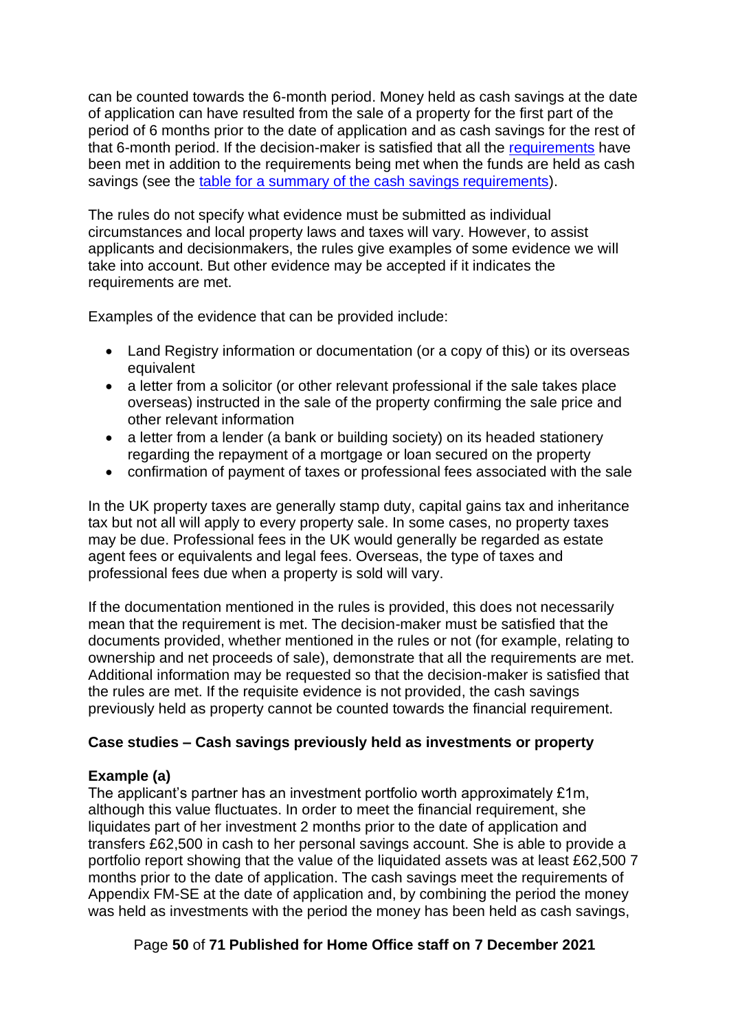can be counted towards the 6-month period. Money held as cash savings at the date of application can have resulted from the sale of a property for the first part of the period of 6 months prior to the date of application and as cash savings for the rest of that 6-month period. If the decision-maker is satisfied that all the requirements have been met in addition to the requirements being met when the funds are held as cash savings (see the table for a summary of the cash savings requirements).

The rules do not specify what evidence must be submitted as individual circumstances and local property laws and taxes will vary. However, to assist applicants and decisionmakers, the rules give examples of some evidence we will take into account. But other evidence may be accepted if it indicates the requirements are met.

Examples of the evidence that can be provided include:

- Land Registry information or documentation (or a copy of this) or its overseas equivalent
- a letter from a solicitor (or other relevant professional if the sale takes place overseas) instructed in the sale of the property confirming the sale price and other relevant information
- a letter from a lender (a bank or building society) on its headed stationery regarding the repayment of a mortgage or loan secured on the property
- confirmation of payment of taxes or professional fees associated with the sale

In the UK property taxes are generally stamp duty, capital gains tax and inheritance tax but not all will apply to every property sale. In some cases, no property taxes may be due. Professional fees in the UK would generally be regarded as estate agent fees or equivalents and legal fees. Overseas, the type of taxes and professional fees due when a property is sold will vary.

If the documentation mentioned in the rules is provided, this does not necessarily mean that the requirement is met. The decision-maker must be satisfied that the documents provided, whether mentioned in the rules or not (for example, relating to ownership and net proceeds of sale), demonstrate that all the requirements are met. Additional information may be requested so that the decision-maker is satisfied that the rules are met. If the requisite evidence is not provided, the cash savings previously held as property cannot be counted towards the financial requirement.

**Case studies – Cash savings previously held as investments or property**

**Example (a)**
The applicant's partner has an investment portfolio worth approximately £1m, although this value fluctuates. In order to meet the financial requirement, she liquidates part of her investment 2 months prior to the date of application and transfers £62,500 in cash to her personal savings account. She is able to provide a portfolio report showing that the value of the liquidated assets was at least £62,500 7 months prior to the date of application. The cash savings meet the requirements of Appendix FM-SE at the date of application and, by combining the period the money was held as investments with the period the money has been held as cash savings,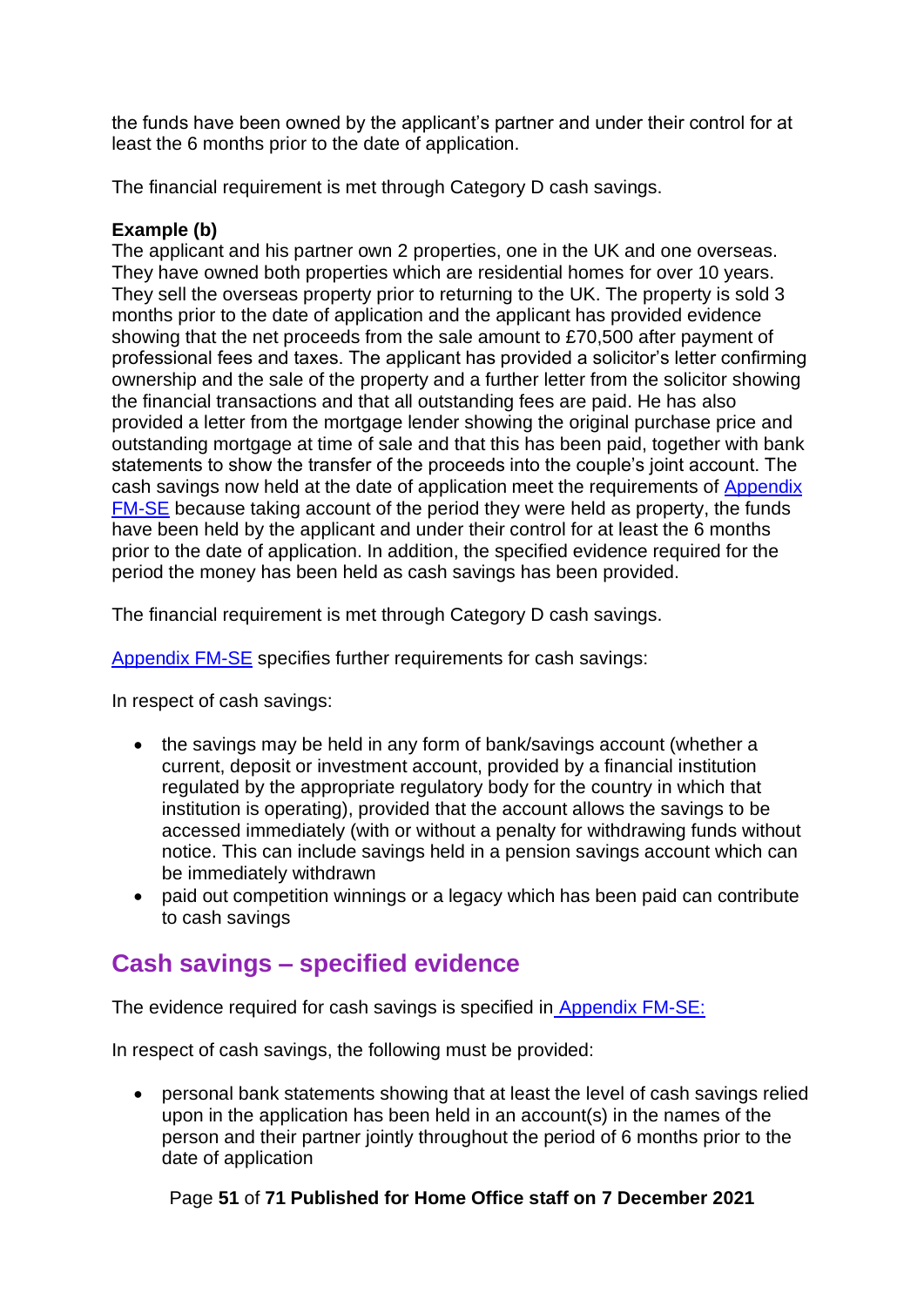the funds have been owned by the applicant's partner and under their control for at least the 6 months prior to the date of application.

The financial requirement is met through Category D cash savings.

**Example (b)**
The applicant and his partner own 2 properties, one in the UK and one overseas. They have owned both properties which are residential homes for over 10 years. They sell the overseas property prior to returning to the UK. The property is sold 3 months prior to the date of application and the applicant has provided evidence showing that the net proceeds from the sale amount to £70,500 after payment of professional fees and taxes. The applicant has provided a solicitor's letter confirming ownership and the sale of the property and a further letter from the solicitor showing the financial transactions and that all outstanding fees are paid. He has also provided a letter from the mortgage lender showing the original purchase price and outstanding mortgage at time of sale and that this has been paid, together with bank statements to show the transfer of the proceeds into the couple's joint account. The cash savings now held at the date of application meet the requirements of Appendix FM-SE because taking account of the period they were held as property, the funds have been held by the applicant and under their control for at least the 6 months prior to the date of application. In addition, the specified evidence required for the period the money has been held as cash savings has been provided.

The financial requirement is met through Category D cash savings.

Appendix FM-SE specifies further requirements for cash savings:

In respect of cash savings:

- the savings may be held in any form of bank/savings account (whether a current, deposit or investment account, provided by a financial institution regulated by the appropriate regulatory body for the country in which that institution is operating), provided that the account allows the savings to be accessed immediately (with or without a penalty for withdrawing funds without notice. This can include savings held in a pension savings account which can be immediately withdrawn
- paid out competition winnings or a legacy which has been paid can contribute to cash savings

## Cash savings – specified evidence

The evidence required for cash savings is specified in Appendix FM-SE:

In respect of cash savings, the following must be provided:

- personal bank statements showing that at least the level of cash savings relied upon in the application has been held in an account(s) in the names of the person and their partner jointly throughout the period of 6 months prior to the date of application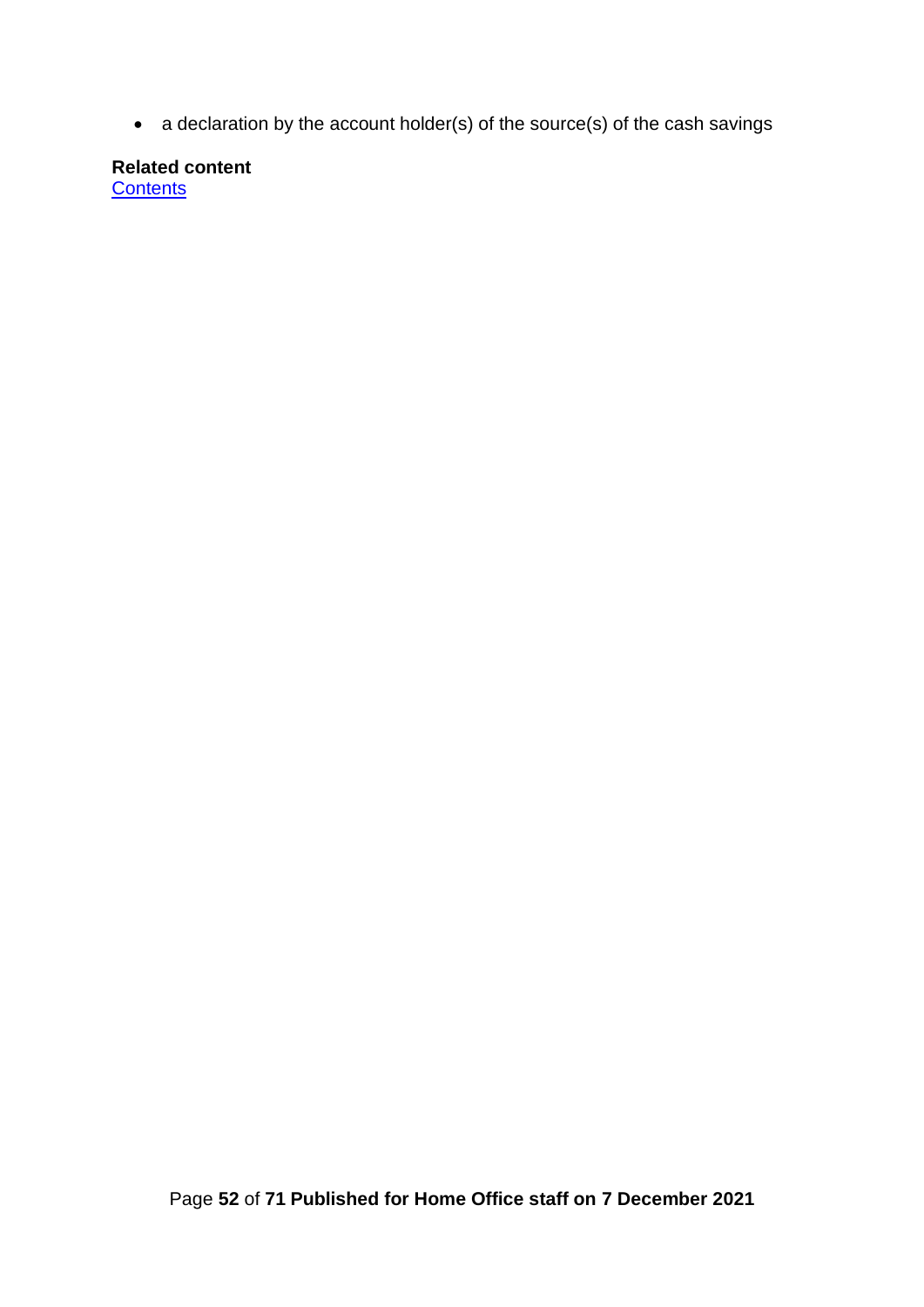- a declaration by the account holder(s) of the source(s) of the cash savings

**Related content**
[Contents]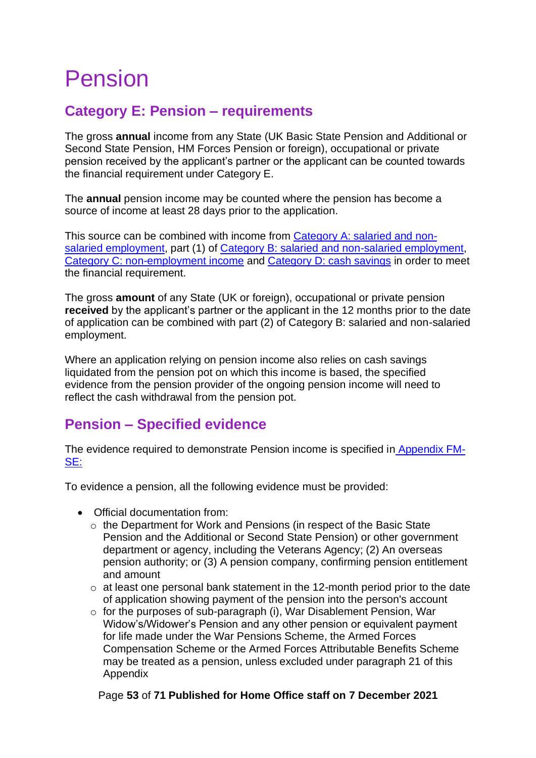# Pension

## Category E: Pension – requirements

The gross **annual** income from any State (UK Basic State Pension and Additional or Second State Pension, HM Forces Pension or foreign), occupational or private pension received by the applicant's partner or the applicant can be counted towards the financial requirement under Category E.

The **annual** pension income may be counted where the pension has become a source of income at least 28 days prior to the application.

This source can be combined with income from Category A: salaried and non-salaried employment, part (1) of Category B: salaried and non-salaried employment, Category C: non-employment income and Category D: cash savings in order to meet the financial requirement.

The gross **amount** of any State (UK or foreign), occupational or private pension **received** by the applicant's partner or the applicant in the 12 months prior to the date of application can be combined with part (2) of Category B: salaried and non-salaried employment.

Where an application relying on pension income also relies on cash savings liquidated from the pension pot on which this income is based, the specified evidence from the pension provider of the ongoing pension income will need to reflect the cash withdrawal from the pension pot.

## Pension – Specified evidence

The evidence required to demonstrate Pension income is specified in Appendix FM-SE:

To evidence a pension, all the following evidence must be provided:

- Official documentation from:
  - the Department for Work and Pensions (in respect of the Basic State Pension and the Additional or Second State Pension) or other government department or agency, including the Veterans Agency; (2) An overseas pension authority; or (3) A pension company, confirming pension entitlement and amount
  - at least one personal bank statement in the 12-month period prior to the date of application showing payment of the pension into the person's account
  - for the purposes of sub-paragraph (i), War Disablement Pension, War Widow's/Widower's Pension and any other pension or equivalent payment for life made under the War Pensions Scheme, the Armed Forces Compensation Scheme or the Armed Forces Attributable Benefits Scheme may be treated as a pension, unless excluded under paragraph 21 of this Appendix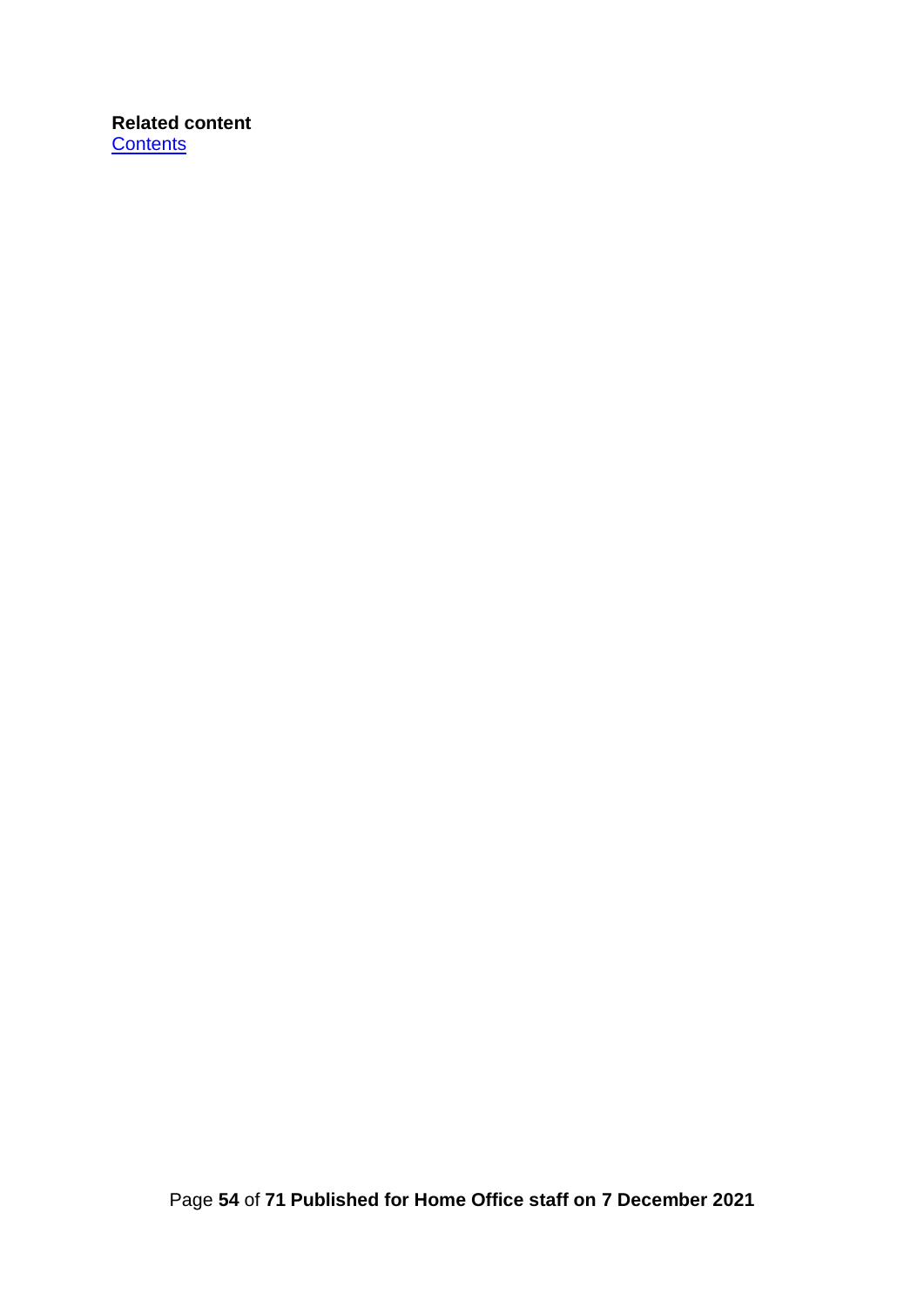**Related content**
[Contents]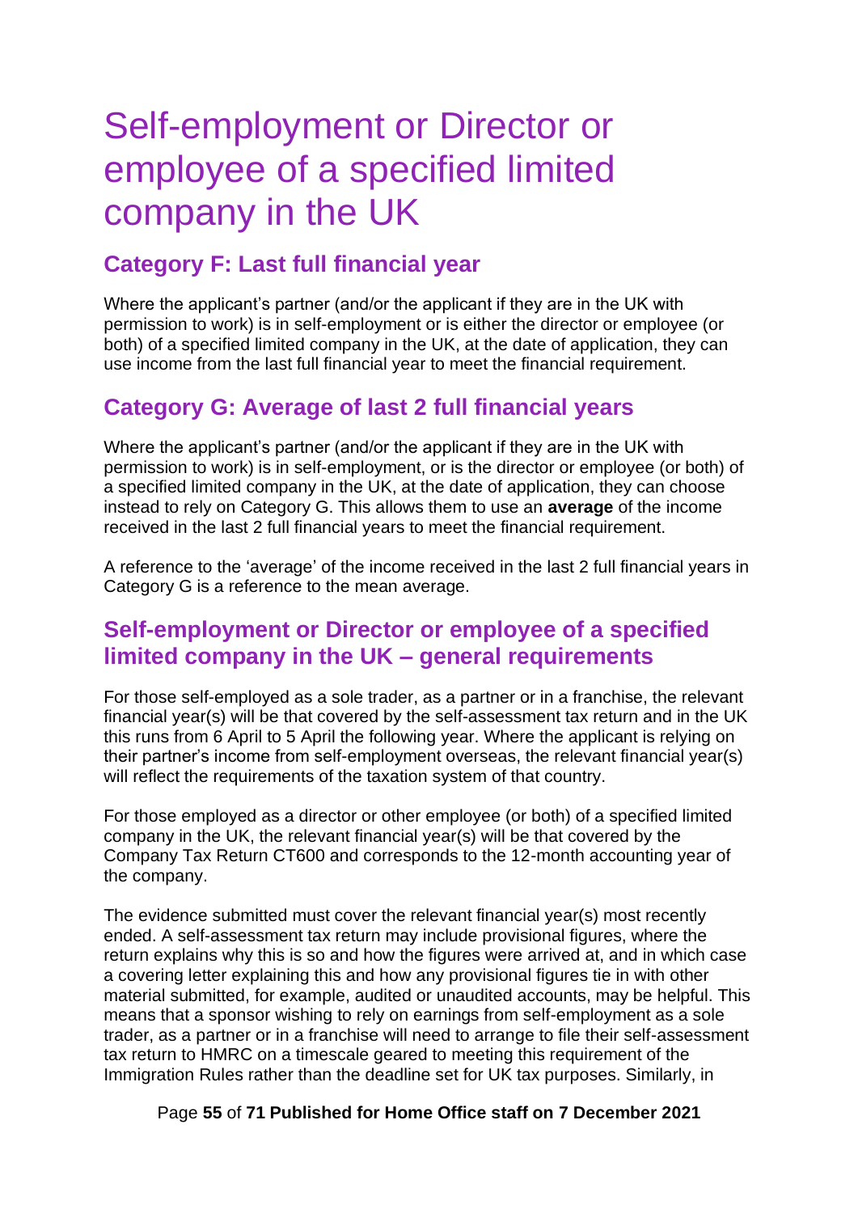# Self-employment or Director or employee of a specified limited company in the UK

## Category F: Last full financial year

Where the applicant's partner (and/or the applicant if they are in the UK with permission to work) is in self-employment or is either the director or employee (or both) of a specified limited company in the UK, at the date of application, they can use income from the last full financial year to meet the financial requirement.

## Category G: Average of last 2 full financial years

Where the applicant's partner (and/or the applicant if they are in the UK with permission to work) is in self-employment, or is the director or employee (or both) of a specified limited company in the UK, at the date of application, they can choose instead to rely on Category G. This allows them to use an **average** of the income received in the last 2 full financial years to meet the financial requirement.

A reference to the 'average' of the income received in the last 2 full financial years in Category G is a reference to the mean average.

## Self-employment or Director or employee of a specified limited company in the UK – general requirements

For those self-employed as a sole trader, as a partner or in a franchise, the relevant financial year(s) will be that covered by the self-assessment tax return and in the UK this runs from 6 April to 5 April the following year. Where the applicant is relying on their partner's income from self-employment overseas, the relevant financial year(s) will reflect the requirements of the taxation system of that country.

For those employed as a director or other employee (or both) of a specified limited company in the UK, the relevant financial year(s) will be that covered by the Company Tax Return CT600 and corresponds to the 12-month accounting year of the company.

The evidence submitted must cover the relevant financial year(s) most recently ended. A self-assessment tax return may include provisional figures, where the return explains why this is so and how the figures were arrived at, and in which case a covering letter explaining this and how any provisional figures tie in with other material submitted, for example, audited or unaudited accounts, may be helpful. This means that a sponsor wishing to rely on earnings from self-employment as a sole trader, as a partner or in a franchise will need to arrange to file their self-assessment tax return to HMRC on a timescale geared to meeting this requirement of the Immigration Rules rather than the deadline set for UK tax purposes. Similarly, in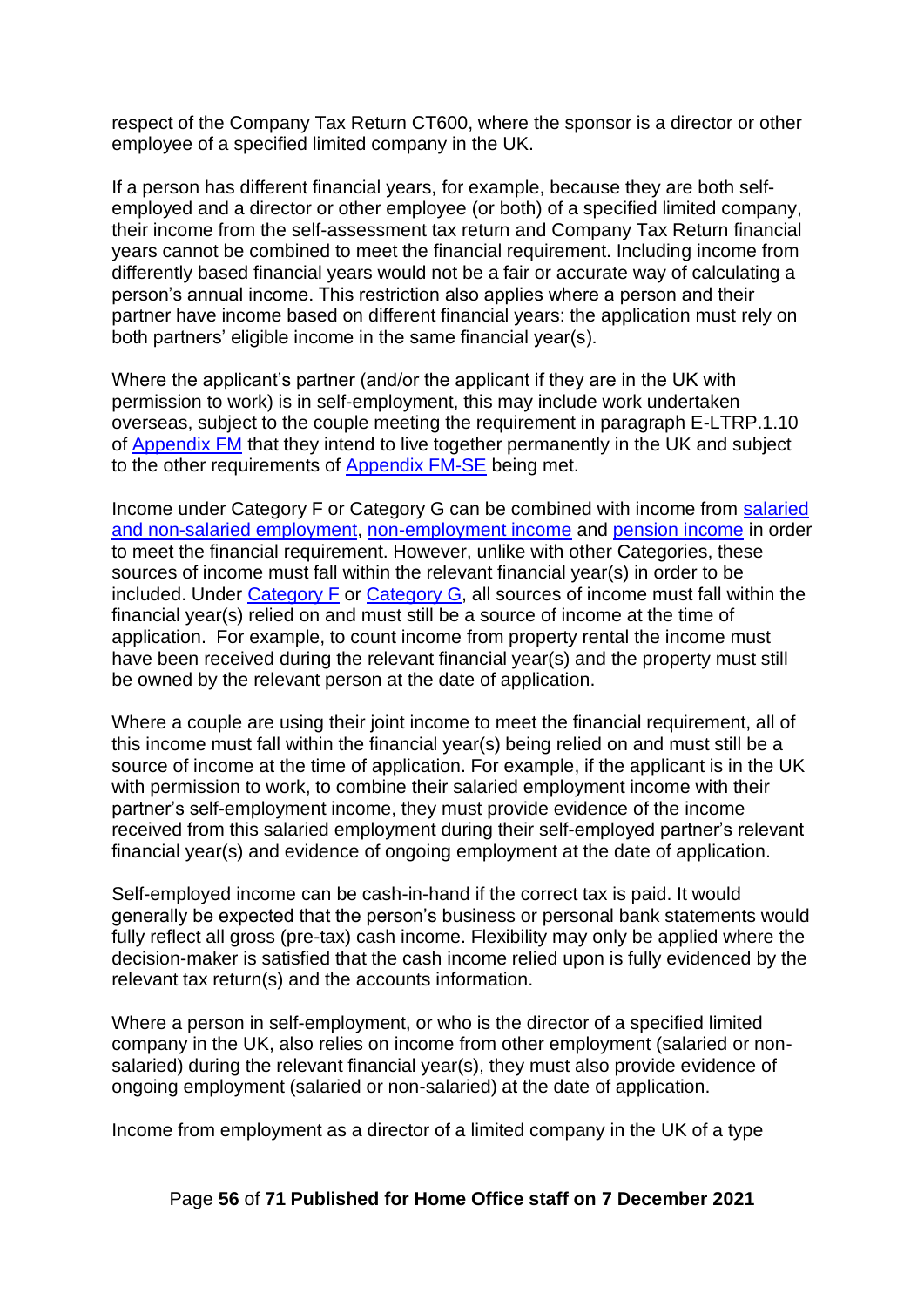respect of the Company Tax Return CT600, where the sponsor is a director or other employee of a specified limited company in the UK.

If a person has different financial years, for example, because they are both self-employed and a director or other employee (or both) of a specified limited company, their income from the self-assessment tax return and Company Tax Return financial years cannot be combined to meet the financial requirement. Including income from differently based financial years would not be a fair or accurate way of calculating a person's annual income. This restriction also applies where a person and their partner have income based on different financial years: the application must rely on both partners' eligible income in the same financial year(s).

Where the applicant's partner (and/or the applicant if they are in the UK with permission to work) is in self-employment, this may include work undertaken overseas, subject to the couple meeting the requirement in paragraph E-LTRP.1.10 of [Appendix FM] that they intend to live together permanently in the UK and subject to the other requirements of [Appendix FM-SE] being met.

Income under Category F or Category G can be combined with income from [salaried and non-salaried employment], [non-employment income] and [pension income] in order to meet the financial requirement. However, unlike with other Categories, these sources of income must fall within the relevant financial year(s) in order to be included. Under [Category F] or [Category G], all sources of income must fall within the financial year(s) relied on and must still be a source of income at the time of application. For example, to count income from property rental the income must have been received during the relevant financial year(s) and the property must still be owned by the relevant person at the date of application.

Where a couple are using their joint income to meet the financial requirement, all of this income must fall within the financial year(s) being relied on and must still be a source of income at the time of application. For example, if the applicant is in the UK with permission to work, to combine their salaried employment income with their partner's self-employment income, they must provide evidence of the income received from this salaried employment during their self-employed partner's relevant financial year(s) and evidence of ongoing employment at the date of application.

Self-employed income can be cash-in-hand if the correct tax is paid. It would generally be expected that the person's business or personal bank statements would fully reflect all gross (pre-tax) cash income. Flexibility may only be applied where the decision-maker is satisfied that the cash income relied upon is fully evidenced by the relevant tax return(s) and the accounts information.

Where a person in self-employment, or who is the director of a specified limited company in the UK, also relies on income from other employment (salaried or non-salaried) during the relevant financial year(s), they must also provide evidence of ongoing employment (salaried or non-salaried) at the date of application.

Income from employment as a director of a limited company in the UK of a type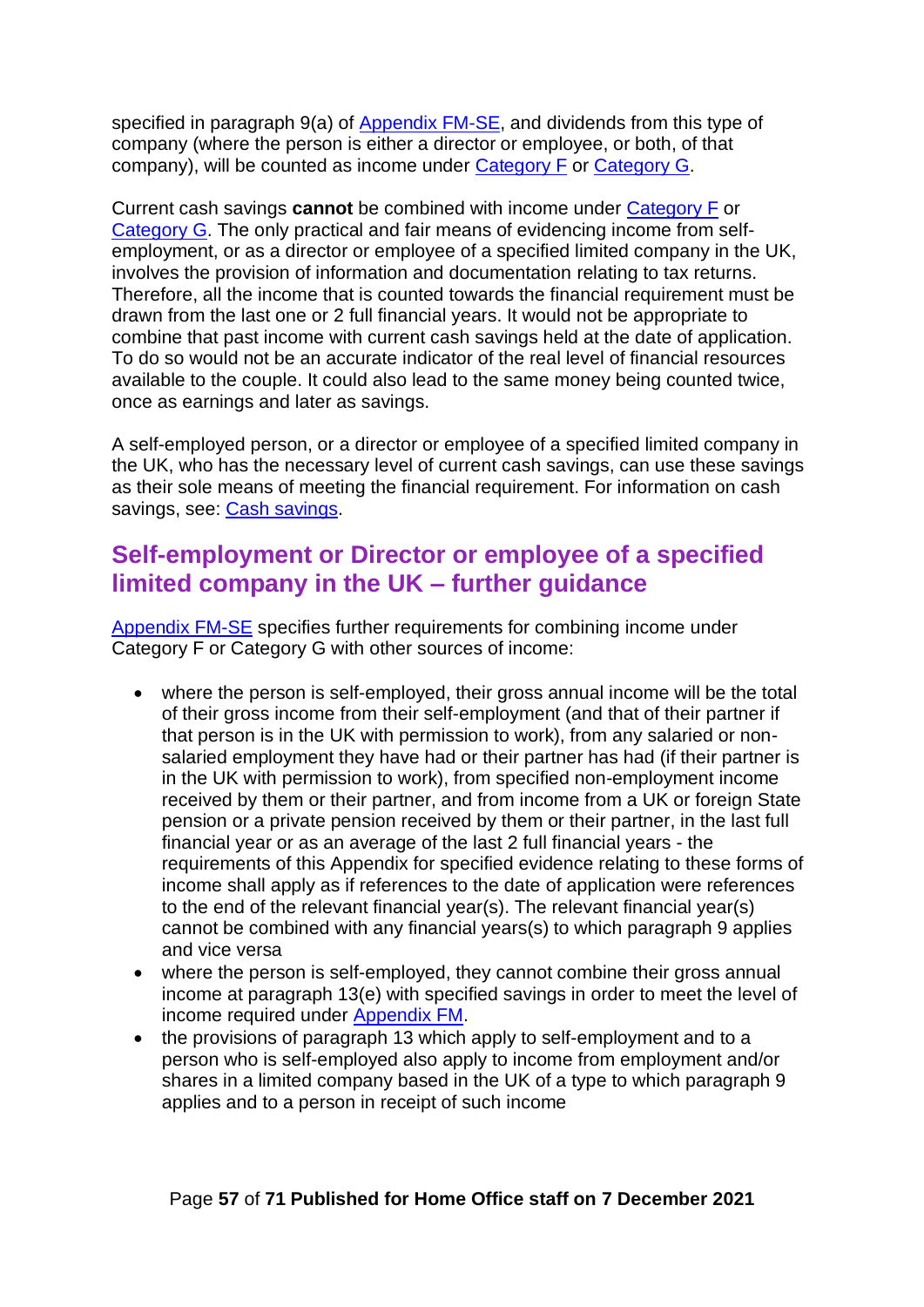specified in paragraph 9(a) of Appendix FM-SE, and dividends from this type of company (where the person is either a director or employee, or both, of that company), will be counted as income under Category F or Category G.

Current cash savings **cannot** be combined with income under Category F or Category G. The only practical and fair means of evidencing income from self-employment, or as a director or employee of a specified limited company in the UK, involves the provision of information and documentation relating to tax returns. Therefore, all the income that is counted towards the financial requirement must be drawn from the last one or 2 full financial years. It would not be appropriate to combine that past income with current cash savings held at the date of application. To do so would not be an accurate indicator of the real level of financial resources available to the couple. It could also lead to the same money being counted twice, once as earnings and later as savings.

A self-employed person, or a director or employee of a specified limited company in the UK, who has the necessary level of current cash savings, can use these savings as their sole means of meeting the financial requirement. For information on cash savings, see: Cash savings.

## Self-employment or Director or employee of a specified limited company in the UK – further guidance

Appendix FM-SE specifies further requirements for combining income under Category F or Category G with other sources of income:

- where the person is self-employed, their gross annual income will be the total of their gross income from their self-employment (and that of their partner if that person is in the UK with permission to work), from any salaried or non-salaried employment they have had or their partner has had (if their partner is in the UK with permission to work), from specified non-employment income received by them or their partner, and from income from a UK or foreign State pension or a private pension received by them or their partner, in the last full financial year or as an average of the last 2 full financial years - the requirements of this Appendix for specified evidence relating to these forms of income shall apply as if references to the date of application were references to the end of the relevant financial year(s). The relevant financial year(s) cannot be combined with any financial years(s) to which paragraph 9 applies and vice versa
- where the person is self-employed, they cannot combine their gross annual income at paragraph 13(e) with specified savings in order to meet the level of income required under Appendix FM.
- the provisions of paragraph 13 which apply to self-employment and to a person who is self-employed also apply to income from employment and/or shares in a limited company based in the UK of a type to which paragraph 9 applies and to a person in receipt of such income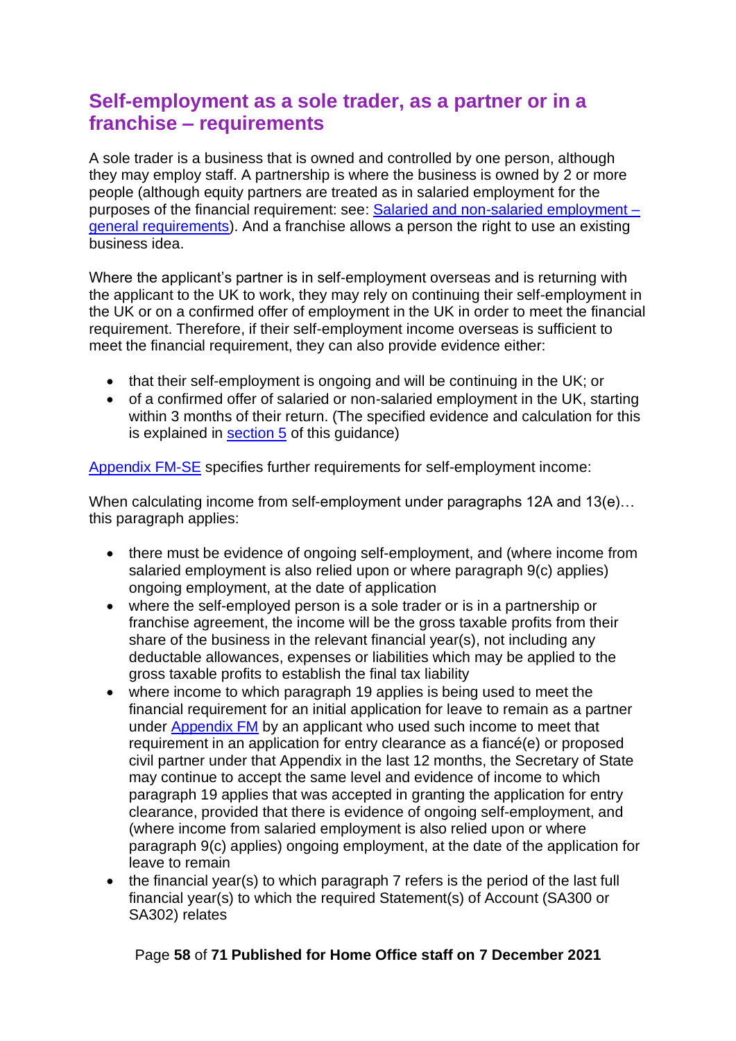## Self-employment as a sole trader, as a partner or in a franchise – requirements

A sole trader is a business that is owned and controlled by one person, although they may employ staff. A partnership is where the business is owned by 2 or more people (although equity partners are treated as in salaried employment for the purposes of the financial requirement: see: [Salaried and non-salaried employment – general requirements]()). And a franchise allows a person the right to use an existing business idea.

Where the applicant's partner is in self-employment overseas and is returning with the applicant to the UK to work, they may rely on continuing their self-employment in the UK or on a confirmed offer of employment in the UK in order to meet the financial requirement. Therefore, if their self-employment income overseas is sufficient to meet the financial requirement, they can also provide evidence either:

- that their self-employment is ongoing and will be continuing in the UK; or
- of a confirmed offer of salaried or non-salaried employment in the UK, starting within 3 months of their return. (The specified evidence and calculation for this is explained in [section 5]() of this guidance)

[Appendix FM-SE]() specifies further requirements for self-employment income:

When calculating income from self-employment under paragraphs 12A and 13(e)… this paragraph applies:

- there must be evidence of ongoing self-employment, and (where income from salaried employment is also relied upon or where paragraph 9(c) applies) ongoing employment, at the date of application
- where the self-employed person is a sole trader or is in a partnership or franchise agreement, the income will be the gross taxable profits from their share of the business in the relevant financial year(s), not including any deductable allowances, expenses or liabilities which may be applied to the gross taxable profits to establish the final tax liability
- where income to which paragraph 19 applies is being used to meet the financial requirement for an initial application for leave to remain as a partner under [Appendix FM]() by an applicant who used such income to meet that requirement in an application for entry clearance as a fiancé(e) or proposed civil partner under that Appendix in the last 12 months, the Secretary of State may continue to accept the same level and evidence of income to which paragraph 19 applies that was accepted in granting the application for entry clearance, provided that there is evidence of ongoing self-employment, and (where income from salaried employment is also relied upon or where paragraph 9(c) applies) ongoing employment, at the date of the application for leave to remain
- the financial year(s) to which paragraph 7 refers is the period of the last full financial year(s) to which the required Statement(s) of Account (SA300 or SA302) relates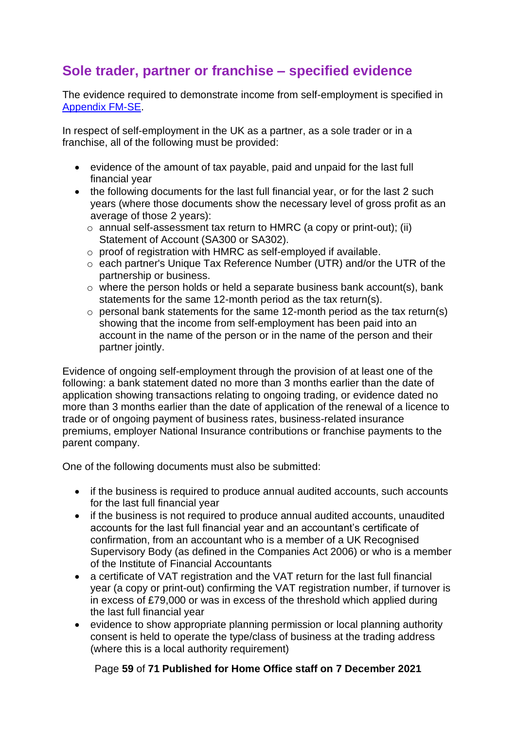## Sole trader, partner or franchise – specified evidence

The evidence required to demonstrate income from self-employment is specified in [Appendix FM-SE](#).

In respect of self-employment in the UK as a partner, as a sole trader or in a franchise, all of the following must be provided:

- evidence of the amount of tax payable, paid and unpaid for the last full financial year
- the following documents for the last full financial year, or for the last 2 such years (where those documents show the necessary level of gross profit as an average of those 2 years):
  - annual self-assessment tax return to HMRC (a copy or print-out); (ii) Statement of Account (SA300 or SA302).
  - proof of registration with HMRC as self-employed if available.
  - each partner's Unique Tax Reference Number (UTR) and/or the UTR of the partnership or business.
  - where the person holds or held a separate business bank account(s), bank statements for the same 12-month period as the tax return(s).
  - personal bank statements for the same 12-month period as the tax return(s) showing that the income from self-employment has been paid into an account in the name of the person or in the name of the person and their partner jointly.

Evidence of ongoing self-employment through the provision of at least one of the following: a bank statement dated no more than 3 months earlier than the date of application showing transactions relating to ongoing trading, or evidence dated no more than 3 months earlier than the date of application of the renewal of a licence to trade or of ongoing payment of business rates, business-related insurance premiums, employer National Insurance contributions or franchise payments to the parent company.

One of the following documents must also be submitted:

- if the business is required to produce annual audited accounts, such accounts for the last full financial year
- if the business is not required to produce annual audited accounts, unaudited accounts for the last full financial year and an accountant's certificate of confirmation, from an accountant who is a member of a UK Recognised Supervisory Body (as defined in the Companies Act 2006) or who is a member of the Institute of Financial Accountants
- a certificate of VAT registration and the VAT return for the last full financial year (a copy or print-out) confirming the VAT registration number, if turnover is in excess of £79,000 or was in excess of the threshold which applied during the last full financial year
- evidence to show appropriate planning permission or local planning authority consent is held to operate the type/class of business at the trading address (where this is a local authority requirement)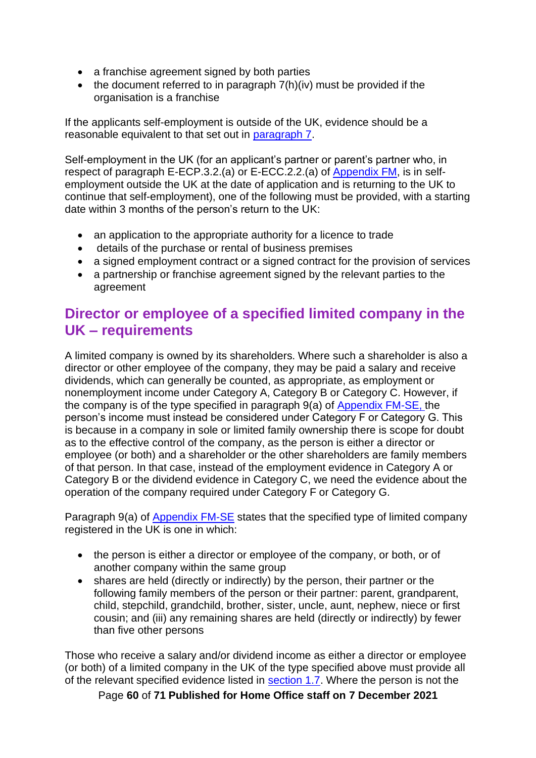- a franchise agreement signed by both parties
- the document referred to in paragraph 7(h)(iv) must be provided if the organisation is a franchise

If the applicants self-employment is outside of the UK, evidence should be a reasonable equivalent to that set out in [paragraph 7](#).

Self-employment in the UK (for an applicant's partner or parent's partner who, in respect of paragraph E-ECP.3.2.(a) or E-ECC.2.2.(a) of [Appendix FM](#), is in self-employment outside the UK at the date of application and is returning to the UK to continue that self-employment), one of the following must be provided, with a starting date within 3 months of the person's return to the UK:

- an application to the appropriate authority for a licence to trade
- details of the purchase or rental of business premises
- a signed employment contract or a signed contract for the provision of services
- a partnership or franchise agreement signed by the relevant parties to the agreement

## Director or employee of a specified limited company in the UK – requirements

A limited company is owned by its shareholders. Where such a shareholder is also a director or other employee of the company, they may be paid a salary and receive dividends, which can generally be counted, as appropriate, as employment or nonemployment income under Category A, Category B or Category C. However, if the company is of the type specified in paragraph 9(a) of [Appendix FM-SE,](#) the person's income must instead be considered under Category F or Category G. This is because in a company in sole or limited family ownership there is scope for doubt as to the effective control of the company, as the person is either a director or employee (or both) and a shareholder or the other shareholders are family members of that person. In that case, instead of the employment evidence in Category A or Category B or the dividend evidence in Category C, we need the evidence about the operation of the company required under Category F or Category G.

Paragraph 9(a) of [Appendix FM-SE](#) states that the specified type of limited company registered in the UK is one in which:

- the person is either a director or employee of the company, or both, or of another company within the same group
- shares are held (directly or indirectly) by the person, their partner or the following family members of the person or their partner: parent, grandparent, child, stepchild, grandchild, brother, sister, uncle, aunt, nephew, niece or first cousin; and (iii) any remaining shares are held (directly or indirectly) by fewer than five other persons

Those who receive a salary and/or dividend income as either a director or employee (or both) of a limited company in the UK of the type specified above must provide all of the relevant specified evidence listed in [section 1.7](#). Where the person is not the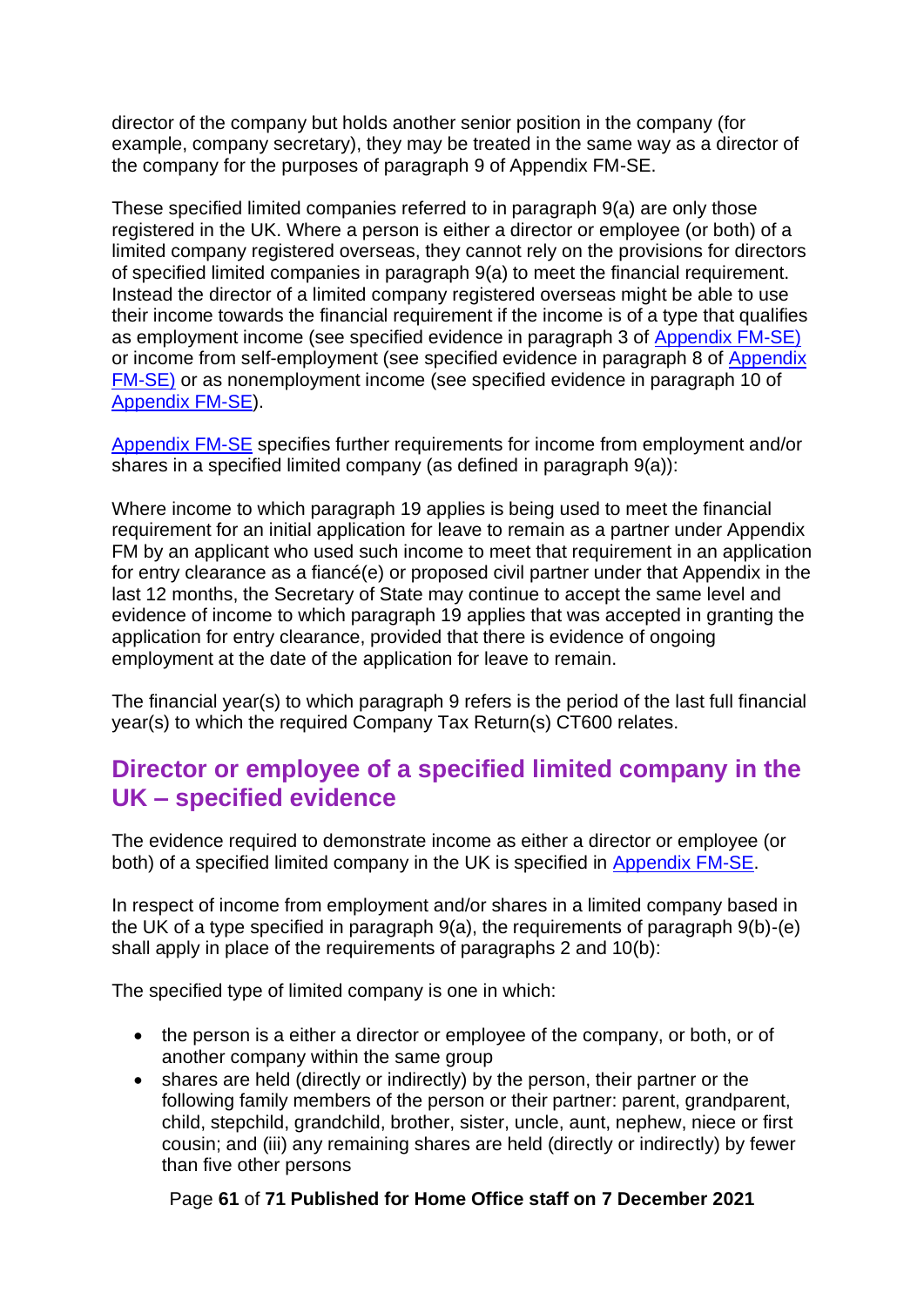director of the company but holds another senior position in the company (for example, company secretary), they may be treated in the same way as a director of the company for the purposes of paragraph 9 of Appendix FM-SE.

These specified limited companies referred to in paragraph 9(a) are only those registered in the UK. Where a person is either a director or employee (or both) of a limited company registered overseas, they cannot rely on the provisions for directors of specified limited companies in paragraph 9(a) to meet the financial requirement. Instead the director of a limited company registered overseas might be able to use their income towards the financial requirement if the income is of a type that qualifies as employment income (see specified evidence in paragraph 3 of Appendix FM-SE) or income from self-employment (see specified evidence in paragraph 8 of Appendix FM-SE) or as nonemployment income (see specified evidence in paragraph 10 of Appendix FM-SE).

Appendix FM-SE specifies further requirements for income from employment and/or shares in a specified limited company (as defined in paragraph 9(a)):

Where income to which paragraph 19 applies is being used to meet the financial requirement for an initial application for leave to remain as a partner under Appendix FM by an applicant who used such income to meet that requirement in an application for entry clearance as a fiancé(e) or proposed civil partner under that Appendix in the last 12 months, the Secretary of State may continue to accept the same level and evidence of income to which paragraph 19 applies that was accepted in granting the application for entry clearance, provided that there is evidence of ongoing employment at the date of the application for leave to remain.

The financial year(s) to which paragraph 9 refers is the period of the last full financial year(s) to which the required Company Tax Return(s) CT600 relates.

## Director or employee of a specified limited company in the UK – specified evidence

The evidence required to demonstrate income as either a director or employee (or both) of a specified limited company in the UK is specified in Appendix FM-SE.

In respect of income from employment and/or shares in a limited company based in the UK of a type specified in paragraph 9(a), the requirements of paragraph 9(b)-(e) shall apply in place of the requirements of paragraphs 2 and 10(b):

The specified type of limited company is one in which:

- the person is a either a director or employee of the company, or both, or of another company within the same group
- shares are held (directly or indirectly) by the person, their partner or the following family members of the person or their partner: parent, grandparent, child, stepchild, grandchild, brother, sister, uncle, aunt, nephew, niece or first cousin; and (iii) any remaining shares are held (directly or indirectly) by fewer than five other persons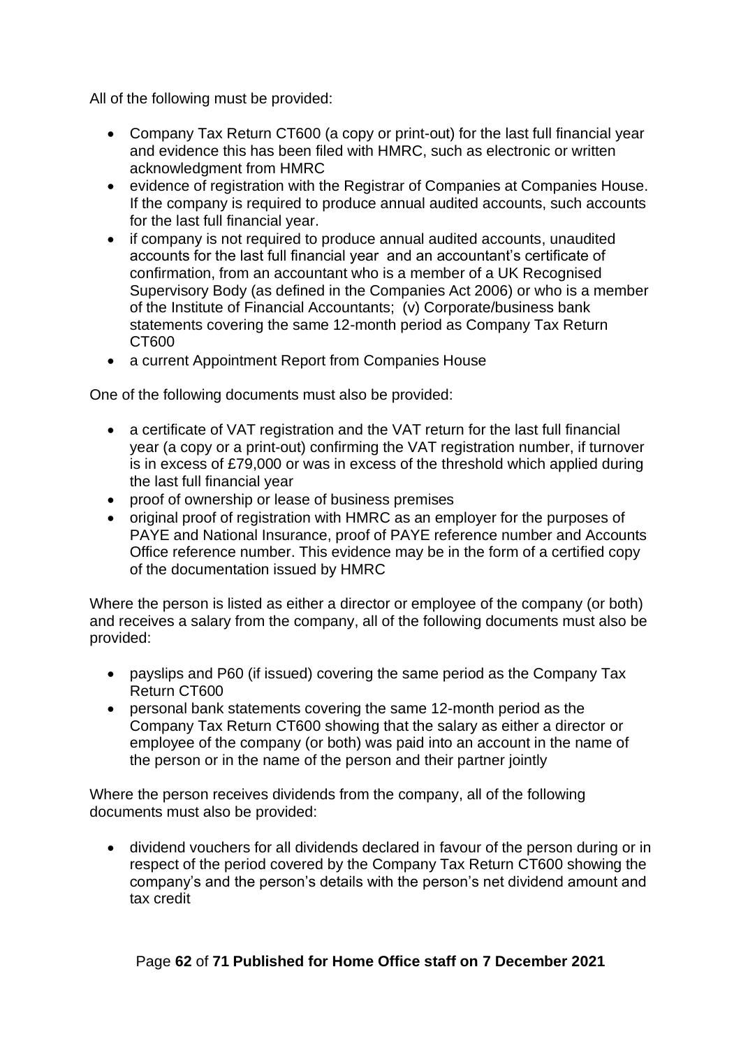All of the following must be provided:

- Company Tax Return CT600 (a copy or print-out) for the last full financial year and evidence this has been filed with HMRC, such as electronic or written acknowledgment from HMRC
- evidence of registration with the Registrar of Companies at Companies House. If the company is required to produce annual audited accounts, such accounts for the last full financial year.
- if company is not required to produce annual audited accounts, unaudited accounts for the last full financial year and an accountant's certificate of confirmation, from an accountant who is a member of a UK Recognised Supervisory Body (as defined in the Companies Act 2006) or who is a member of the Institute of Financial Accountants; (v) Corporate/business bank statements covering the same 12-month period as Company Tax Return CT600
- a current Appointment Report from Companies House

One of the following documents must also be provided:

- a certificate of VAT registration and the VAT return for the last full financial year (a copy or a print-out) confirming the VAT registration number, if turnover is in excess of £79,000 or was in excess of the threshold which applied during the last full financial year
- proof of ownership or lease of business premises
- original proof of registration with HMRC as an employer for the purposes of PAYE and National Insurance, proof of PAYE reference number and Accounts Office reference number. This evidence may be in the form of a certified copy of the documentation issued by HMRC

Where the person is listed as either a director or employee of the company (or both) and receives a salary from the company, all of the following documents must also be provided:

- payslips and P60 (if issued) covering the same period as the Company Tax Return CT600
- personal bank statements covering the same 12-month period as the Company Tax Return CT600 showing that the salary as either a director or employee of the company (or both) was paid into an account in the name of the person or in the name of the person and their partner jointly

Where the person receives dividends from the company, all of the following documents must also be provided:

- dividend vouchers for all dividends declared in favour of the person during or in respect of the period covered by the Company Tax Return CT600 showing the company's and the person's details with the person's net dividend amount and tax credit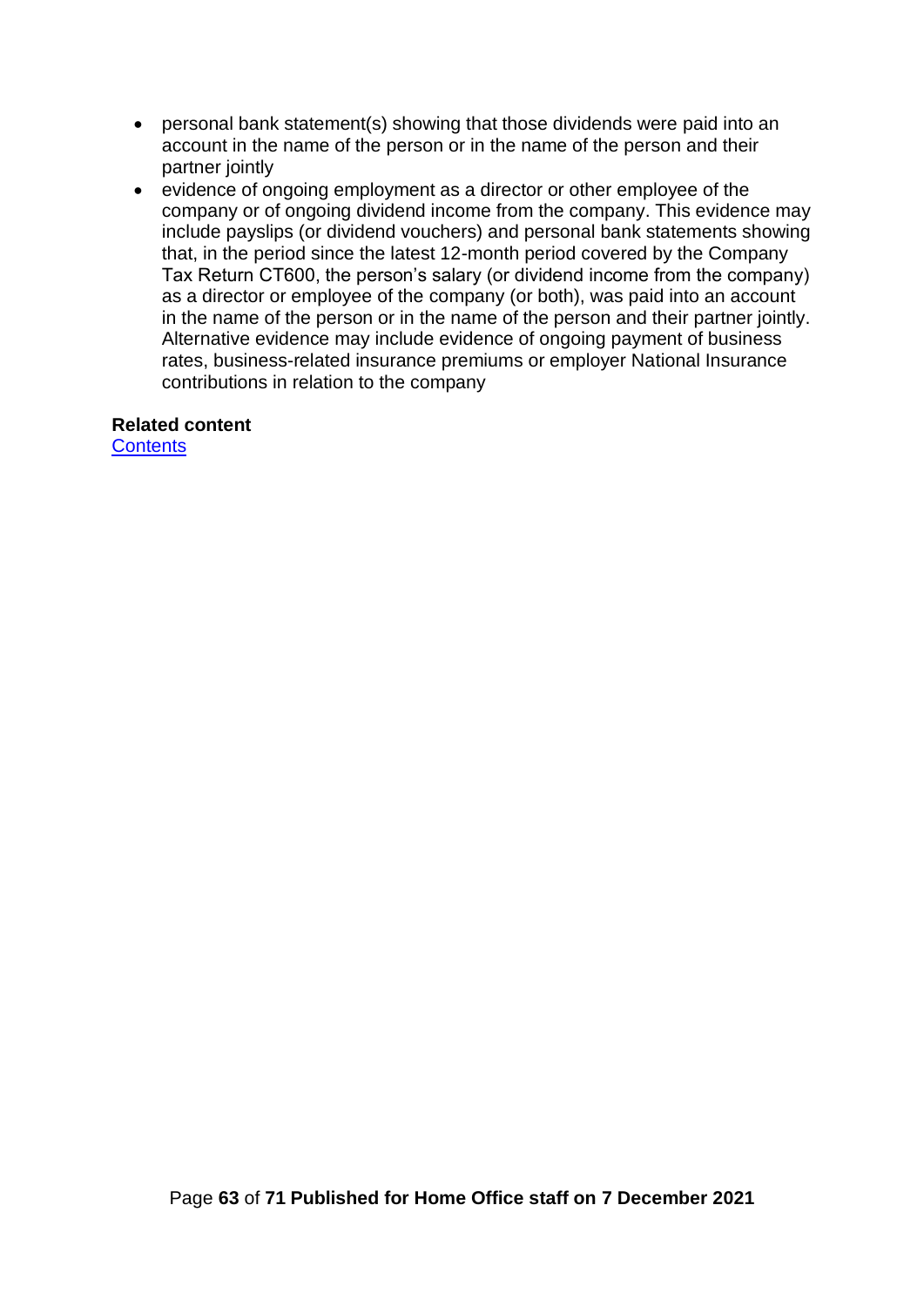- personal bank statement(s) showing that those dividends were paid into an account in the name of the person or in the name of the person and their partner jointly
- evidence of ongoing employment as a director or other employee of the company or of ongoing dividend income from the company. This evidence may include payslips (or dividend vouchers) and personal bank statements showing that, in the period since the latest 12-month period covered by the Company Tax Return CT600, the person's salary (or dividend income from the company) as a director or employee of the company (or both), was paid into an account in the name of the person or in the name of the person and their partner jointly. Alternative evidence may include evidence of ongoing payment of business rates, business-related insurance premiums or employer National Insurance contributions in relation to the company

**Related content**

Contents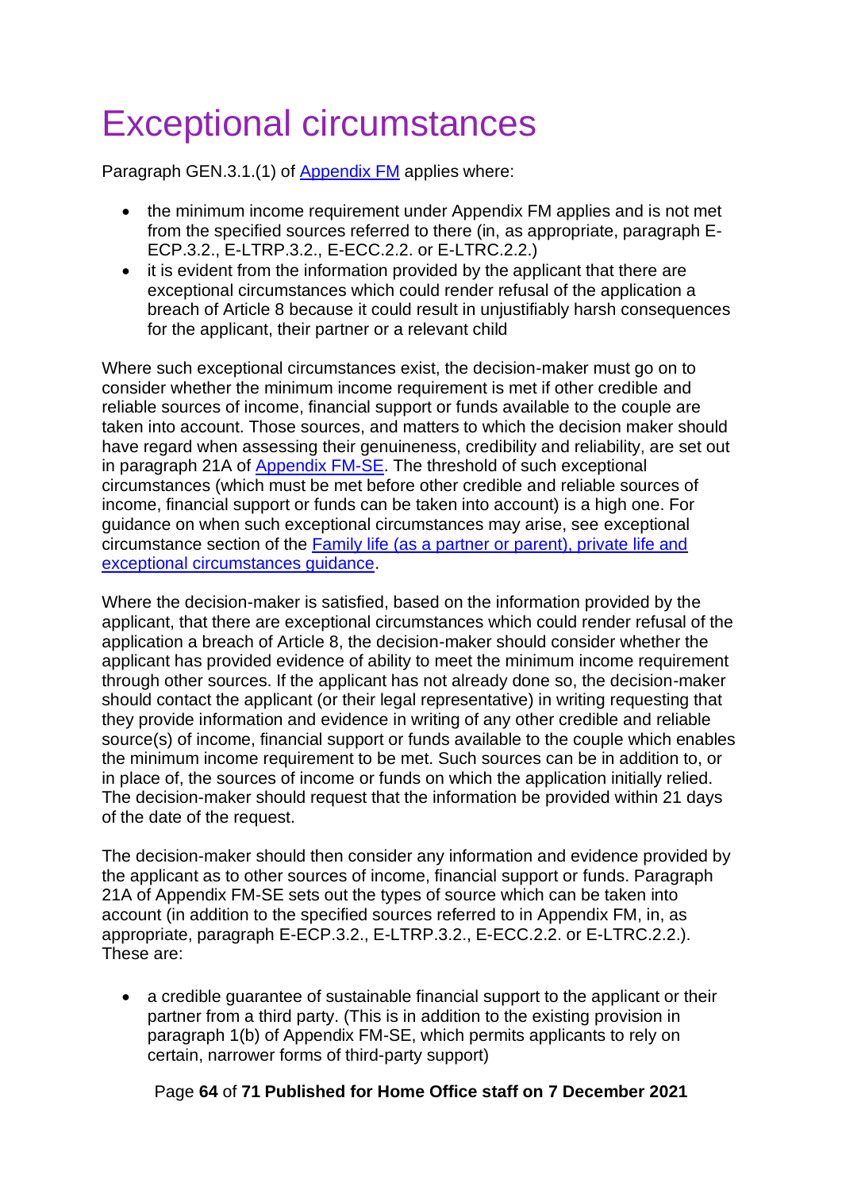# Exceptional circumstances

Paragraph GEN.3.1.(1) of [Appendix FM](#) applies where:

- the minimum income requirement under Appendix FM applies and is not met from the specified sources referred to there (in, as appropriate, paragraph E-ECP.3.2., E-LTRP.3.2., E-ECC.2.2. or E-LTRC.2.2.)
- it is evident from the information provided by the applicant that there are exceptional circumstances which could render refusal of the application a breach of Article 8 because it could result in unjustifiably harsh consequences for the applicant, their partner or a relevant child

Where such exceptional circumstances exist, the decision-maker must go on to consider whether the minimum income requirement is met if other credible and reliable sources of income, financial support or funds available to the couple are taken into account. Those sources, and matters to which the decision maker should have regard when assessing their genuineness, credibility and reliability, are set out in paragraph 21A of [Appendix FM-SE](#). The threshold of such exceptional circumstances (which must be met before other credible and reliable sources of income, financial support or funds can be taken into account) is a high one. For guidance on when such exceptional circumstances may arise, see exceptional circumstance section of the [Family life (as a partner or parent), private life and exceptional circumstances guidance](#).

Where the decision-maker is satisfied, based on the information provided by the applicant, that there are exceptional circumstances which could render refusal of the application a breach of Article 8, the decision-maker should consider whether the applicant has provided evidence of ability to meet the minimum income requirement through other sources. If the applicant has not already done so, the decision-maker should contact the applicant (or their legal representative) in writing requesting that they provide information and evidence in writing of any other credible and reliable source(s) of income, financial support or funds available to the couple which enables the minimum income requirement to be met. Such sources can be in addition to, or in place of, the sources of income or funds on which the application initially relied. The decision-maker should request that the information be provided within 21 days of the date of the request.

The decision-maker should then consider any information and evidence provided by the applicant as to other sources of income, financial support or funds. Paragraph 21A of Appendix FM-SE sets out the types of source which can be taken into account (in addition to the specified sources referred to in Appendix FM, in, as appropriate, paragraph E-ECP.3.2., E-LTRP.3.2., E-ECC.2.2. or E-LTRC.2.2.). These are:

- a credible guarantee of sustainable financial support to the applicant or their partner from a third party. (This is in addition to the existing provision in paragraph 1(b) of Appendix FM-SE, which permits applicants to rely on certain, narrower forms of third-party support)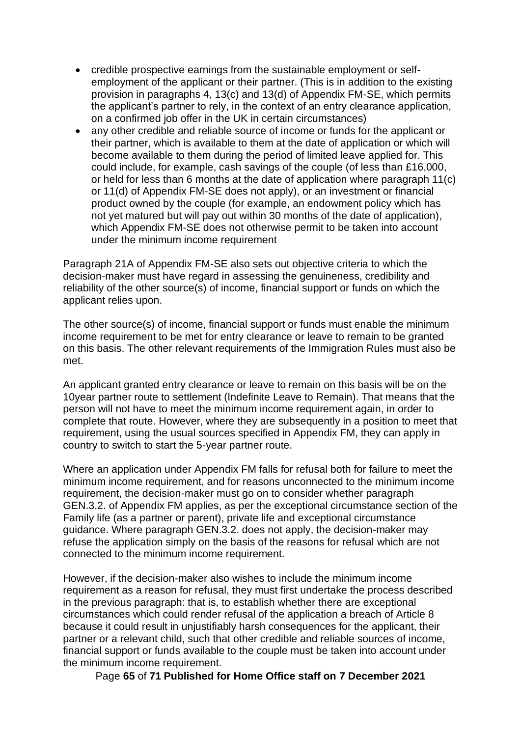- credible prospective earnings from the sustainable employment or self-employment of the applicant or their partner. (This is in addition to the existing provision in paragraphs 4, 13(c) and 13(d) of Appendix FM-SE, which permits the applicant's partner to rely, in the context of an entry clearance application, on a confirmed job offer in the UK in certain circumstances)
- any other credible and reliable source of income or funds for the applicant or their partner, which is available to them at the date of application or which will become available to them during the period of limited leave applied for. This could include, for example, cash savings of the couple (of less than £16,000, or held for less than 6 months at the date of application where paragraph 11(c) or 11(d) of Appendix FM-SE does not apply), or an investment or financial product owned by the couple (for example, an endowment policy which has not yet matured but will pay out within 30 months of the date of application), which Appendix FM-SE does not otherwise permit to be taken into account under the minimum income requirement

Paragraph 21A of Appendix FM-SE also sets out objective criteria to which the decision-maker must have regard in assessing the genuineness, credibility and reliability of the other source(s) of income, financial support or funds on which the applicant relies upon.

The other source(s) of income, financial support or funds must enable the minimum income requirement to be met for entry clearance or leave to remain to be granted on this basis. The other relevant requirements of the Immigration Rules must also be met.

An applicant granted entry clearance or leave to remain on this basis will be on the 10year partner route to settlement (Indefinite Leave to Remain). That means that the person will not have to meet the minimum income requirement again, in order to complete that route. However, where they are subsequently in a position to meet that requirement, using the usual sources specified in Appendix FM, they can apply in country to switch to start the 5-year partner route.

Where an application under Appendix FM falls for refusal both for failure to meet the minimum income requirement, and for reasons unconnected to the minimum income requirement, the decision-maker must go on to consider whether paragraph GEN.3.2. of Appendix FM applies, as per the exceptional circumstance section of the Family life (as a partner or parent), private life and exceptional circumstance guidance. Where paragraph GEN.3.2. does not apply, the decision-maker may refuse the application simply on the basis of the reasons for refusal which are not connected to the minimum income requirement.

However, if the decision-maker also wishes to include the minimum income requirement as a reason for refusal, they must first undertake the process described in the previous paragraph: that is, to establish whether there are exceptional circumstances which could render refusal of the application a breach of Article 8 because it could result in unjustifiably harsh consequences for the applicant, their partner or a relevant child, such that other credible and reliable sources of income, financial support or funds available to the couple must be taken into account under the minimum income requirement.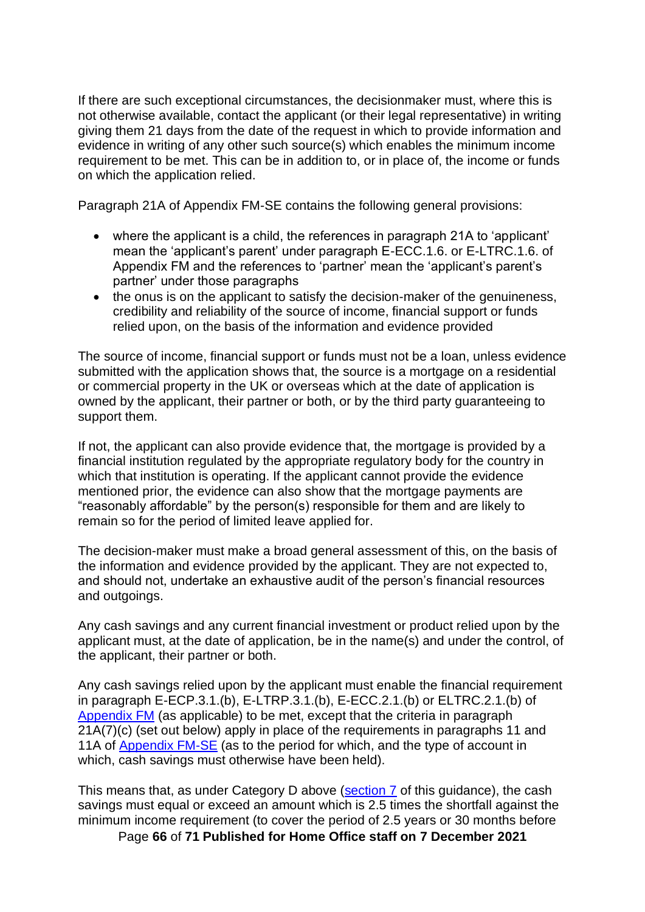If there are such exceptional circumstances, the decisionmaker must, where this is not otherwise available, contact the applicant (or their legal representative) in writing giving them 21 days from the date of the request in which to provide information and evidence in writing of any other such source(s) which enables the minimum income requirement to be met. This can be in addition to, or in place of, the income or funds on which the application relied.

Paragraph 21A of Appendix FM-SE contains the following general provisions:

- where the applicant is a child, the references in paragraph 21A to 'applicant' mean the 'applicant's parent' under paragraph E-ECC.1.6. or E-LTRC.1.6. of Appendix FM and the references to 'partner' mean the 'applicant's parent's partner' under those paragraphs
- the onus is on the applicant to satisfy the decision-maker of the genuineness, credibility and reliability of the source of income, financial support or funds relied upon, on the basis of the information and evidence provided

The source of income, financial support or funds must not be a loan, unless evidence submitted with the application shows that, the source is a mortgage on a residential or commercial property in the UK or overseas which at the date of application is owned by the applicant, their partner or both, or by the third party guaranteeing to support them.

If not, the applicant can also provide evidence that, the mortgage is provided by a financial institution regulated by the appropriate regulatory body for the country in which that institution is operating. If the applicant cannot provide the evidence mentioned prior, the evidence can also show that the mortgage payments are "reasonably affordable" by the person(s) responsible for them and are likely to remain so for the period of limited leave applied for.

The decision-maker must make a broad general assessment of this, on the basis of the information and evidence provided by the applicant. They are not expected to, and should not, undertake an exhaustive audit of the person's financial resources and outgoings.

Any cash savings and any current financial investment or product relied upon by the applicant must, at the date of application, be in the name(s) and under the control, of the applicant, their partner or both.

Any cash savings relied upon by the applicant must enable the financial requirement in paragraph E-ECP.3.1.(b), E-LTRP.3.1.(b), E-ECC.2.1.(b) or ELTRC.2.1.(b) of [Appendix FM](Appendix FM) (as applicable) to be met, except that the criteria in paragraph 21A(7)(c) (set out below) apply in place of the requirements in paragraphs 11 and 11A of [Appendix FM-SE](Appendix FM-SE) (as to the period for which, and the type of account in which, cash savings must otherwise have been held).

This means that, as under Category D above ([section 7](section 7) of this guidance), the cash savings must equal or exceed an amount which is 2.5 times the shortfall against the minimum income requirement (to cover the period of 2.5 years or 30 months before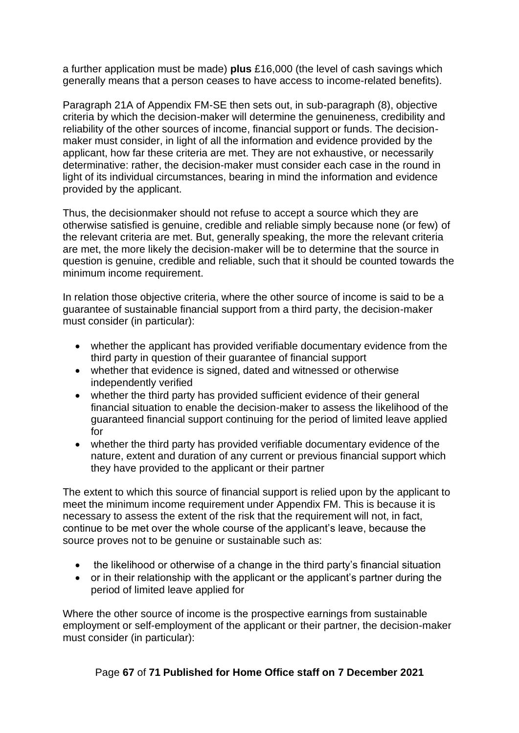a further application must be made) **plus** £16,000 (the level of cash savings which generally means that a person ceases to have access to income-related benefits).

Paragraph 21A of Appendix FM-SE then sets out, in sub-paragraph (8), objective criteria by which the decision-maker will determine the genuineness, credibility and reliability of the other sources of income, financial support or funds. The decision-maker must consider, in light of all the information and evidence provided by the applicant, how far these criteria are met. They are not exhaustive, or necessarily determinative: rather, the decision-maker must consider each case in the round in light of its individual circumstances, bearing in mind the information and evidence provided by the applicant.

Thus, the decisionmaker should not refuse to accept a source which they are otherwise satisfied is genuine, credible and reliable simply because none (or few) of the relevant criteria are met. But, generally speaking, the more the relevant criteria are met, the more likely the decision-maker will be to determine that the source in question is genuine, credible and reliable, such that it should be counted towards the minimum income requirement.

In relation those objective criteria, where the other source of income is said to be a guarantee of sustainable financial support from a third party, the decision-maker must consider (in particular):

- whether the applicant has provided verifiable documentary evidence from the third party in question of their guarantee of financial support
- whether that evidence is signed, dated and witnessed or otherwise independently verified
- whether the third party has provided sufficient evidence of their general financial situation to enable the decision-maker to assess the likelihood of the guaranteed financial support continuing for the period of limited leave applied for
- whether the third party has provided verifiable documentary evidence of the nature, extent and duration of any current or previous financial support which they have provided to the applicant or their partner

The extent to which this source of financial support is relied upon by the applicant to meet the minimum income requirement under Appendix FM. This is because it is necessary to assess the extent of the risk that the requirement will not, in fact, continue to be met over the whole course of the applicant's leave, because the source proves not to be genuine or sustainable such as:

- the likelihood or otherwise of a change in the third party's financial situation
- or in their relationship with the applicant or the applicant's partner during the period of limited leave applied for

Where the other source of income is the prospective earnings from sustainable employment or self-employment of the applicant or their partner, the decision-maker must consider (in particular):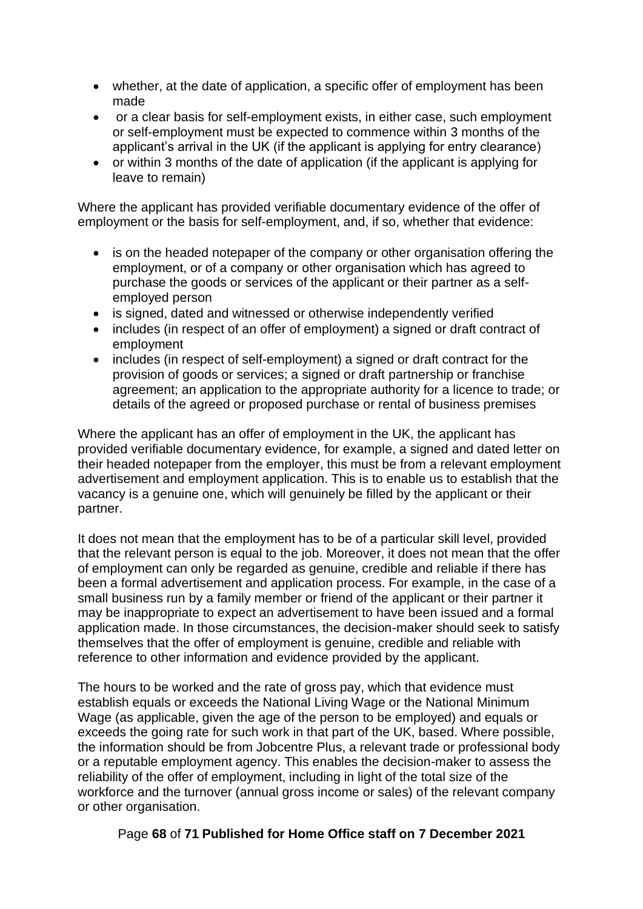- whether, at the date of application, a specific offer of employment has been made
- or a clear basis for self-employment exists, in either case, such employment or self-employment must be expected to commence within 3 months of the applicant's arrival in the UK (if the applicant is applying for entry clearance)
- or within 3 months of the date of application (if the applicant is applying for leave to remain)

Where the applicant has provided verifiable documentary evidence of the offer of employment or the basis for self-employment, and, if so, whether that evidence:

- is on the headed notepaper of the company or other organisation offering the employment, or of a company or other organisation which has agreed to purchase the goods or services of the applicant or their partner as a self-employed person
- is signed, dated and witnessed or otherwise independently verified
- includes (in respect of an offer of employment) a signed or draft contract of employment
- includes (in respect of self-employment) a signed or draft contract for the provision of goods or services; a signed or draft partnership or franchise agreement; an application to the appropriate authority for a licence to trade; or details of the agreed or proposed purchase or rental of business premises

Where the applicant has an offer of employment in the UK, the applicant has provided verifiable documentary evidence, for example, a signed and dated letter on their headed notepaper from the employer, this must be from a relevant employment advertisement and employment application. This is to enable us to establish that the vacancy is a genuine one, which will genuinely be filled by the applicant or their partner.

It does not mean that the employment has to be of a particular skill level, provided that the relevant person is equal to the job. Moreover, it does not mean that the offer of employment can only be regarded as genuine, credible and reliable if there has been a formal advertisement and application process. For example, in the case of a small business run by a family member or friend of the applicant or their partner it may be inappropriate to expect an advertisement to have been issued and a formal application made. In those circumstances, the decision-maker should seek to satisfy themselves that the offer of employment is genuine, credible and reliable with reference to other information and evidence provided by the applicant.

The hours to be worked and the rate of gross pay, which that evidence must establish equals or exceeds the National Living Wage or the National Minimum Wage (as applicable, given the age of the person to be employed) and equals or exceeds the going rate for such work in that part of the UK, based. Where possible, the information should be from Jobcentre Plus, a relevant trade or professional body or a reputable employment agency. This enables the decision-maker to assess the reliability of the offer of employment, including in light of the total size of the workforce and the turnover (annual gross income or sales) of the relevant company or other organisation.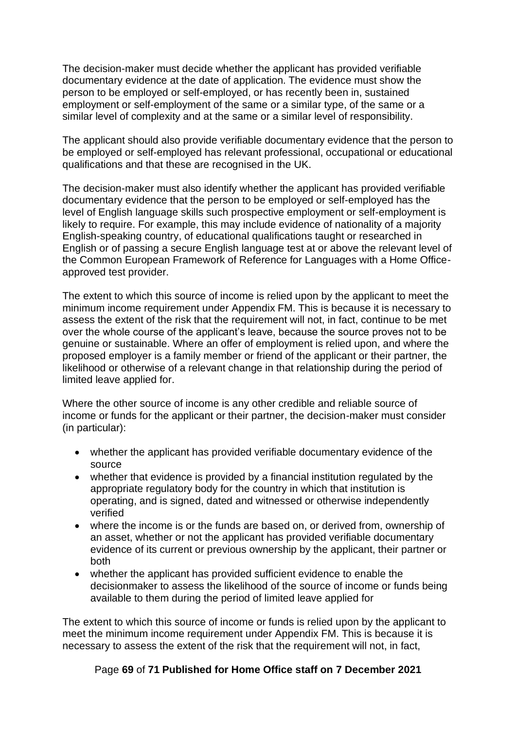The decision-maker must decide whether the applicant has provided verifiable documentary evidence at the date of application. The evidence must show the person to be employed or self-employed, or has recently been in, sustained employment or self-employment of the same or a similar type, of the same or a similar level of complexity and at the same or a similar level of responsibility.

The applicant should also provide verifiable documentary evidence that the person to be employed or self-employed has relevant professional, occupational or educational qualifications and that these are recognised in the UK.

The decision-maker must also identify whether the applicant has provided verifiable documentary evidence that the person to be employed or self-employed has the level of English language skills such prospective employment or self-employment is likely to require. For example, this may include evidence of nationality of a majority English-speaking country, of educational qualifications taught or researched in English or of passing a secure English language test at or above the relevant level of the Common European Framework of Reference for Languages with a Home Office-approved test provider.

The extent to which this source of income is relied upon by the applicant to meet the minimum income requirement under Appendix FM. This is because it is necessary to assess the extent of the risk that the requirement will not, in fact, continue to be met over the whole course of the applicant's leave, because the source proves not to be genuine or sustainable. Where an offer of employment is relied upon, and where the proposed employer is a family member or friend of the applicant or their partner, the likelihood or otherwise of a relevant change in that relationship during the period of limited leave applied for.

Where the other source of income is any other credible and reliable source of income or funds for the applicant or their partner, the decision-maker must consider (in particular):

- whether the applicant has provided verifiable documentary evidence of the source
- whether that evidence is provided by a financial institution regulated by the appropriate regulatory body for the country in which that institution is operating, and is signed, dated and witnessed or otherwise independently verified
- where the income is or the funds are based on, or derived from, ownership of an asset, whether or not the applicant has provided verifiable documentary evidence of its current or previous ownership by the applicant, their partner or both
- whether the applicant has provided sufficient evidence to enable the decisionmaker to assess the likelihood of the source of income or funds being available to them during the period of limited leave applied for

The extent to which this source of income or funds is relied upon by the applicant to meet the minimum income requirement under Appendix FM. This is because it is necessary to assess the extent of the risk that the requirement will not, in fact,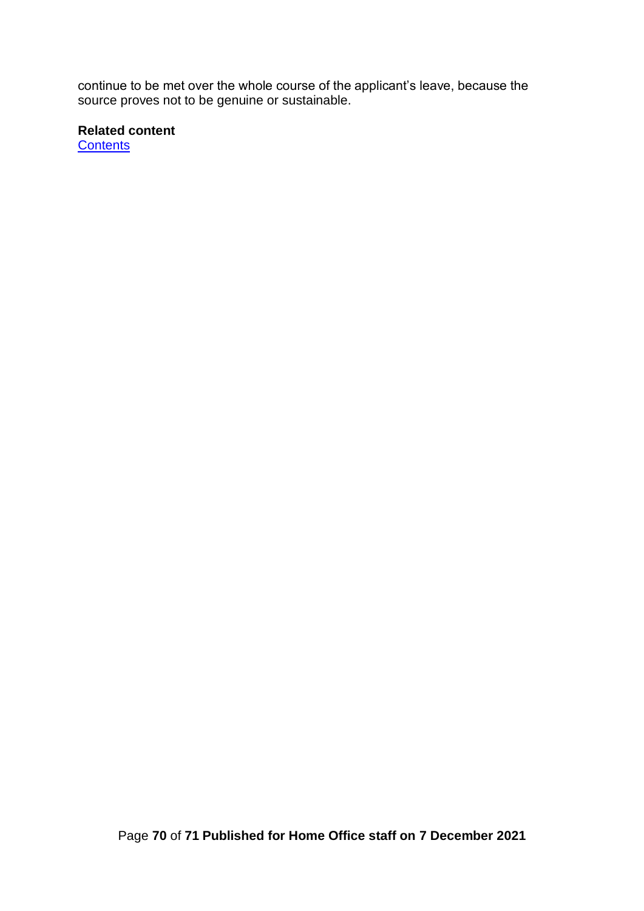continue to be met over the whole course of the applicant's leave, because the source proves not to be genuine or sustainable.

**Related content**
Contents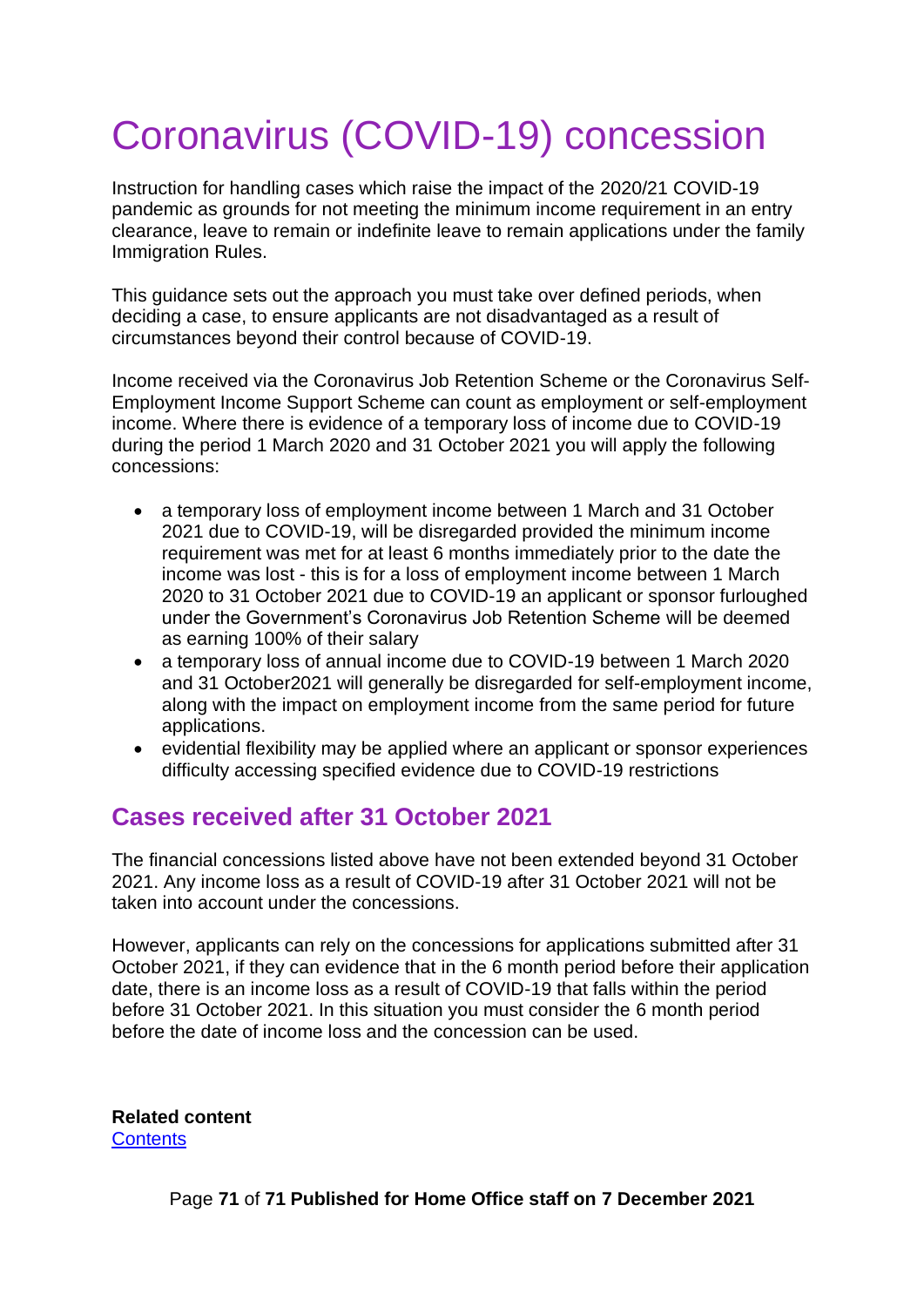# Coronavirus (COVID-19) concession

Instruction for handling cases which raise the impact of the 2020/21 COVID-19 pandemic as grounds for not meeting the minimum income requirement in an entry clearance, leave to remain or indefinite leave to remain applications under the family Immigration Rules.

This guidance sets out the approach you must take over defined periods, when deciding a case, to ensure applicants are not disadvantaged as a result of circumstances beyond their control because of COVID-19.

Income received via the Coronavirus Job Retention Scheme or the Coronavirus Self-Employment Income Support Scheme can count as employment or self-employment income. Where there is evidence of a temporary loss of income due to COVID-19 during the period 1 March 2020 and 31 October 2021 you will apply the following concessions:

- a temporary loss of employment income between 1 March and 31 October 2021 due to COVID-19, will be disregarded provided the minimum income requirement was met for at least 6 months immediately prior to the date the income was lost - this is for a loss of employment income between 1 March 2020 to 31 October 2021 due to COVID-19 an applicant or sponsor furloughed under the Government's Coronavirus Job Retention Scheme will be deemed as earning 100% of their salary
- a temporary loss of annual income due to COVID-19 between 1 March 2020 and 31 October2021 will generally be disregarded for self-employment income, along with the impact on employment income from the same period for future applications.
- evidential flexibility may be applied where an applicant or sponsor experiences difficulty accessing specified evidence due to COVID-19 restrictions

## Cases received after 31 October 2021

The financial concessions listed above have not been extended beyond 31 October 2021. Any income loss as a result of COVID-19 after 31 October 2021 will not be taken into account under the concessions.

However, applicants can rely on the concessions for applications submitted after 31 October 2021, if they can evidence that in the 6 month period before their application date, there is an income loss as a result of COVID-19 that falls within the period before 31 October 2021. In this situation you must consider the 6 month period before the date of income loss and the concession can be used.

**Related content**
[Contents]